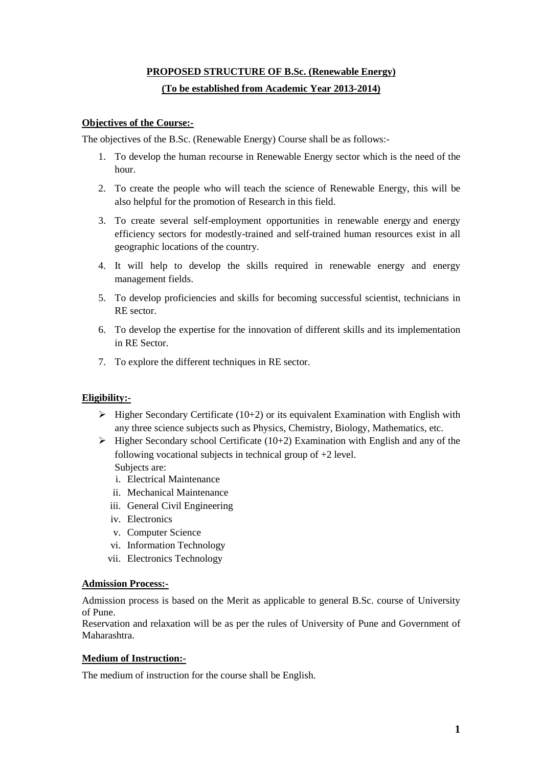# PROPOSED STRUCTURE OF B.Sc. (Renewable Energy)

## (To be established from Academic Year 2013-2014)

**Objectives of the Course:-**

The objectives of the B.Sc. (Renewable Energy) Course shall be as follows:-

1. To develop the human recourse in Renewable Energy sector which is the need of the hour.
2. To create the people who will teach the science of Renewable Energy, this will be also helpful for the promotion of Research in this field.
3. To create several self-employment opportunities in renewable energy and energy efficiency sectors for modestly-trained and self-trained human resources exist in all geographic locations of the country.
4. It will help to develop the skills required in renewable energy and energy management fields.
5. To develop proficiencies and skills for becoming successful scientist, technicians in RE sector.
6. To develop the expertise for the innovation of different skills and its implementation in RE Sector.
7. To explore the different techniques in RE sector.

**Eligibility:-**

- Higher Secondary Certificate (10+2) or its equivalent Examination with English with any three science subjects such as Physics, Chemistry, Biology, Mathematics, etc.
- Higher Secondary school Certificate (10+2) Examination with English and any of the following vocational subjects in technical group of +2 level.
  Subjects are:
  i. Electrical Maintenance
  ii. Mechanical Maintenance
  iii. General Civil Engineering
  iv. Electronics
  v. Computer Science
  vi. Information Technology
  vii. Electronics Technology

**Admission Process:-**

Admission process is based on the Merit as applicable to general B.Sc. course of University of Pune.

Reservation and relaxation will be as per the rules of University of Pune and Government of Maharashtra.

**Medium of Instruction:-**

The medium of instruction for the course shall be English.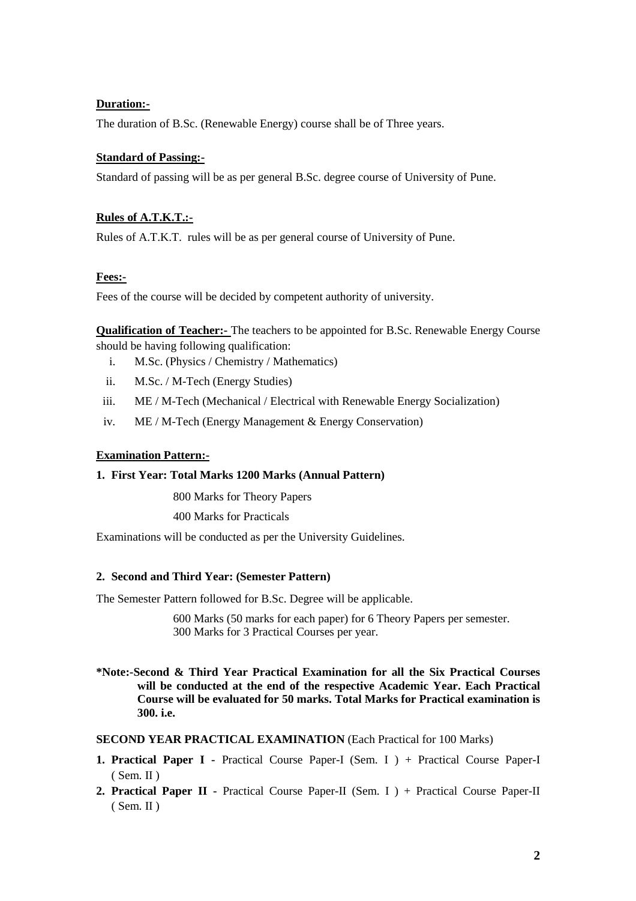**Duration:-**

The duration of B.Sc. (Renewable Energy) course shall be of Three years.

**Standard of Passing:-**

Standard of passing will be as per general B.Sc. degree course of University of Pune.

**Rules of A.T.K.T.:-**

Rules of A.T.K.T. rules will be as per general course of University of Pune.

**Fees:-**

Fees of the course will be decided by competent authority of university.

**Qualification of Teacher:-** The teachers to be appointed for B.Sc. Renewable Energy Course should be having following qualification:

i. M.Sc. (Physics / Chemistry / Mathematics)
ii. M.Sc. / M-Tech (Energy Studies)
iii. ME / M-Tech (Mechanical / Electrical with Renewable Energy Socialization)
iv. ME / M-Tech (Energy Management & Energy Conservation)

**Examination Pattern:-**

**1. First Year: Total Marks 1200 Marks (Annual Pattern)**

800 Marks for Theory Papers

400 Marks for Practicals

Examinations will be conducted as per the University Guidelines.

**2. Second and Third Year: (Semester Pattern)**

The Semester Pattern followed for B.Sc. Degree will be applicable.

600 Marks (50 marks for each paper) for 6 Theory Papers per semester.
300 Marks for 3 Practical Courses per year.

**\*Note:-Second & Third Year Practical Examination for all the Six Practical Courses will be conducted at the end of the respective Academic Year. Each Practical Course will be evaluated for 50 marks. Total Marks for Practical examination is 300. i.e.**

**SECOND YEAR PRACTICAL EXAMINATION** (Each Practical for 100 Marks)

1. **Practical Paper I -** Practical Course Paper-I (Sem. I ) + Practical Course Paper-I ( Sem. II )
2. **Practical Paper II -** Practical Course Paper-II (Sem. I ) + Practical Course Paper-II ( Sem. II )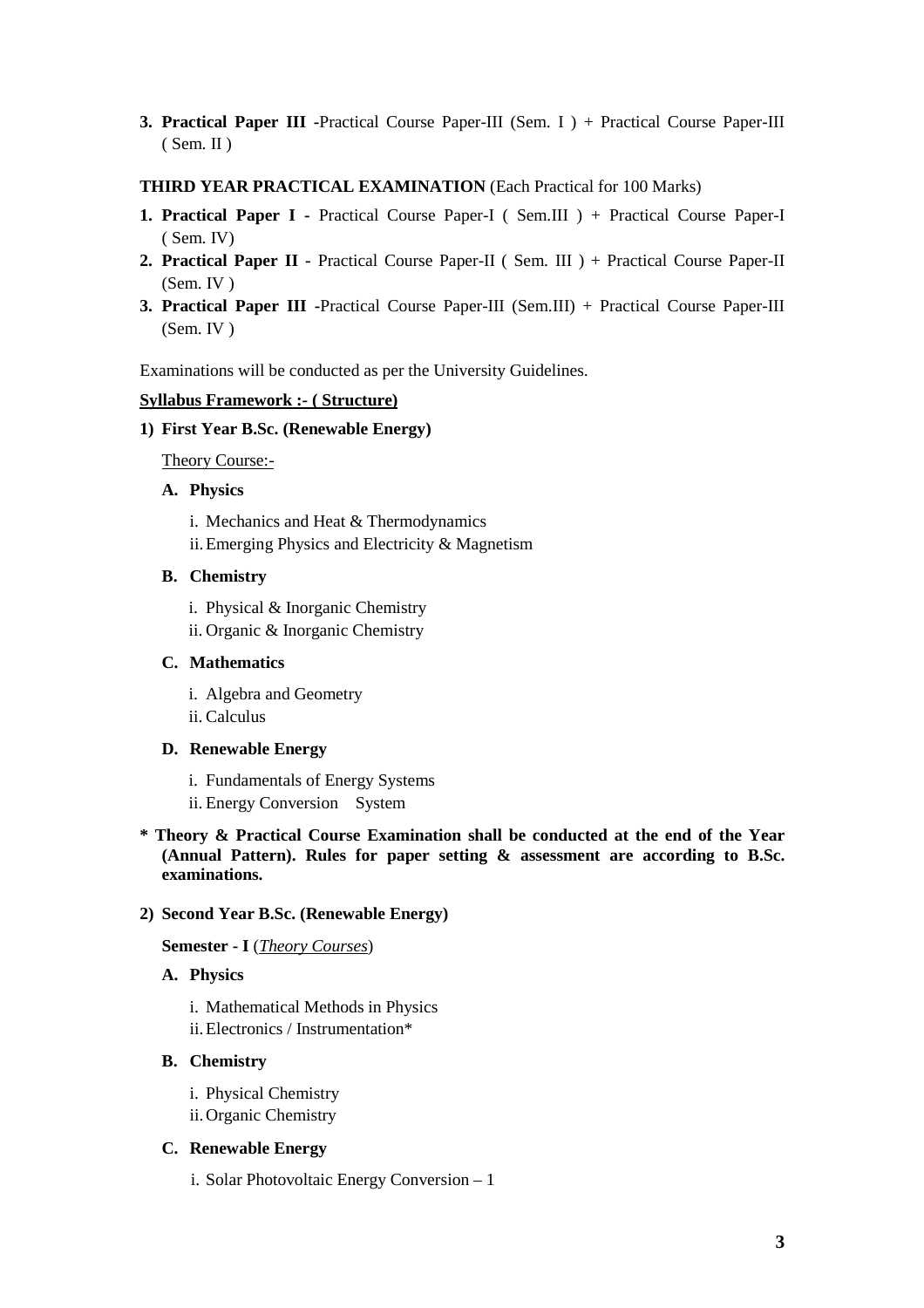3. **Practical Paper III** -Practical Course Paper-III (Sem. I ) + Practical Course Paper-III ( Sem. II )

**THIRD YEAR PRACTICAL EXAMINATION** (Each Practical for 100 Marks)

1. **Practical Paper I -** Practical Course Paper-I ( Sem.III ) + Practical Course Paper-I ( Sem. IV)
2. **Practical Paper II -** Practical Course Paper-II ( Sem. III ) + Practical Course Paper-II (Sem. IV )
3. **Practical Paper III** -Practical Course Paper-III (Sem.III) + Practical Course Paper-III (Sem. IV )

Examinations will be conducted as per the University Guidelines.

**Syllabus Framework :- ( Structure)**

**1) First Year B.Sc. (Renewable Energy)**

Theory Course:-

**A. Physics**

i. Mechanics and Heat & Thermodynamics
ii. Emerging Physics and Electricity & Magnetism

**B. Chemistry**

i. Physical & Inorganic Chemistry
ii. Organic & Inorganic Chemistry

**C. Mathematics**

i. Algebra and Geometry
ii. Calculus

**D. Renewable Energy**

i. Fundamentals of Energy Systems
ii. Energy Conversion System

**\* Theory & Practical Course Examination shall be conducted at the end of the Year (Annual Pattern). Rules for paper setting & assessment are according to B.Sc. examinations.**

**2) Second Year B.Sc. (Renewable Energy)**

**Semester - I** (*Theory Courses*)

**A. Physics**

i. Mathematical Methods in Physics
ii. Electronics / Instrumentation*

**B. Chemistry**

i. Physical Chemistry
ii. Organic Chemistry

**C. Renewable Energy**

i. Solar Photovoltaic Energy Conversion – 1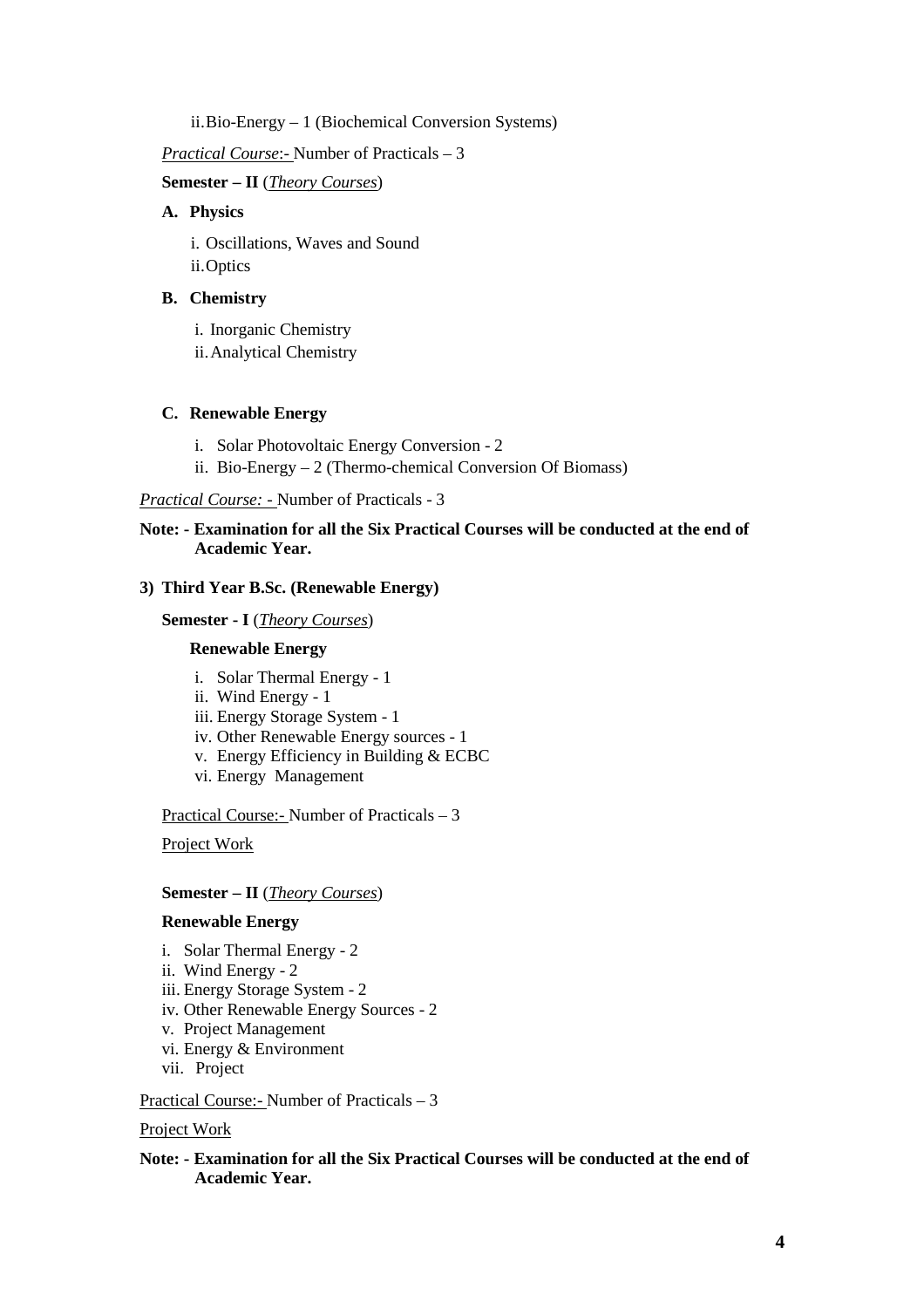ii. Bio-Energy – 1 (Biochemical Conversion Systems)

*Practical Course*:- Number of Practicals – 3

**Semester – II** (*Theory Courses*)

**A. Physics**

i. Oscillations, Waves and Sound
ii. Optics

**B. Chemistry**

i. Inorganic Chemistry
ii. Analytical Chemistry

**C. Renewable Energy**

i. Solar Photovoltaic Energy Conversion - 2
ii. Bio-Energy – 2 (Thermo-chemical Conversion Of Biomass)

*Practical Course: -* Number of Practicals - 3

**Note: - Examination for all the Six Practical Courses will be conducted at the end of Academic Year.**

**3) Third Year B.Sc. (Renewable Energy)**

**Semester - I** (*Theory Courses*)

**Renewable Energy**

i. Solar Thermal Energy - 1
ii. Wind Energy - 1
iii. Energy Storage System - 1
iv. Other Renewable Energy sources - 1
v. Energy Efficiency in Building & ECBC
vi. Energy Management

Practical Course:- Number of Practicals – 3

Project Work

**Semester – II** (*Theory Courses*)

**Renewable Energy**

i. Solar Thermal Energy - 2
ii. Wind Energy - 2
iii. Energy Storage System - 2
iv. Other Renewable Energy Sources - 2
v. Project Management
vi. Energy & Environment
vii. Project

Practical Course:- Number of Practicals – 3

Project Work

**Note: - Examination for all the Six Practical Courses will be conducted at the end of Academic Year.**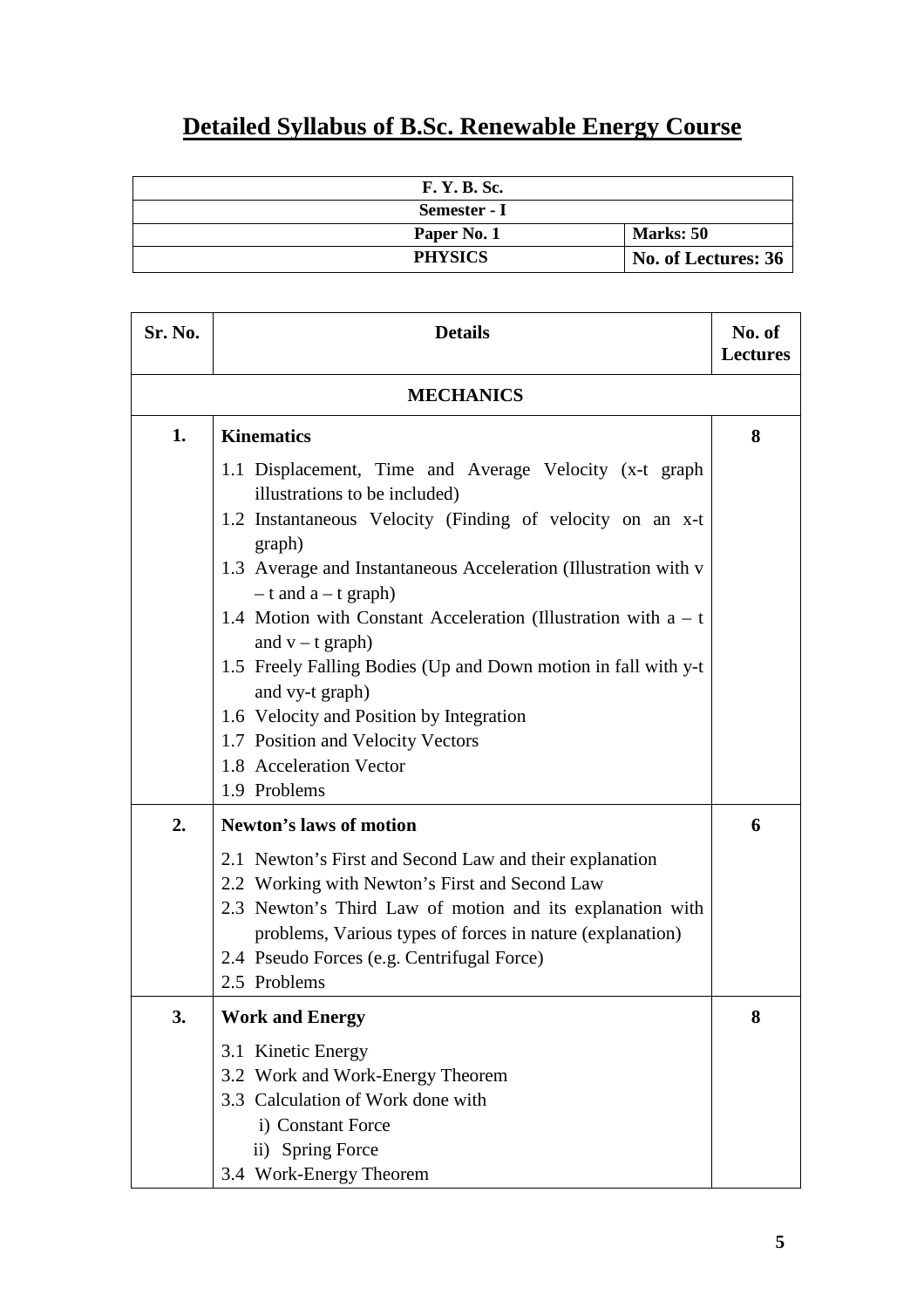# Detailed Syllabus of B.Sc. Renewable Energy Course

| F. Y. B. Sc. | |
|---|---|
| **Semester - I** | |
| **Paper No. 1** | **Marks: 50** |
| **PHYSICS** | **No. of Lectures: 36** |

| Sr. No. | Details | No. of Lectures |
|---|---|---|
| | **MECHANICS** | |
| **1.** | **Kinematics**<br>1.1 Displacement, Time and Average Velocity (x-t graph illustrations to be included)<br>1.2 Instantaneous Velocity (Finding of velocity on an x-t graph)<br>1.3 Average and Instantaneous Acceleration (Illustration with v – t and a – t graph)<br>1.4 Motion with Constant Acceleration (Illustration with a – t and v – t graph)<br>1.5 Freely Falling Bodies (Up and Down motion in fall with y-t and vy-t graph)<br>1.6 Velocity and Position by Integration<br>1.7 Position and Velocity Vectors<br>1.8 Acceleration Vector<br>1.9 Problems | **8** |
| **2.** | **Newton's laws of motion**<br>2.1 Newton's First and Second Law and their explanation<br>2.2 Working with Newton's First and Second Law<br>2.3 Newton's Third Law of motion and its explanation with problems, Various types of forces in nature (explanation)<br>2.4 Pseudo Forces (e.g. Centrifugal Force)<br>2.5 Problems | **6** |
| **3.** | **Work and Energy**<br>3.1 Kinetic Energy<br>3.2 Work and Work-Energy Theorem<br>3.3 Calculation of Work done with<br>i) Constant Force<br>ii) Spring Force<br>3.4 Work-Energy Theorem | **8** |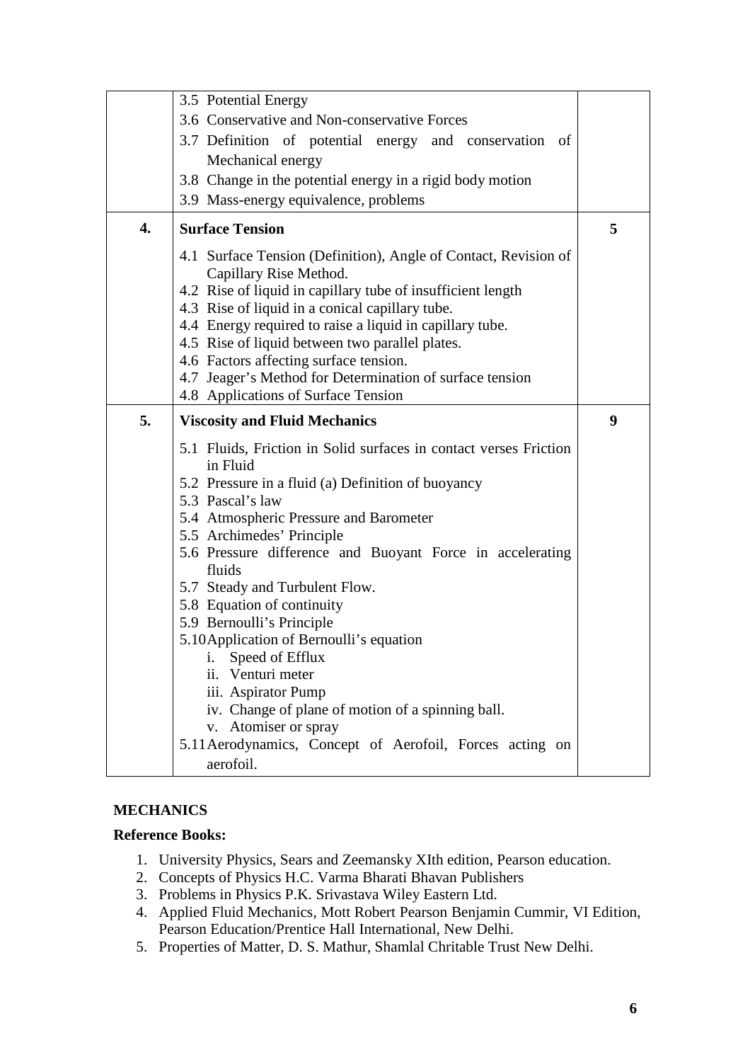| | | |
|---|---|---|
| | 3.5 Potential Energy<br>3.6 Conservative and Non-conservative Forces<br>3.7 Definition of potential energy and conservation of Mechanical energy<br>3.8 Change in the potential energy in a rigid body motion<br>3.9 Mass-energy equivalence, problems | |
| **4.** | **Surface Tension**<br>4.1 Surface Tension (Definition), Angle of Contact, Revision of Capillary Rise Method.<br>4.2 Rise of liquid in capillary tube of insufficient length<br>4.3 Rise of liquid in a conical capillary tube.<br>4.4 Energy required to raise a liquid in capillary tube.<br>4.5 Rise of liquid between two parallel plates.<br>4.6 Factors affecting surface tension.<br>4.7 Jeager's Method for Determination of surface tension<br>4.8 Applications of Surface Tension | **5** |
| **5.** | **Viscosity and Fluid Mechanics**<br>5.1 Fluids, Friction in Solid surfaces in contact verses Friction in Fluid<br>5.2 Pressure in a fluid (a) Definition of buoyancy<br>5.3 Pascal's law<br>5.4 Atmospheric Pressure and Barometer<br>5.5 Archimedes' Principle<br>5.6 Pressure difference and Buoyant Force in accelerating fluids<br>5.7 Steady and Turbulent Flow.<br>5.8 Equation of continuity<br>5.9 Bernoulli's Principle<br>5.10 Application of Bernoulli's equation<br>i. Speed of Efflux<br>ii. Venturi meter<br>iii. Aspirator Pump<br>iv. Change of plane of motion of a spinning ball.<br>v. Atomiser or spray<br>5.11 Aerodynamics, Concept of Aerofoil, Forces acting on aerofoil. | **9** |

**MECHANICS**

**Reference Books:**

1. University Physics, Sears and Zeemansky XIth edition, Pearson education.
2. Concepts of Physics H.C. Varma Bharati Bhavan Publishers
3. Problems in Physics P.K. Srivastava Wiley Eastern Ltd.
4. Applied Fluid Mechanics, Mott Robert Pearson Benjamin Cummir, VI Edition, Pearson Education/Prentice Hall International, New Delhi.
5. Properties of Matter, D. S. Mathur, Shamlal Chritable Trust New Delhi.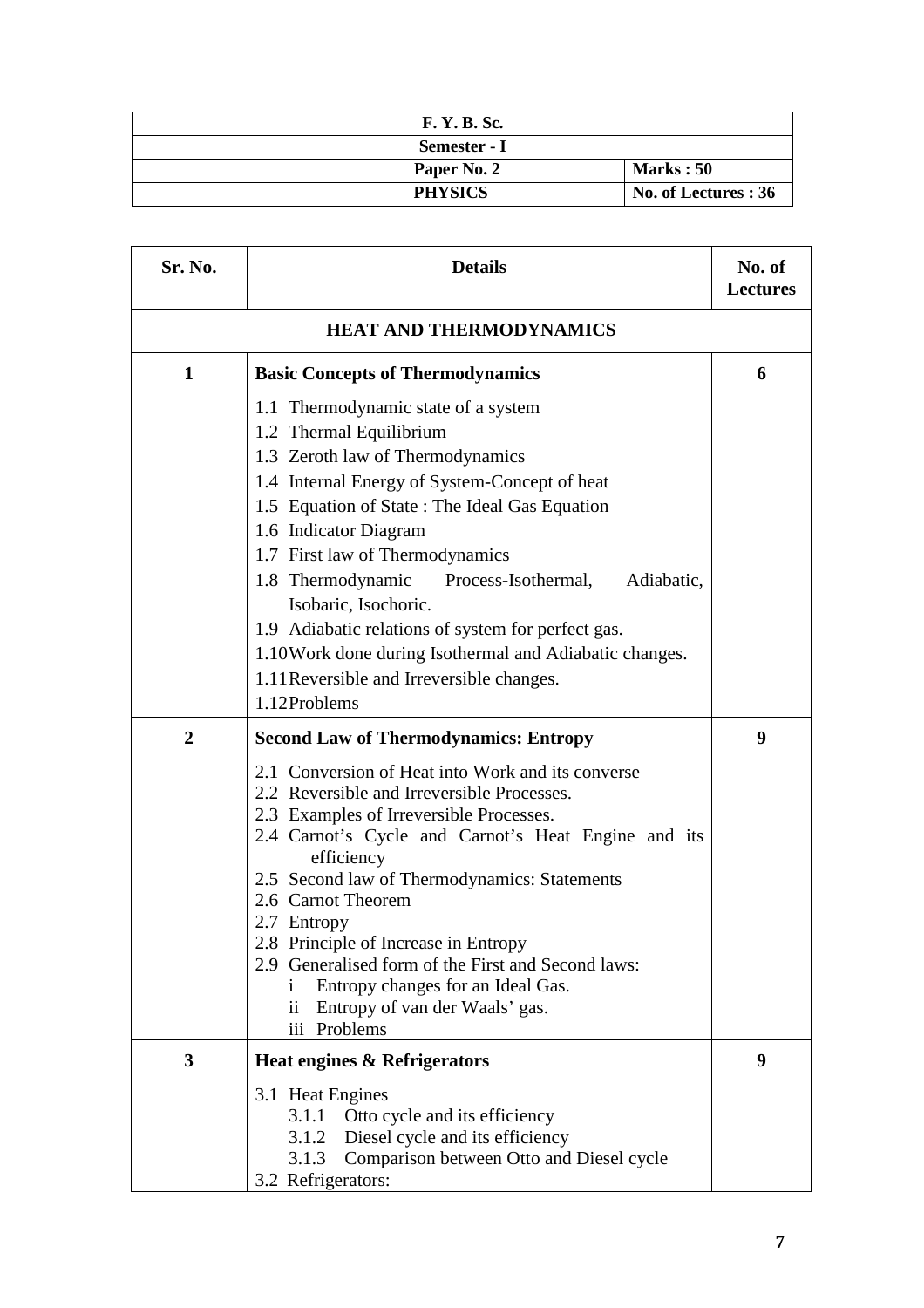| F. Y. B. Sc. | |
|---|---|
| Semester - I | |
| Paper No. 2 | Marks : 50 |
| PHYSICS | No. of Lectures : 36 |

| Sr. No. | Details | No. of Lectures |
|---|---|---|
| | **HEAT AND THERMODYNAMICS** | |
| **1** | **Basic Concepts of Thermodynamics**<br>1.1 Thermodynamic state of a system<br>1.2 Thermal Equilibrium<br>1.3 Zeroth law of Thermodynamics<br>1.4 Internal Energy of System-Concept of heat<br>1.5 Equation of State : The Ideal Gas Equation<br>1.6 Indicator Diagram<br>1.7 First law of Thermodynamics<br>1.8 Thermodynamic Process-Isothermal, Adiabatic, Isobaric, Isochoric.<br>1.9 Adiabatic relations of system for perfect gas.<br>1.10 Work done during Isothermal and Adiabatic changes.<br>1.11 Reversible and Irreversible changes.<br>1.12 Problems | **6** |
| **2** | **Second Law of Thermodynamics: Entropy**<br>2.1 Conversion of Heat into Work and its converse<br>2.2 Reversible and Irreversible Processes.<br>2.3 Examples of Irreversible Processes.<br>2.4 Carnot's Cycle and Carnot's Heat Engine and its efficiency<br>2.5 Second law of Thermodynamics: Statements<br>2.6 Carnot Theorem<br>2.7 Entropy<br>2.8 Principle of Increase in Entropy<br>2.9 Generalised form of the First and Second laws:<br>i Entropy changes for an Ideal Gas.<br>ii Entropy of van der Waals' gas.<br>iii Problems | **9** |
| **3** | **Heat engines & Refrigerators**<br>3.1 Heat Engines<br>3.1.1 Otto cycle and its efficiency<br>3.1.2 Diesel cycle and its efficiency<br>3.1.3 Comparison between Otto and Diesel cycle<br>3.2 Refrigerators: | **9** |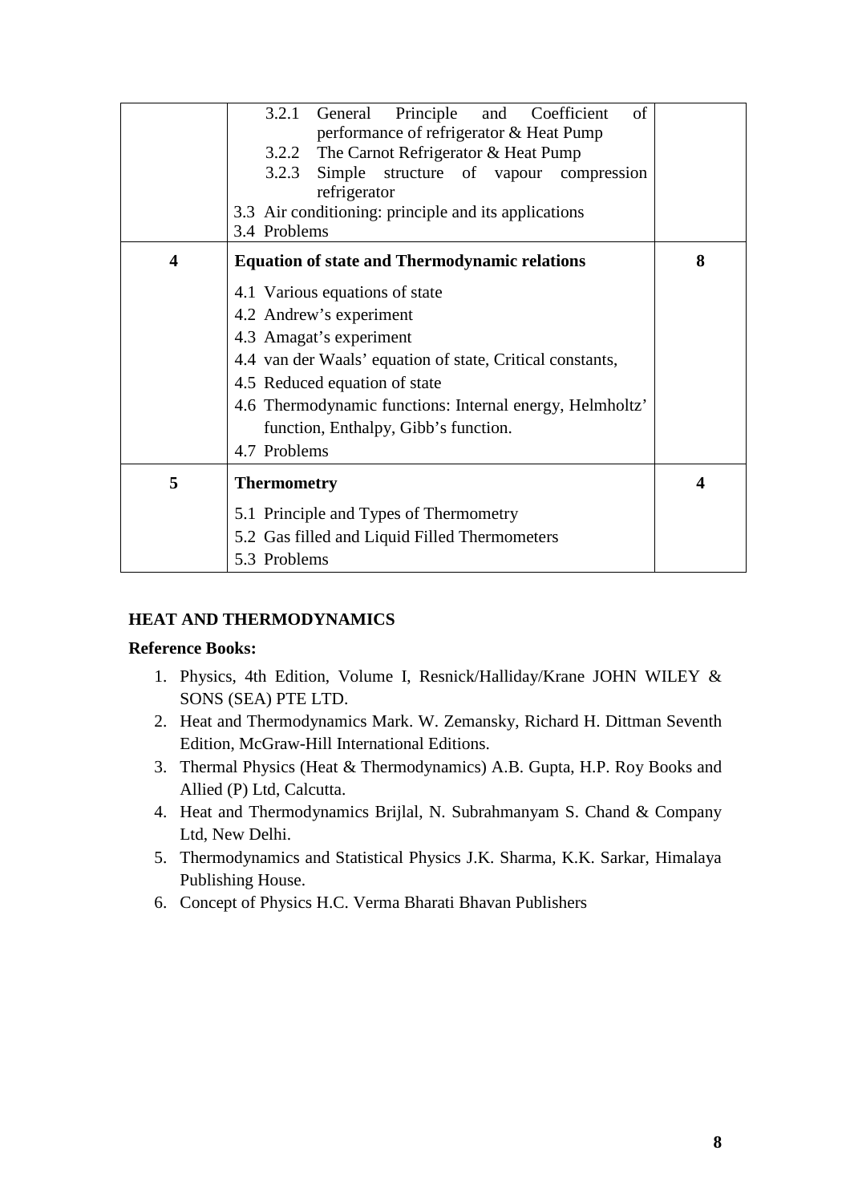| | | |
|---|---|---|
| | 3.2.1 General Principle and Coefficient of performance of refrigerator & Heat Pump<br>3.2.2 The Carnot Refrigerator & Heat Pump<br>3.2.3 Simple structure of vapour compression refrigerator<br>3.3 Air conditioning: principle and its applications<br>3.4 Problems | |
| **4** | **Equation of state and Thermodynamic relations**<br>4.1 Various equations of state<br>4.2 Andrew's experiment<br>4.3 Amagat's experiment<br>4.4 van der Waals' equation of state, Critical constants,<br>4.5 Reduced equation of state<br>4.6 Thermodynamic functions: Internal energy, Helmholtz' function, Enthalpy, Gibb's function.<br>4.7 Problems | **8** |
| **5** | **Thermometry**<br>5.1 Principle and Types of Thermometry<br>5.2 Gas filled and Liquid Filled Thermometers<br>5.3 Problems | **4** |

**HEAT AND THERMODYNAMICS**

**Reference Books:**

1. Physics, 4th Edition, Volume I, Resnick/Halliday/Krane JOHN WILEY & SONS (SEA) PTE LTD.
2. Heat and Thermodynamics Mark. W. Zemansky, Richard H. Dittman Seventh Edition, McGraw-Hill International Editions.
3. Thermal Physics (Heat & Thermodynamics) A.B. Gupta, H.P. Roy Books and Allied (P) Ltd, Calcutta.
4. Heat and Thermodynamics Brijlal, N. Subrahmanyam S. Chand & Company Ltd, New Delhi.
5. Thermodynamics and Statistical Physics J.K. Sharma, K.K. Sarkar, Himalaya Publishing House.
6. Concept of Physics H.C. Verma Bharati Bhavan Publishers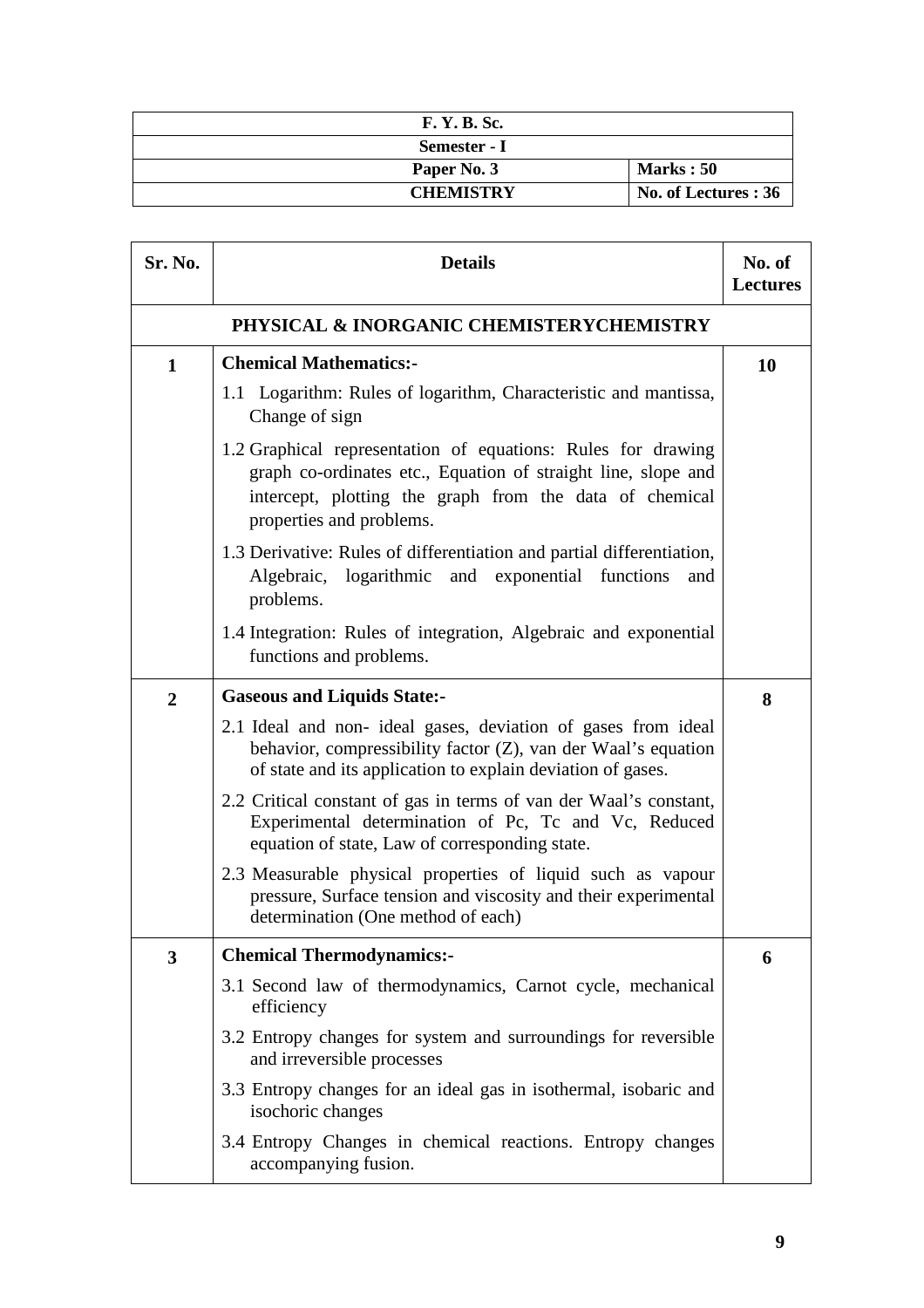| F. Y. B. Sc. | |
|---|---|
| Semester - I | |
| Paper No. 3 | Marks : 50 |
| CHEMISTRY | No. of Lectures : 36 |

| Sr. No. | Details | No. of Lectures |
|---|---|---|
| | **PHYSICAL & INORGANIC CHEMISTERYCHEMISTRY** | |
| **1** | **Chemical Mathematics:-**<br>1.1 Logarithm: Rules of logarithm, Characteristic and mantissa, Change of sign<br>1.2 Graphical representation of equations: Rules for drawing graph co-ordinates etc., Equation of straight line, slope and intercept, plotting the graph from the data of chemical properties and problems.<br>1.3 Derivative: Rules of differentiation and partial differentiation, Algebraic, logarithmic and exponential functions and problems.<br>1.4 Integration: Rules of integration, Algebraic and exponential functions and problems. | **10** |
| **2** | **Gaseous and Liquids State:-**<br>2.1 Ideal and non- ideal gases, deviation of gases from ideal behavior, compressibility factor (Z), van der Waal's equation of state and its application to explain deviation of gases.<br>2.2 Critical constant of gas in terms of van der Waal's constant, Experimental determination of Pc, Tc and Vc, Reduced equation of state, Law of corresponding state.<br>2.3 Measurable physical properties of liquid such as vapour pressure, Surface tension and viscosity and their experimental determination (One method of each) | **8** |
| **3** | **Chemical Thermodynamics:-**<br>3.1 Second law of thermodynamics, Carnot cycle, mechanical efficiency<br>3.2 Entropy changes for system and surroundings for reversible and irreversible processes<br>3.3 Entropy changes for an ideal gas in isothermal, isobaric and isochoric changes<br>3.4 Entropy Changes in chemical reactions. Entropy changes accompanying fusion. | **6** |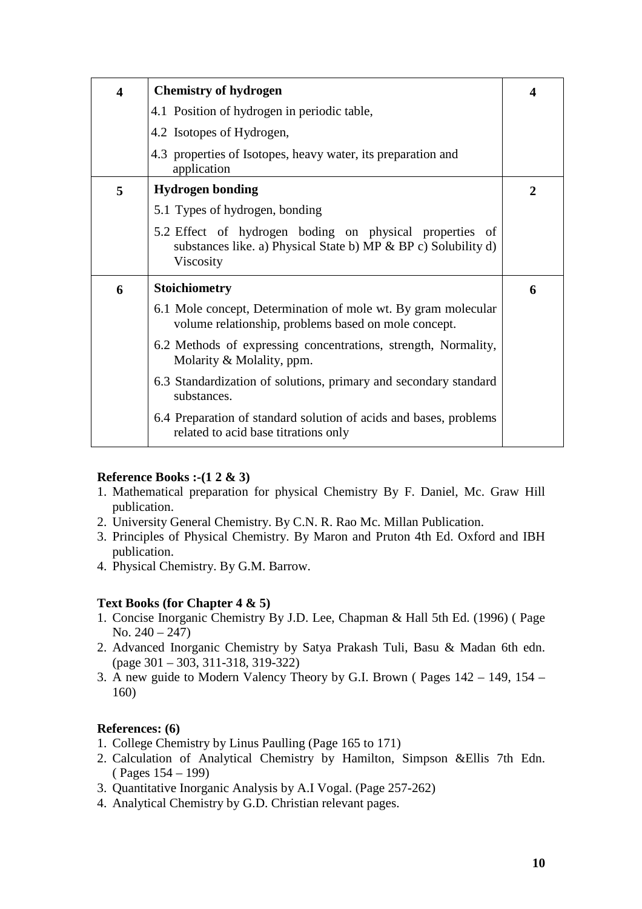| 4 | **Chemistry of hydrogen**<br>4.1 Position of hydrogen in periodic table,<br>4.2 Isotopes of Hydrogen,<br>4.3 properties of Isotopes, heavy water, its preparation and application | 4 |
|---|---|---|
| 5 | **Hydrogen bonding**<br>5.1 Types of hydrogen, bonding<br>5.2 Effect of hydrogen boding on physical properties of substances like. a) Physical State b) MP & BP c) Solubility d) Viscosity | 2 |
| 6 | **Stoichiometry**<br>6.1 Mole concept, Determination of mole wt. By gram molecular volume relationship, problems based on mole concept.<br>6.2 Methods of expressing concentrations, strength, Normality, Molarity & Molality, ppm.<br>6.3 Standardization of solutions, primary and secondary standard substances.<br>6.4 Preparation of standard solution of acids and bases, problems related to acid base titrations only | 6 |

**Reference Books :-(1 2 & 3)**

1. Mathematical preparation for physical Chemistry By F. Daniel, Mc. Graw Hill publication.
2. University General Chemistry. By C.N. R. Rao Mc. Millan Publication.
3. Principles of Physical Chemistry. By Maron and Pruton 4th Ed. Oxford and IBH publication.
4. Physical Chemistry. By G.M. Barrow.

**Text Books (for Chapter 4 & 5)**

1. Concise Inorganic Chemistry By J.D. Lee, Chapman & Hall 5th Ed. (1996) ( Page No. 240 – 247)
2. Advanced Inorganic Chemistry by Satya Prakash Tuli, Basu & Madan 6th edn. (page 301 – 303, 311-318, 319-322)
3. A new guide to Modern Valency Theory by G.I. Brown ( Pages 142 – 149, 154 – 160)

**References: (6)**

1. College Chemistry by Linus Paulling (Page 165 to 171)
2. Calculation of Analytical Chemistry by Hamilton, Simpson &Ellis 7th Edn. ( Pages 154 – 199)
3. Quantitative Inorganic Analysis by A.I Vogal. (Page 257-262)
4. Analytical Chemistry by G.D. Christian relevant pages.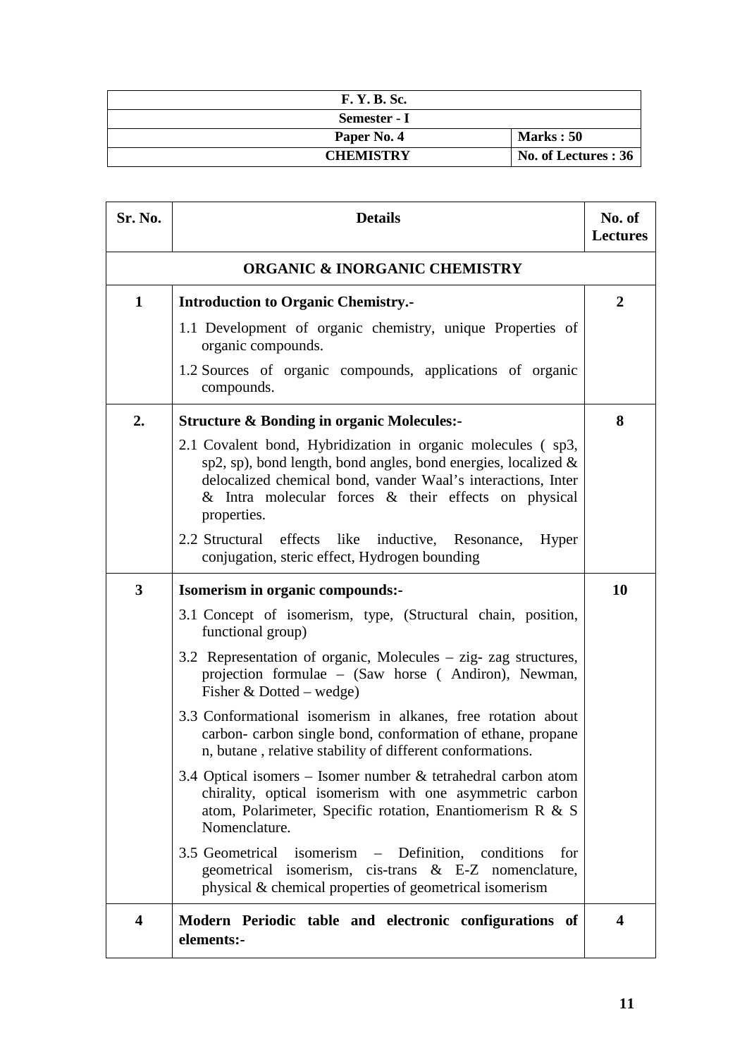| F. Y. B. Sc. | |
|---|---|
| Semester - I | |
| Paper No. 4 | Marks : 50 |
| CHEMISTRY | No. of Lectures : 36 |

| Sr. No. | Details | No. of Lectures |
|---|---|---|
| | **ORGANIC & INORGANIC CHEMISTRY** | |
| 1 | **Introduction to Organic Chemistry.-**<br>1.1 Development of organic chemistry, unique Properties of organic compounds.<br>1.2 Sources of organic compounds, applications of organic compounds. | 2 |
| 2. | **Structure & Bonding in organic Molecules:-**<br>2.1 Covalent bond, Hybridization in organic molecules ( sp3, sp2, sp), bond length, bond angles, bond energies, localized & delocalized chemical bond, vander Waal's interactions, Inter & Intra molecular forces & their effects on physical properties.<br>2.2 Structural effects like inductive, Resonance, Hyper conjugation, steric effect, Hydrogen bounding | 8 |
| 3 | **Isomerism in organic compounds:-**<br>3.1 Concept of isomerism, type, (Structural chain, position, functional group)<br>3.2 Representation of organic, Molecules – zig- zag structures, projection formulae – (Saw horse ( Andiron), Newman, Fisher & Dotted – wedge)<br>3.3 Conformational isomerism in alkanes, free rotation about carbon- carbon single bond, conformation of ethane, propane n, butane , relative stability of different conformations.<br>3.4 Optical isomers – Isomer number & tetrahedral carbon atom chirality, optical isomerism with one asymmetric carbon atom, Polarimeter, Specific rotation, Enantiomerism R & S Nomenclature.<br>3.5 Geometrical isomerism – Definition, conditions for geometrical isomerism, cis-trans & E-Z nomenclature, physical & chemical properties of geometrical isomerism | 10 |
| 4 | **Modern Periodic table and electronic configurations of elements:-** | 4 |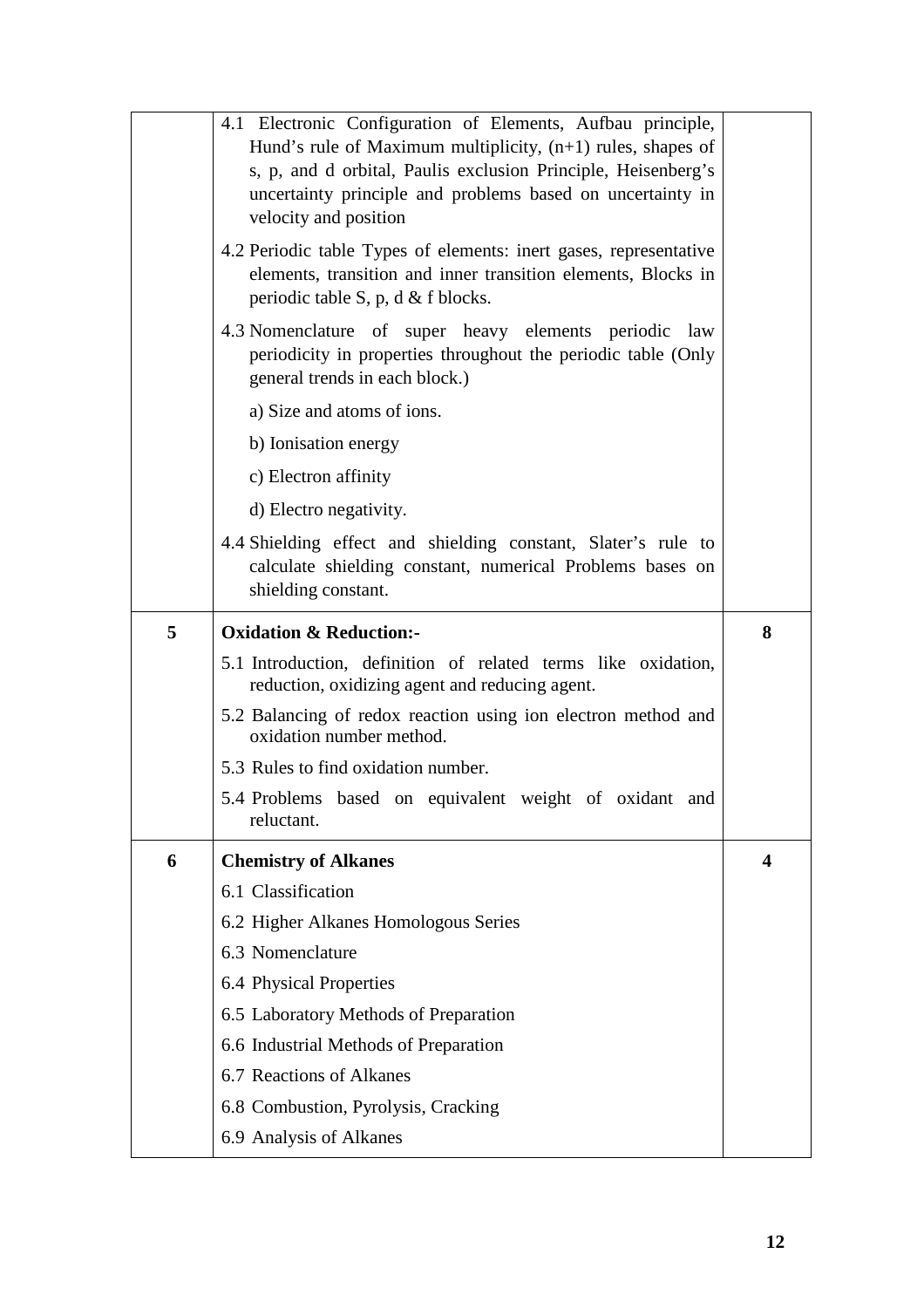| | | |
|---|---|---|
| | 4.1 Electronic Configuration of Elements, Aufbau principle, Hund's rule of Maximum multiplicity, (n+1) rules, shapes of s, p, and d orbital, Paulis exclusion Principle, Heisenberg's uncertainty principle and problems based on uncertainty in velocity and position<br>4.2 Periodic table Types of elements: inert gases, representative elements, transition and inner transition elements, Blocks in periodic table S, p, d & f blocks.<br>4.3 Nomenclature of super heavy elements periodic law periodicity in properties throughout the periodic table (Only general trends in each block.)<br>a) Size and atoms of ions.<br>b) Ionisation energy<br>c) Electron affinity<br>d) Electro negativity.<br>4.4 Shielding effect and shielding constant, Slater's rule to calculate shielding constant, numerical Problems bases on shielding constant. | |
| **5** | **Oxidation & Reduction:-**<br>5.1 Introduction, definition of related terms like oxidation, reduction, oxidizing agent and reducing agent.<br>5.2 Balancing of redox reaction using ion electron method and oxidation number method.<br>5.3 Rules to find oxidation number.<br>5.4 Problems based on equivalent weight of oxidant and reluctant. | **8** |
| **6** | **Chemistry of Alkanes**<br>6.1 Classification<br>6.2 Higher Alkanes Homologous Series<br>6.3 Nomenclature<br>6.4 Physical Properties<br>6.5 Laboratory Methods of Preparation<br>6.6 Industrial Methods of Preparation<br>6.7 Reactions of Alkanes<br>6.8 Combustion, Pyrolysis, Cracking<br>6.9 Analysis of Alkanes | **4** |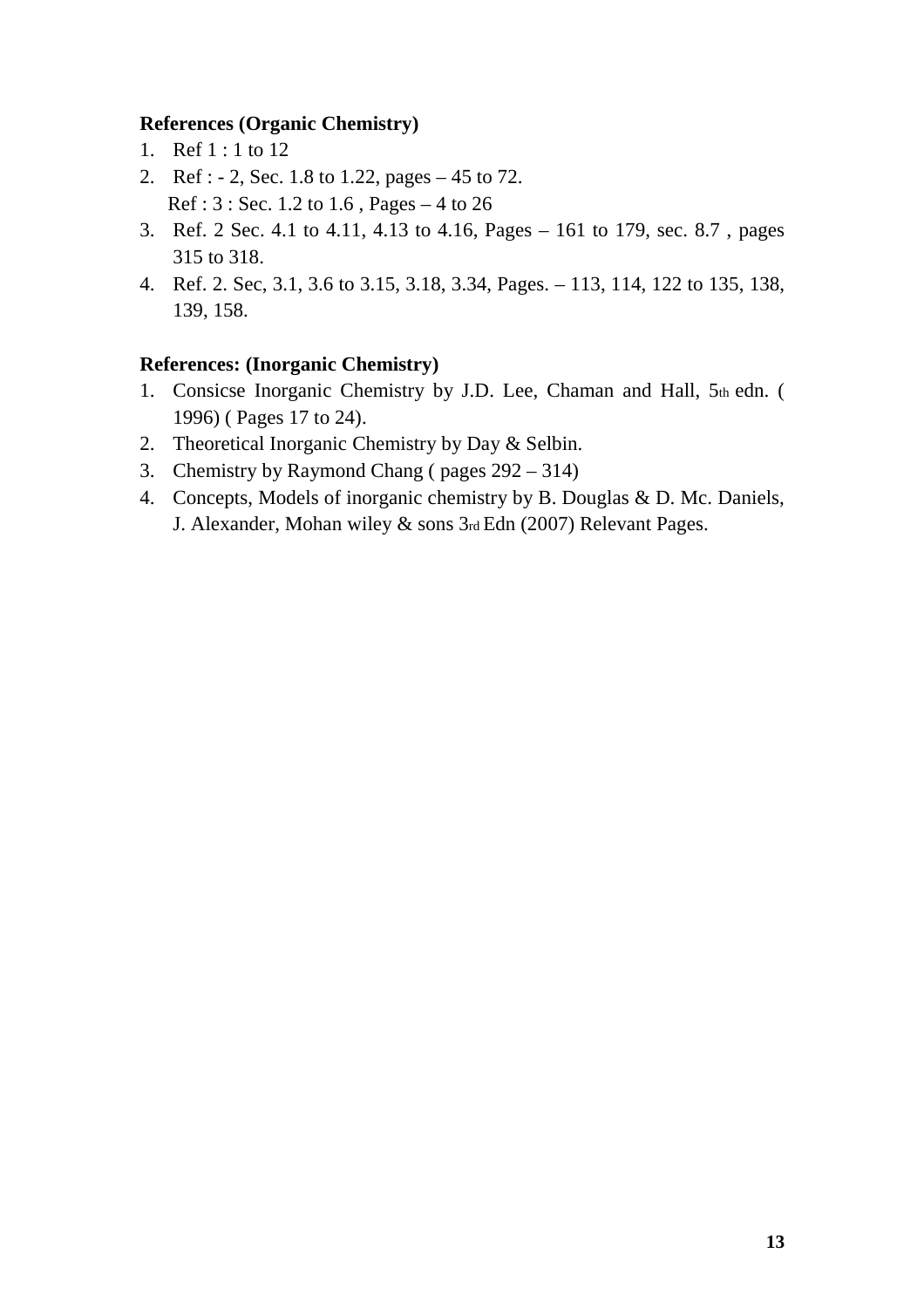**References (Organic Chemistry)**

1. Ref 1 : 1 to 12
2. Ref : - 2, Sec. 1.8 to 1.22, pages – 45 to 72.
   Ref : 3 : Sec. 1.2 to 1.6 , Pages – 4 to 26
3. Ref. 2 Sec. 4.1 to 4.11, 4.13 to 4.16, Pages – 161 to 179, sec. 8.7 , pages 315 to 318.
4. Ref. 2. Sec, 3.1, 3.6 to 3.15, 3.18, 3.34, Pages. – 113, 114, 122 to 135, 138, 139, 158.

**References: (Inorganic Chemistry)**

1. Consicse Inorganic Chemistry by J.D. Lee, Chaman and Hall, 5th edn. ( 1996) ( Pages 17 to 24).
2. Theoretical Inorganic Chemistry by Day & Selbin.
3. Chemistry by Raymond Chang ( pages 292 – 314)
4. Concepts, Models of inorganic chemistry by B. Douglas & D. Mc. Daniels, J. Alexander, Mohan wiley & sons 3rd Edn (2007) Relevant Pages.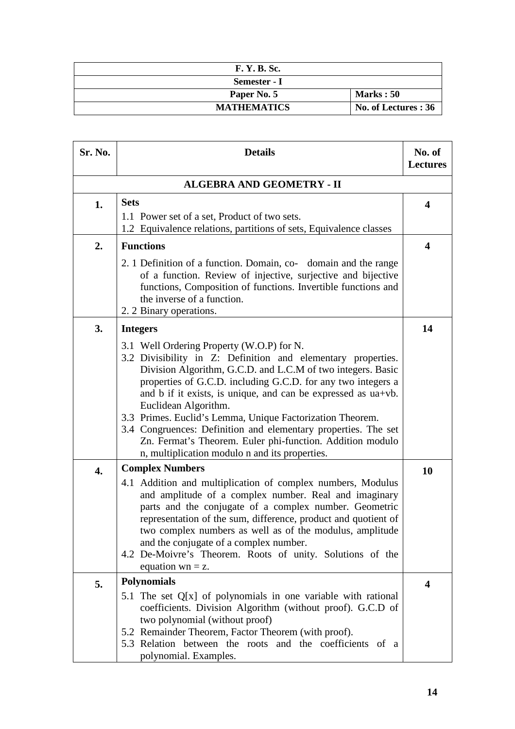| F. Y. B. Sc. | |
|---|---|
| Semester - I | |
| Paper No. 5 | Marks : 50 |
| MATHEMATICS | No. of Lectures : 36 |

| Sr. No. | Details | No. of Lectures |
|---|---|---|
| | **ALGEBRA AND GEOMETRY - II** | |
| 1. | **Sets**<br>1.1 Power set of a set, Product of two sets.<br>1.2 Equivalence relations, partitions of sets, Equivalence classes | 4 |
| 2. | **Functions**<br>2. 1 Definition of a function. Domain, co- domain and the range of a function. Review of injective, surjective and bijective functions, Composition of functions. Invertible functions and the inverse of a function.<br>2. 2 Binary operations. | 4 |
| 3. | **Integers**<br>3.1 Well Ordering Property (W.O.P) for N.<br>3.2 Divisibility in Z: Definition and elementary properties. Division Algorithm, G.C.D. and L.C.M of two integers. Basic properties of G.C.D. including G.C.D. for any two integers a and b if it exists, is unique, and can be expressed as ua+vb. Euclidean Algorithm.<br>3.3 Primes. Euclid's Lemma, Unique Factorization Theorem.<br>3.4 Congruences: Definition and elementary properties. The set Zn. Fermat's Theorem. Euler phi-function. Addition modulo n, multiplication modulo n and its properties. | 14 |
| 4. | **Complex Numbers**<br>4.1 Addition and multiplication of complex numbers, Modulus and amplitude of a complex number. Real and imaginary parts and the conjugate of a complex number. Geometric representation of the sum, difference, product and quotient of two complex numbers as well as of the modulus, amplitude and the conjugate of a complex number.<br>4.2 De-Moivre's Theorem. Roots of unity. Solutions of the equation wn = z. | 10 |
| 5. | **Polynomials**<br>5.1 The set Q[x] of polynomials in one variable with rational coefficients. Division Algorithm (without proof). G.C.D of two polynomial (without proof)<br>5.2 Remainder Theorem, Factor Theorem (with proof).<br>5.3 Relation between the roots and the coefficients of a polynomial. Examples. | 4 |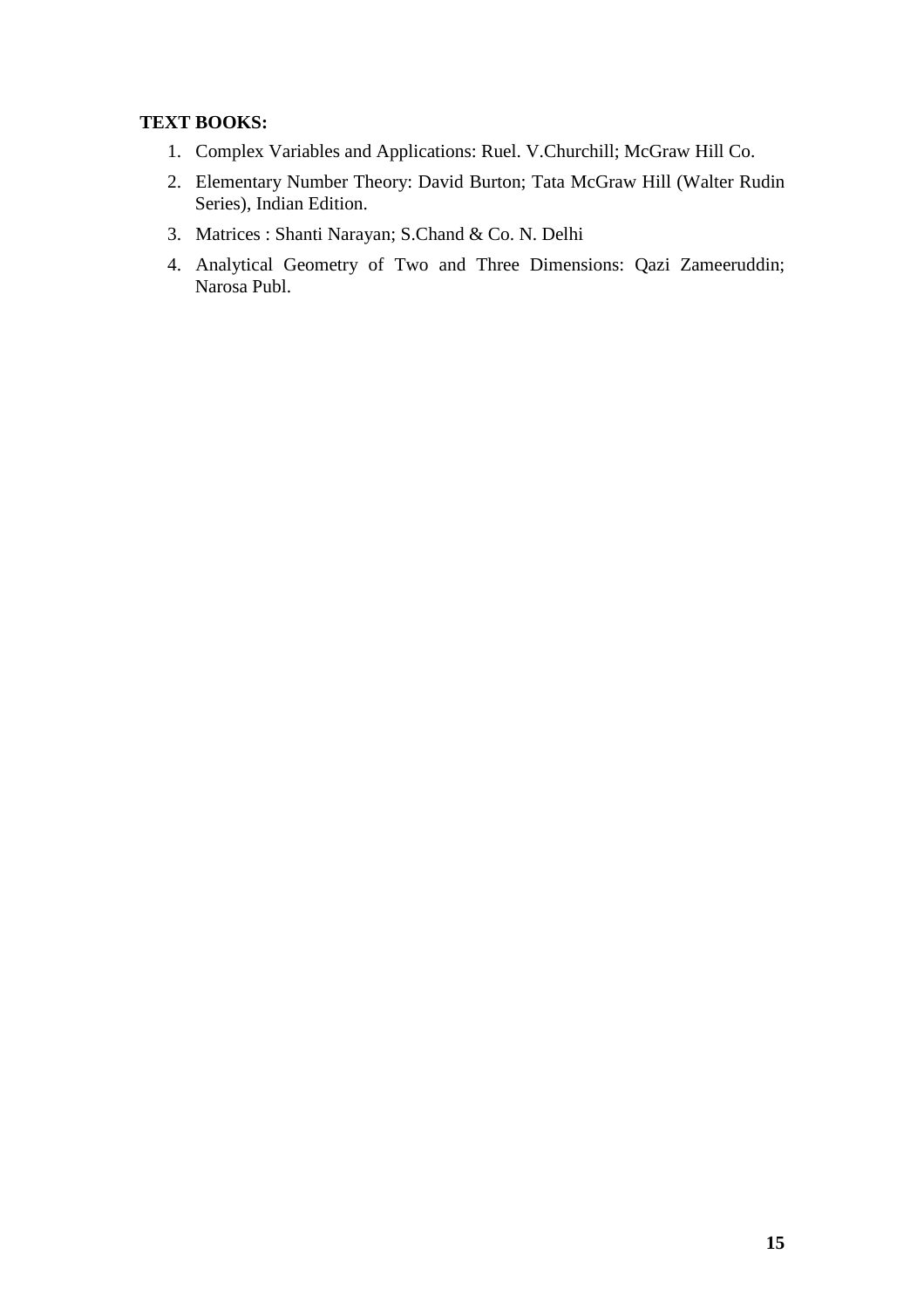**TEXT BOOKS:**

1. Complex Variables and Applications: Ruel. V.Churchill; McGraw Hill Co.
2. Elementary Number Theory: David Burton; Tata McGraw Hill (Walter Rudin Series), Indian Edition.
3. Matrices : Shanti Narayan; S.Chand & Co. N. Delhi
4. Analytical Geometry of Two and Three Dimensions: Qazi Zameeruddin; Narosa Publ.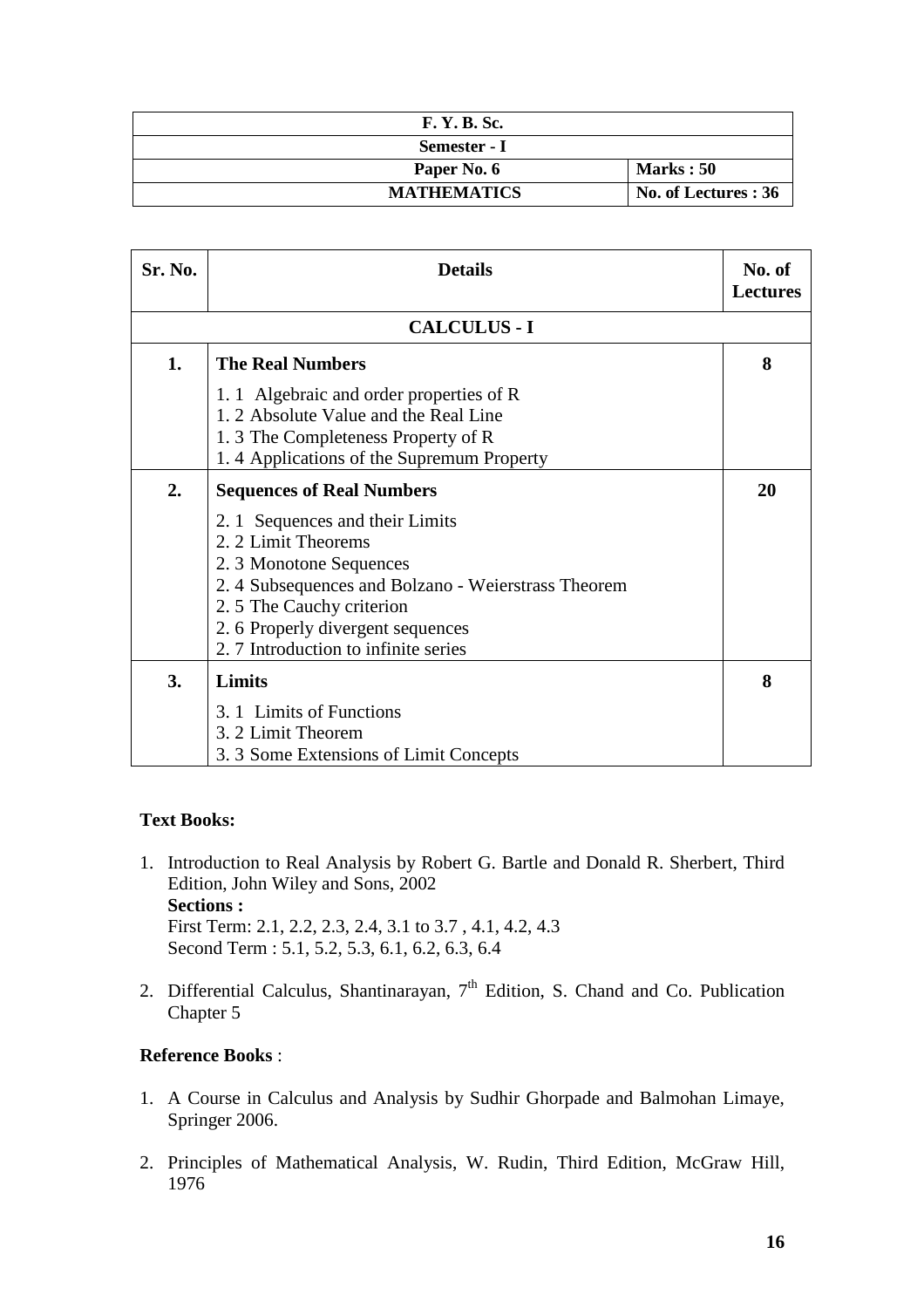| F. Y. B. Sc. | |
|---|---|
| Semester - I | |
| Paper No. 6 | Marks : 50 |
| MATHEMATICS | No. of Lectures : 36 |

| Sr. No. | Details | No. of Lectures |
|---|---|---|
| | **CALCULUS - I** | |
| **1.** | **The Real Numbers**<br>1. 1 Algebraic and order properties of R<br>1. 2 Absolute Value and the Real Line<br>1. 3 The Completeness Property of R<br>1. 4 Applications of the Supremum Property | **8** |
| **2.** | **Sequences of Real Numbers**<br>2. 1 Sequences and their Limits<br>2. 2 Limit Theorems<br>2. 3 Monotone Sequences<br>2. 4 Subsequences and Bolzano - Weierstrass Theorem<br>2. 5 The Cauchy criterion<br>2. 6 Properly divergent sequences<br>2. 7 Introduction to infinite series | **20** |
| **3.** | **Limits**<br>3. 1 Limits of Functions<br>3. 2 Limit Theorem<br>3. 3 Some Extensions of Limit Concepts | **8** |

**Text Books:**

1. Introduction to Real Analysis by Robert G. Bartle and Donald R. Sherbert, Third Edition, John Wiley and Sons, 2002
   **Sections :**
   First Term: 2.1, 2.2, 2.3, 2.4, 3.1 to 3.7 , 4.1, 4.2, 4.3
   Second Term : 5.1, 5.2, 5.3, 6.1, 6.2, 6.3, 6.4

2. Differential Calculus, Shantinarayan, 7th Edition, S. Chand and Co. Publication Chapter 5

**Reference Books** :

1. A Course in Calculus and Analysis by Sudhir Ghorpade and Balmohan Limaye, Springer 2006.

2. Principles of Mathematical Analysis, W. Rudin, Third Edition, McGraw Hill, 1976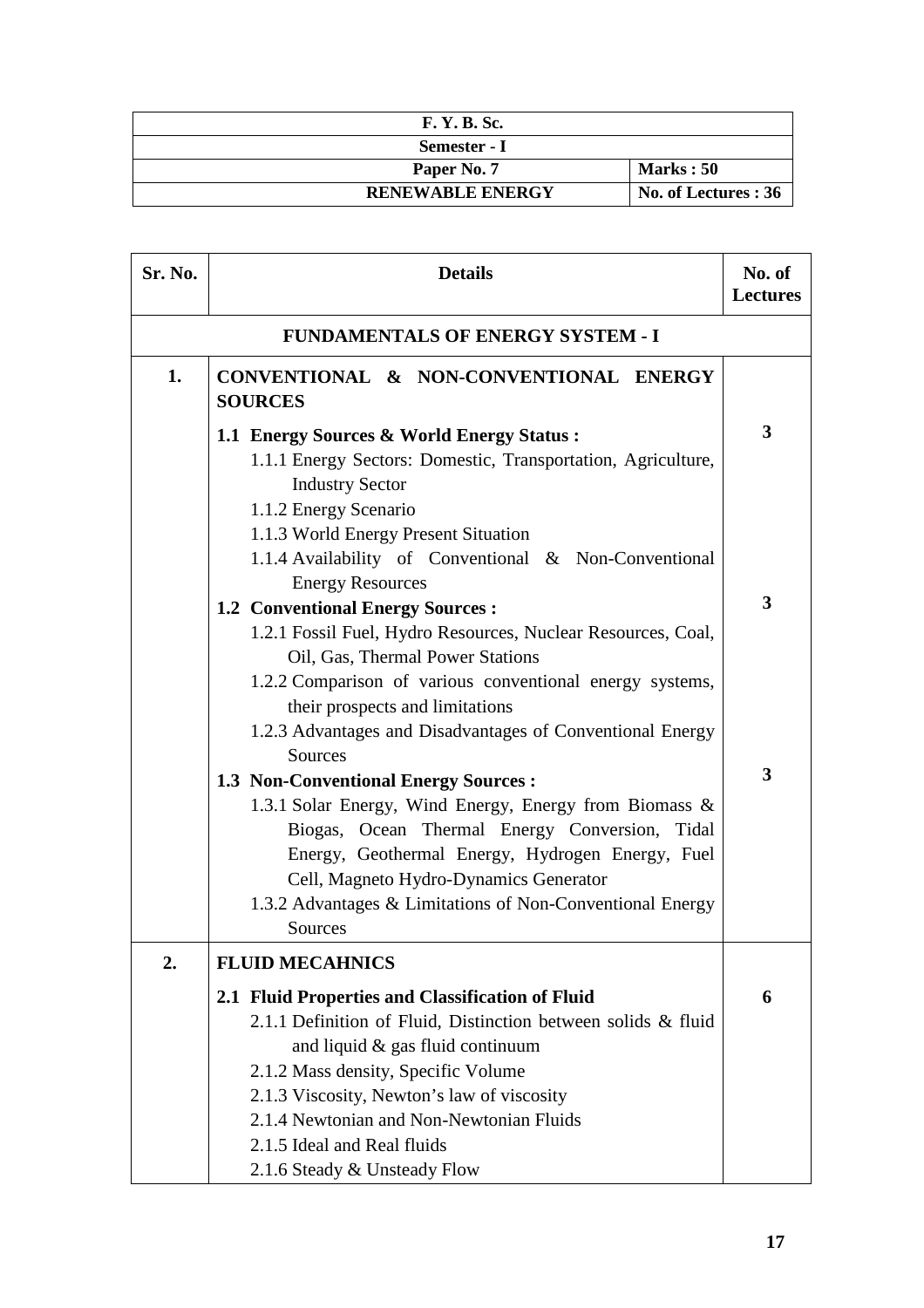| F. Y. B. Sc. | |
|---|---|
| Semester - I | |
| Paper No. 7 | Marks : 50 |
| RENEWABLE ENERGY | No. of Lectures : 36 |

| Sr. No. | Details | No. of Lectures |
|---|---|---|
| | **FUNDAMENTALS OF ENERGY SYSTEM - I** | |
| **1.** | **CONVENTIONAL & NON-CONVENTIONAL ENERGY SOURCES** | |
| | **1.1 Energy Sources & World Energy Status :**<br>1.1.1 Energy Sectors: Domestic, Transportation, Agriculture, Industry Sector<br>1.1.2 Energy Scenario<br>1.1.3 World Energy Present Situation<br>1.1.4 Availability of Conventional & Non-Conventional Energy Resources | **3** |
| | **1.2 Conventional Energy Sources :**<br>1.2.1 Fossil Fuel, Hydro Resources, Nuclear Resources, Coal, Oil, Gas, Thermal Power Stations<br>1.2.2 Comparison of various conventional energy systems, their prospects and limitations<br>1.2.3 Advantages and Disadvantages of Conventional Energy Sources | **3** |
| | **1.3 Non-Conventional Energy Sources :**<br>1.3.1 Solar Energy, Wind Energy, Energy from Biomass & Biogas, Ocean Thermal Energy Conversion, Tidal Energy, Geothermal Energy, Hydrogen Energy, Fuel Cell, Magneto Hydro-Dynamics Generator<br>1.3.2 Advantages & Limitations of Non-Conventional Energy Sources | **3** |
| **2.** | **FLUID MECAHNICS** | |
| | **2.1 Fluid Properties and Classification of Fluid**<br>2.1.1 Definition of Fluid, Distinction between solids & fluid and liquid & gas fluid continuum<br>2.1.2 Mass density, Specific Volume<br>2.1.3 Viscosity, Newton's law of viscosity<br>2.1.4 Newtonian and Non-Newtonian Fluids<br>2.1.5 Ideal and Real fluids<br>2.1.6 Steady & Unsteady Flow | **6** |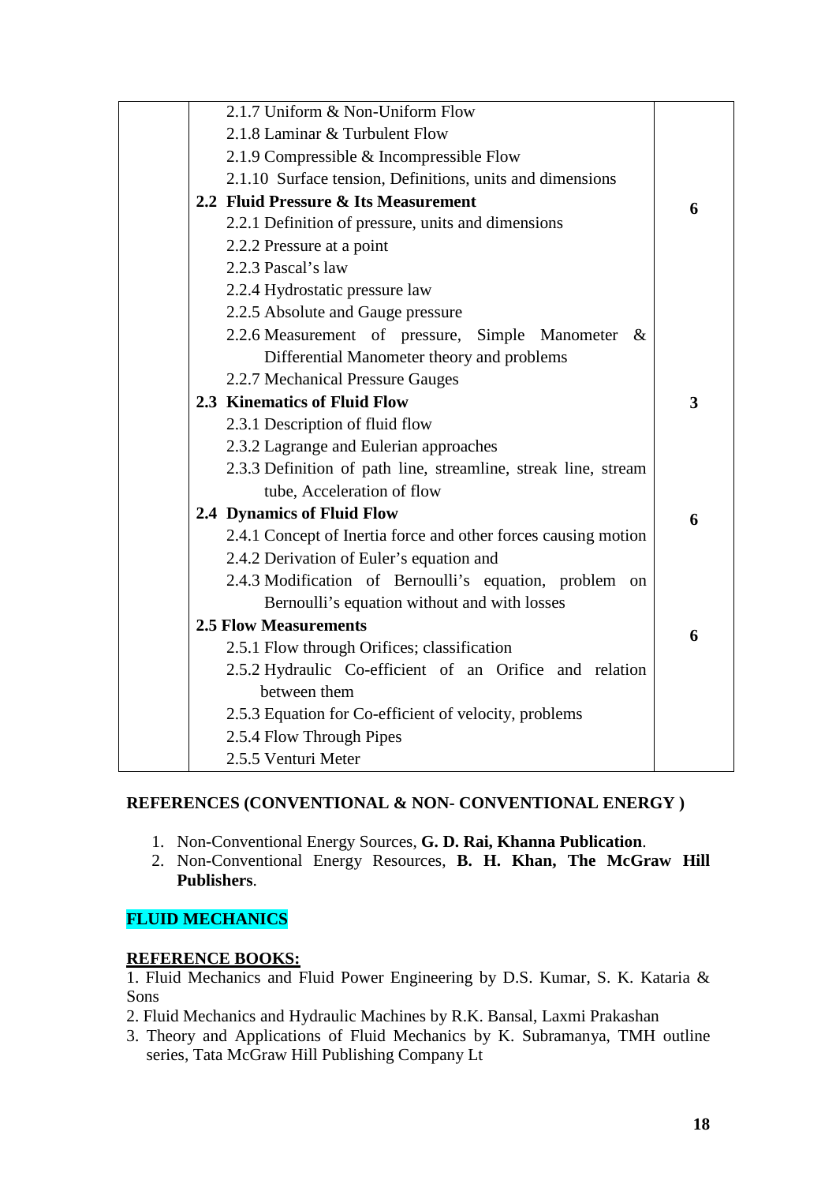|  |  |  |
|---|---|---|
|  | 2.1.7 Uniform & Non-Uniform Flow<br>2.1.8 Laminar & Turbulent Flow<br>2.1.9 Compressible & Incompressible Flow<br>2.1.10 Surface tension, Definitions, units and dimensions |  |
|  | **2.2 Fluid Pressure & Its Measurement**<br>2.2.1 Definition of pressure, units and dimensions<br>2.2.2 Pressure at a point<br>2.2.3 Pascal's law<br>2.2.4 Hydrostatic pressure law<br>2.2.5 Absolute and Gauge pressure<br>2.2.6 Measurement of pressure, Simple Manometer & Differential Manometer theory and problems<br>2.2.7 Mechanical Pressure Gauges | **6** |
|  | **2.3 Kinematics of Fluid Flow**<br>2.3.1 Description of fluid flow<br>2.3.2 Lagrange and Eulerian approaches<br>2.3.3 Definition of path line, streamline, streak line, stream tube, Acceleration of flow | **3** |
|  | **2.4 Dynamics of Fluid Flow**<br>2.4.1 Concept of Inertia force and other forces causing motion<br>2.4.2 Derivation of Euler's equation and<br>2.4.3 Modification of Bernoulli's equation, problem on Bernoulli's equation without and with losses | **6** |
|  | **2.5 Flow Measurements**<br>2.5.1 Flow through Orifices; classification<br>2.5.2 Hydraulic Co-efficient of an Orifice and relation between them<br>2.5.3 Equation for Co-efficient of velocity, problems<br>2.5.4 Flow Through Pipes<br>2.5.5 Venturi Meter | **6** |

**REFERENCES (CONVENTIONAL & NON- CONVENTIONAL ENERGY )**

1. Non-Conventional Energy Sources, **G. D. Rai, Khanna Publication**.
2. Non-Conventional Energy Resources, **B. H. Khan, The McGraw Hill Publishers**.

**FLUID MECHANICS**

**REFERENCE BOOKS:**

1. Fluid Mechanics and Fluid Power Engineering by D.S. Kumar, S. K. Kataria & Sons
2. Fluid Mechanics and Hydraulic Machines by R.K. Bansal, Laxmi Prakashan
3. Theory and Applications of Fluid Mechanics by K. Subramanya, TMH outline series, Tata McGraw Hill Publishing Company Lt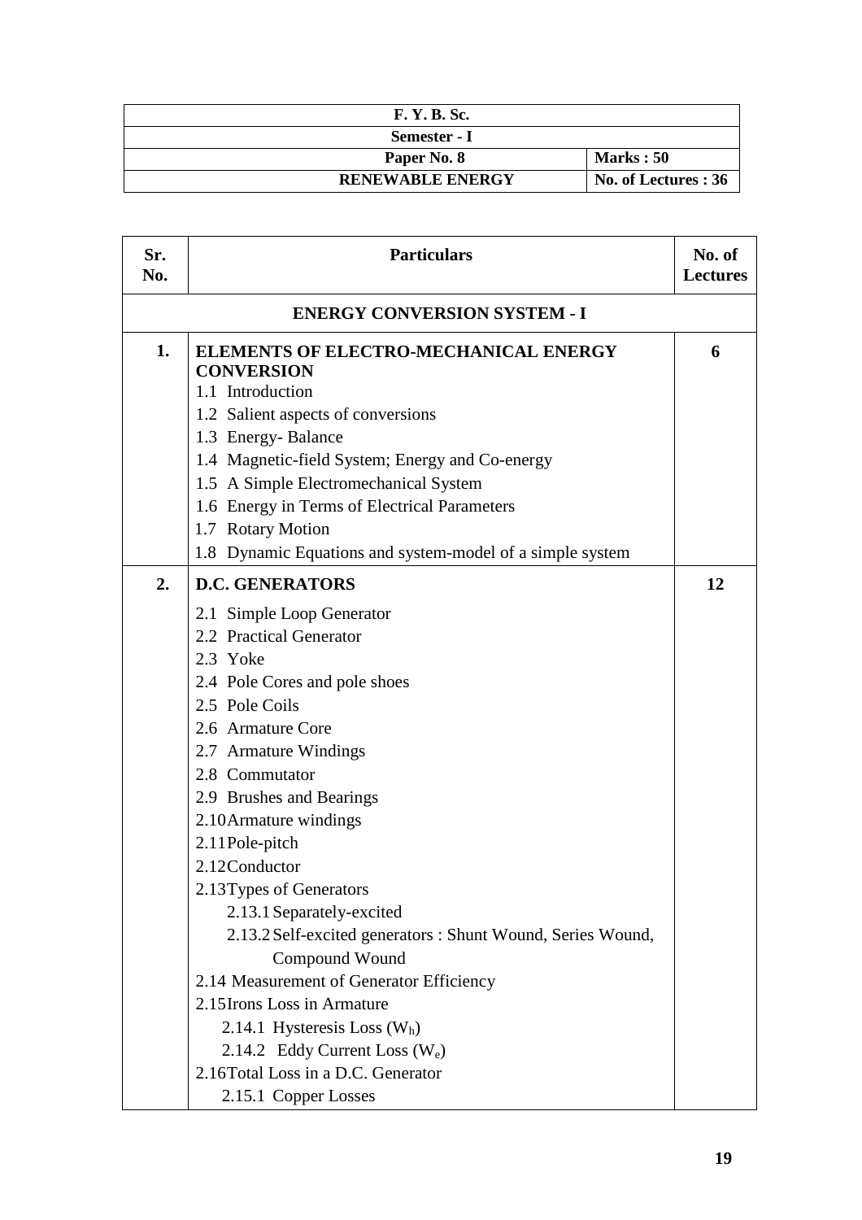| F. Y. B. Sc. | |
|---|---|
| Semester - I | |
| Paper No. 8 | Marks : 50 |
| RENEWABLE ENERGY | No. of Lectures : 36 |

| Sr. No. | Particulars | No. of Lectures |
|---|---|---|
| | **ENERGY CONVERSION SYSTEM - I** | |
| **1.** | **ELEMENTS OF ELECTRO-MECHANICAL ENERGY CONVERSION**<br>1.1 Introduction<br>1.2 Salient aspects of conversions<br>1.3 Energy- Balance<br>1.4 Magnetic-field System; Energy and Co-energy<br>1.5 A Simple Electromechanical System<br>1.6 Energy in Terms of Electrical Parameters<br>1.7 Rotary Motion<br>1.8 Dynamic Equations and system-model of a simple system | **6** |
| **2.** | **D.C. GENERATORS**<br>2.1 Simple Loop Generator<br>2.2 Practical Generator<br>2.3 Yoke<br>2.4 Pole Cores and pole shoes<br>2.5 Pole Coils<br>2.6 Armature Core<br>2.7 Armature Windings<br>2.8 Commutator<br>2.9 Brushes and Bearings<br>2.10 Armature windings<br>2.11 Pole-pitch<br>2.12 Conductor<br>2.13 Types of Generators<br>2.13.1 Separately-excited<br>2.13.2 Self-excited generators : Shunt Wound, Series Wound, Compound Wound<br>2.14 Measurement of Generator Efficiency<br>2.15 Irons Loss in Armature<br>2.14.1 Hysteresis Loss ($W_h$)<br>2.14.2 Eddy Current Loss ($W_e$)<br>2.16 Total Loss in a D.C. Generator<br>2.15.1 Copper Losses | **12** |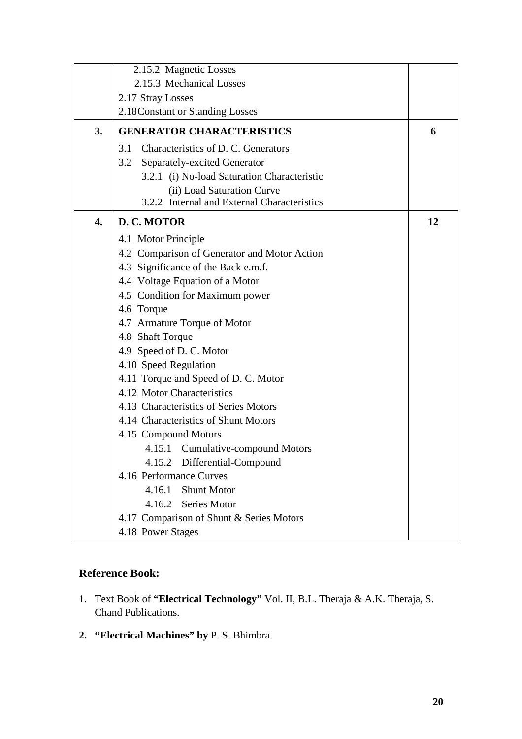| | | |
|---|---|---|
| | 2.15.2 Magnetic Losses<br>2.15.3 Mechanical Losses<br>2.17 Stray Losses<br>2.18Constant or Standing Losses | |
| **3.** | **GENERATOR CHARACTERISTICS**<br>3.1 Characteristics of D. C. Generators<br>3.2 Separately-excited Generator<br>3.2.1 (i) No-load Saturation Characteristic<br>(ii) Load Saturation Curve<br>3.2.2 Internal and External Characteristics | **6** |
| **4.** | **D. C. MOTOR**<br>4.1 Motor Principle<br>4.2 Comparison of Generator and Motor Action<br>4.3 Significance of the Back e.m.f.<br>4.4 Voltage Equation of a Motor<br>4.5 Condition for Maximum power<br>4.6 Torque<br>4.7 Armature Torque of Motor<br>4.8 Shaft Torque<br>4.9 Speed of D. C. Motor<br>4.10 Speed Regulation<br>4.11 Torque and Speed of D. C. Motor<br>4.12 Motor Characteristics<br>4.13 Characteristics of Series Motors<br>4.14 Characteristics of Shunt Motors<br>4.15 Compound Motors<br>4.15.1 Cumulative-compound Motors<br>4.15.2 Differential-Compound<br>4.16 Performance Curves<br>4.16.1 Shunt Motor<br>4.16.2 Series Motor<br>4.17 Comparison of Shunt & Series Motors<br>4.18 Power Stages | **12** |

### Reference Book:

1. Text Book of **"Electrical Technology"** Vol. II, B.L. Theraja & A.K. Theraja, S. Chand Publications.
2. **"Electrical Machines" by** P. S. Bhimbra.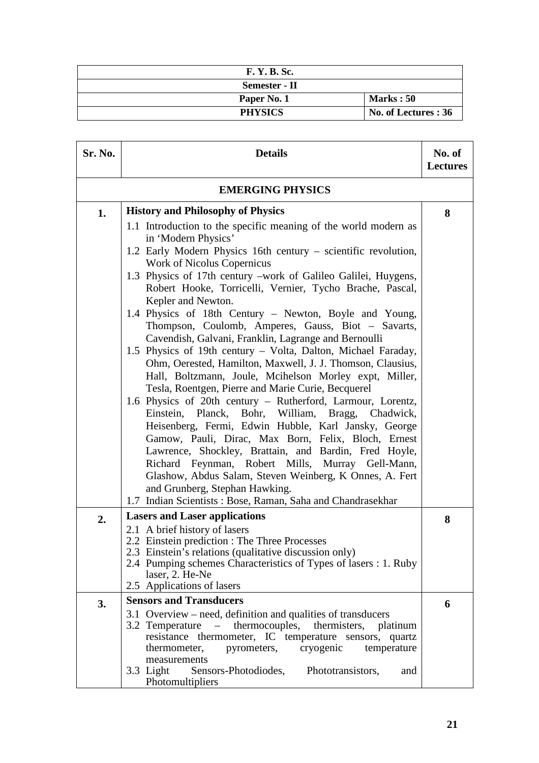| F. Y. B. Sc. | |
|---|---|
| Semester - II | |
| Paper No. 1 | Marks : 50 |
| PHYSICS | No. of Lectures : 36 |

| Sr. No. | Details | No. of Lectures |
|---|---|---|
| | **EMERGING PHYSICS** | |
| 1. | **History and Philosophy of Physics**<br>1.1 Introduction to the specific meaning of the world modern as in 'Modern Physics'<br>1.2 Early Modern Physics 16th century – scientific revolution, Work of Nicolus Copernicus<br>1.3 Physics of 17th century –work of Galileo Galilei, Huygens, Robert Hooke, Torricelli, Vernier, Tycho Brache, Pascal, Kepler and Newton.<br>1.4 Physics of 18th Century – Newton, Boyle and Young, Thompson, Coulomb, Amperes, Gauss, Biot – Savarts, Cavendish, Galvani, Franklin, Lagrange and Bernoulli<br>1.5 Physics of 19th century – Volta, Dalton, Michael Faraday, Ohm, Oerested, Hamilton, Maxwell, J. J. Thomson, Clausius, Hall, Boltzmann, Joule, Mcihelson Morley expt, Miller, Tesla, Roentgen, Pierre and Marie Curie, Becquerel<br>1.6 Physics of 20th century – Rutherford, Larmour, Lorentz, Einstein, Planck, Bohr, William, Bragg, Chadwick, Heisenberg, Fermi, Edwin Hubble, Karl Jansky, George Gamow, Pauli, Dirac, Max Born, Felix, Bloch, Ernest Lawrence, Shockley, Brattain, and Bardin, Fred Hoyle, Richard Feynman, Robert Mills, Murray Gell-Mann, Glashow, Abdus Salam, Steven Weinberg, K Onnes, A. Fert and Grunberg, Stephan Hawking.<br>1.7 Indian Scientists : Bose, Raman, Saha and Chandrasekhar | 8 |
| 2. | **Lasers and Laser applications**<br>2.1 A brief history of lasers<br>2.2 Einstein prediction : The Three Processes<br>2.3 Einstein's relations (qualitative discussion only)<br>2.4 Pumping schemes Characteristics of Types of lasers : 1. Ruby laser, 2. He-Ne<br>2.5 Applications of lasers | 8 |
| 3. | **Sensors and Transducers**<br>3.1 Overview – need, definition and qualities of transducers<br>3.2 Temperature – thermocouples, thermisters, platinum resistance thermometer, IC temperature sensors, quartz thermometer, pyrometers, cryogenic temperature measurements<br>3.3 Light Sensors-Photodiodes, Phototransistors, and Photomultipliers | 6 |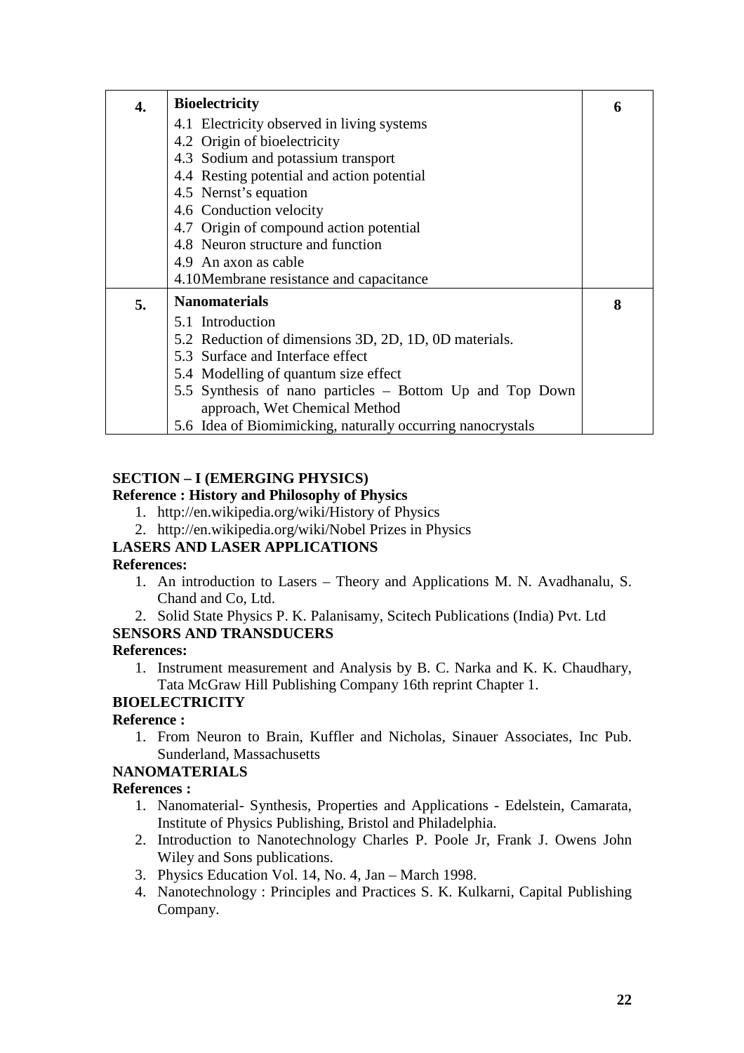| | | |
|---|---|---|
| **4.** | **Bioelectricity**<br>4.1 Electricity observed in living systems<br>4.2 Origin of bioelectricity<br>4.3 Sodium and potassium transport<br>4.4 Resting potential and action potential<br>4.5 Nernst's equation<br>4.6 Conduction velocity<br>4.7 Origin of compound action potential<br>4.8 Neuron structure and function<br>4.9 An axon as cable<br>4.10 Membrane resistance and capacitance | **6** |
| **5.** | **Nanomaterials**<br>5.1 Introduction<br>5.2 Reduction of dimensions 3D, 2D, 1D, 0D materials.<br>5.3 Surface and Interface effect<br>5.4 Modelling of quantum size effect<br>5.5 Synthesis of nano particles – Bottom Up and Top Down approach, Wet Chemical Method<br>5.6 Idea of Biomimicking, naturally occurring nanocrystals | **8** |

**SECTION – I (EMERGING PHYSICS)**

**Reference : History and Philosophy of Physics**

1. http://en.wikipedia.org/wiki/History of Physics
2. http://en.wikipedia.org/wiki/Nobel Prizes in Physics

**LASERS AND LASER APPLICATIONS**

**References:**

1. An introduction to Lasers – Theory and Applications M. N. Avadhanalu, S. Chand and Co, Ltd.
2. Solid State Physics P. K. Palanisamy, Scitech Publications (India) Pvt. Ltd

**SENSORS AND TRANSDUCERS**

**References:**

1. Instrument measurement and Analysis by B. C. Narka and K. K. Chaudhary, Tata McGraw Hill Publishing Company 16th reprint Chapter 1.

**BIOELECTRICITY**

**Reference :**

1. From Neuron to Brain, Kuffler and Nicholas, Sinauer Associates, Inc Pub. Sunderland, Massachusetts

**NANOMATERIALS**

**References :**

1. Nanomaterial- Synthesis, Properties and Applications - Edelstein, Camarata, Institute of Physics Publishing, Bristol and Philadelphia.
2. Introduction to Nanotechnology Charles P. Poole Jr, Frank J. Owens John Wiley and Sons publications.
3. Physics Education Vol. 14, No. 4, Jan – March 1998.
4. Nanotechnology : Principles and Practices S. K. Kulkarni, Capital Publishing Company.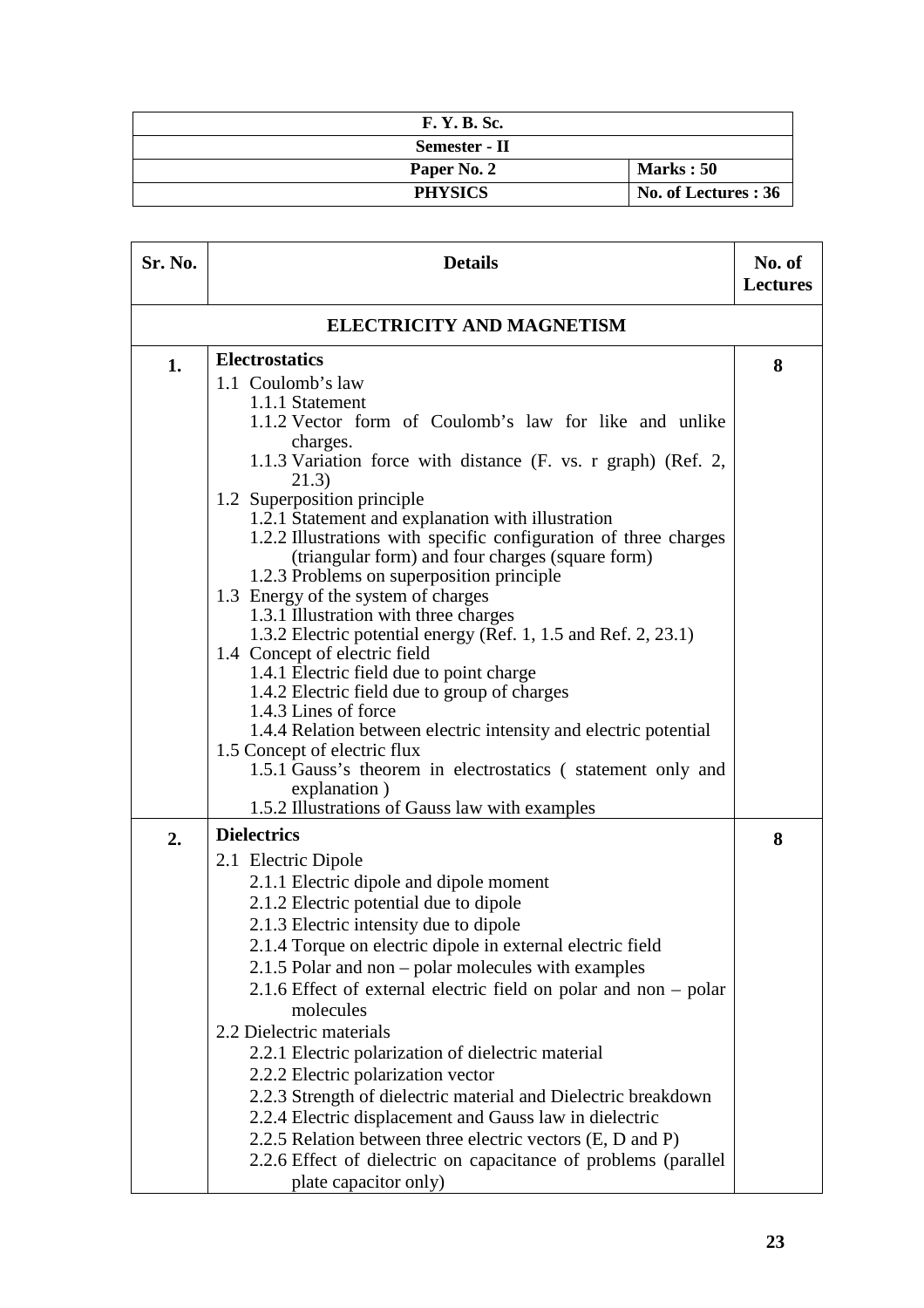| F. Y. B. Sc. | |
|---|---|
| **Semester - II** | |
| **Paper No. 2** | **Marks : 50** |
| **PHYSICS** | **No. of Lectures : 36** |

| Sr. No. | Details | No. of Lectures |
|---|---|---|
| | **ELECTRICITY AND MAGNETISM** | |
| **1.** | **Electrostatics**<br>1.1 Coulomb's law<br>1.1.1 Statement<br>1.1.2 Vector form of Coulomb's law for like and unlike charges.<br>1.1.3 Variation force with distance (F. vs. r graph) (Ref. 2, 21.3)<br>1.2 Superposition principle<br>1.2.1 Statement and explanation with illustration<br>1.2.2 Illustrations with specific configuration of three charges (triangular form) and four charges (square form)<br>1.2.3 Problems on superposition principle<br>1.3 Energy of the system of charges<br>1.3.1 Illustration with three charges<br>1.3.2 Electric potential energy (Ref. 1, 1.5 and Ref. 2, 23.1)<br>1.4 Concept of electric field<br>1.4.1 Electric field due to point charge<br>1.4.2 Electric field due to group of charges<br>1.4.3 Lines of force<br>1.4.4 Relation between electric intensity and electric potential<br>1.5 Concept of electric flux<br>1.5.1 Gauss's theorem in electrostatics ( statement only and explanation )<br>1.5.2 Illustrations of Gauss law with examples | **8** |
| **2.** | **Dielectrics**<br>2.1 Electric Dipole<br>2.1.1 Electric dipole and dipole moment<br>2.1.2 Electric potential due to dipole<br>2.1.3 Electric intensity due to dipole<br>2.1.4 Torque on electric dipole in external electric field<br>2.1.5 Polar and non – polar molecules with examples<br>2.1.6 Effect of external electric field on polar and non – polar molecules<br>2.2 Dielectric materials<br>2.2.1 Electric polarization of dielectric material<br>2.2.2 Electric polarization vector<br>2.2.3 Strength of dielectric material and Dielectric breakdown<br>2.2.4 Electric displacement and Gauss law in dielectric<br>2.2.5 Relation between three electric vectors (E, D and P)<br>2.2.6 Effect of dielectric on capacitance of problems (parallel plate capacitor only) | **8** |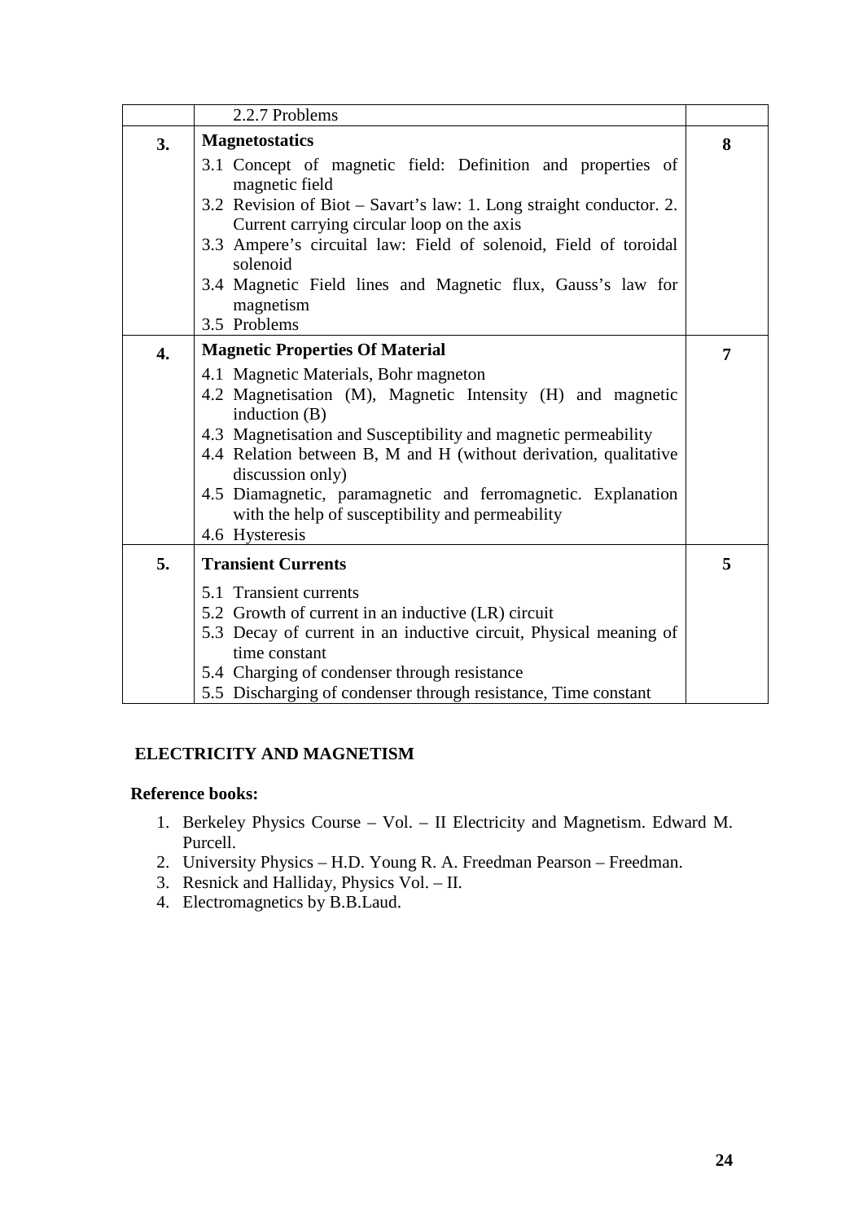|  | 2.2.7 Problems |  |
|---|---|---|
| **3.** | **Magnetostatics**<br>3.1 Concept of magnetic field: Definition and properties of magnetic field<br>3.2 Revision of Biot – Savart's law: 1. Long straight conductor. 2. Current carrying circular loop on the axis<br>3.3 Ampere's circuital law: Field of solenoid, Field of toroidal solenoid<br>3.4 Magnetic Field lines and Magnetic flux, Gauss's law for magnetism<br>3.5 Problems | **8** |
| **4.** | **Magnetic Properties Of Material**<br>4.1 Magnetic Materials, Bohr magneton<br>4.2 Magnetisation (M), Magnetic Intensity (H) and magnetic induction (B)<br>4.3 Magnetisation and Susceptibility and magnetic permeability<br>4.4 Relation between B, M and H (without derivation, qualitative discussion only)<br>4.5 Diamagnetic, paramagnetic and ferromagnetic. Explanation with the help of susceptibility and permeability<br>4.6 Hysteresis | **7** |
| **5.** | **Transient Currents**<br>5.1 Transient currents<br>5.2 Growth of current in an inductive (LR) circuit<br>5.3 Decay of current in an inductive circuit, Physical meaning of time constant<br>5.4 Charging of condenser through resistance<br>5.5 Discharging of condenser through resistance, Time constant | **5** |

**ELECTRICITY AND MAGNETISM**

**Reference books:**

1. Berkeley Physics Course – Vol. – II Electricity and Magnetism. Edward M. Purcell.
2. University Physics – H.D. Young R. A. Freedman Pearson – Freedman.
3. Resnick and Halliday, Physics Vol. – II.
4. Electromagnetics by B.B.Laud.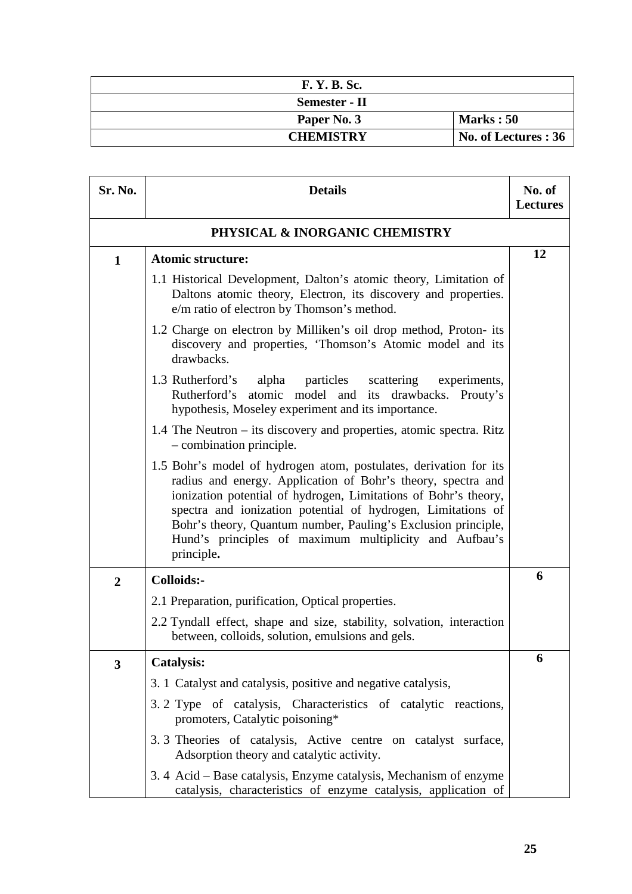| F. Y. B. Sc. | |
|---|---|
| Semester - II | |
| Paper No. 3 | Marks : 50 |
| CHEMISTRY | No. of Lectures : 36 |

| Sr. No. | Details | No. of Lectures |
|---|---|---|
| | **PHYSICAL & INORGANIC CHEMISTRY** | |
| 1 | **Atomic structure:**<br>1.1 Historical Development, Dalton's atomic theory, Limitation of Daltons atomic theory, Electron, its discovery and properties. e/m ratio of electron by Thomson's method.<br>1.2 Charge on electron by Milliken's oil drop method, Proton- its discovery and properties, 'Thomson's Atomic model and its drawbacks.<br>1.3 Rutherford's alpha particles scattering experiments, Rutherford's atomic model and its drawbacks. Prouty's hypothesis, Moseley experiment and its importance.<br>1.4 The Neutron – its discovery and properties, atomic spectra. Ritz – combination principle.<br>1.5 Bohr's model of hydrogen atom, postulates, derivation for its radius and energy. Application of Bohr's theory, spectra and ionization potential of hydrogen, Limitations of Bohr's theory, spectra and ionization potential of hydrogen, Limitations of Bohr's theory, Quantum number, Pauling's Exclusion principle, Hund's principles of maximum multiplicity and Aufbau's principle**.** | 12 |
| 2 | **Colloids:-**<br>2.1 Preparation, purification, Optical properties.<br>2.2 Tyndall effect, shape and size, stability, solvation, interaction between, colloids, solution, emulsions and gels. | 6 |
| 3 | **Catalysis:**<br>3. 1 Catalyst and catalysis, positive and negative catalysis,<br>3. 2 Type of catalysis, Characteristics of catalytic reactions, promoters, Catalytic poisoning*<br>3. 3 Theories of catalysis, Active centre on catalyst surface, Adsorption theory and catalytic activity.<br>3. 4 Acid – Base catalysis, Enzyme catalysis, Mechanism of enzyme catalysis, characteristics of enzyme catalysis, application of | 6 |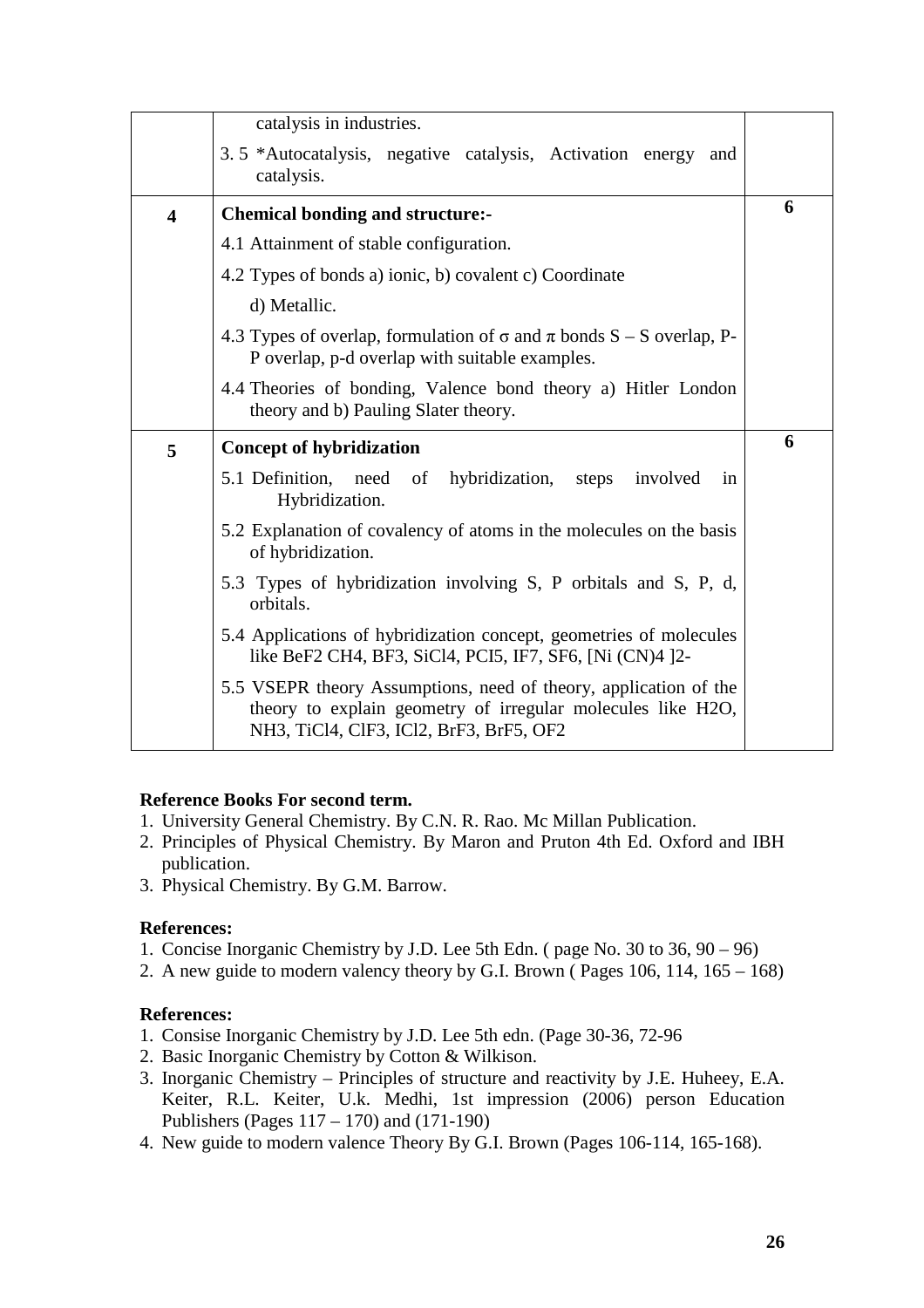| | | |
|---|---|---|
| | catalysis in industries.<br>3. 5 *Autocatalysis, negative catalysis, Activation energy and catalysis. | |
| **4** | **Chemical bonding and structure:-**<br>4.1 Attainment of stable configuration.<br>4.2 Types of bonds a) ionic, b) covalent c) Coordinate d) Metallic.<br>4.3 Types of overlap, formulation of σ and π bonds S – S overlap, P-P overlap, p-d overlap with suitable examples.<br>4.4 Theories of bonding, Valence bond theory a) Hitler London theory and b) Pauling Slater theory. | **6** |
| **5** | **Concept of hybridization**<br>5.1 Definition, need of hybridization, steps involved in Hybridization.<br>5.2 Explanation of covalency of atoms in the molecules on the basis of hybridization.<br>5.3 Types of hybridization involving S, P orbitals and S, P, d, orbitals.<br>5.4 Applications of hybridization concept, geometries of molecules like $BeF_2$ $CH_4$, $BF_3$, $SiCl_4$, $PCl_5$, $IF_7$, $SF_6$, $[Ni(CN)_4]^{2-}$<br>5.5 VSEPR theory Assumptions, need of theory, application of the theory to explain geometry of irregular molecules like $H_2O$, $NH_3$, $TiCl_4$, $ClF_3$, $ICl_2$, $BrF_3$, $BrF_5$, $OF_2$ | **6** |

**Reference Books For second term.**

1. University General Chemistry. By C.N. R. Rao. Mc Millan Publication.
2. Principles of Physical Chemistry. By Maron and Pruton 4th Ed. Oxford and IBH publication.
3. Physical Chemistry. By G.M. Barrow.

**References:**

1. Concise Inorganic Chemistry by J.D. Lee 5th Edn. ( page No. 30 to 36, 90 – 96)
2. A new guide to modern valency theory by G.I. Brown ( Pages 106, 114, 165 – 168)

**References:**

1. Consise Inorganic Chemistry by J.D. Lee 5th edn. (Page 30-36, 72-96
2. Basic Inorganic Chemistry by Cotton & Wilkison.
3. Inorganic Chemistry – Principles of structure and reactivity by J.E. Huheey, E.A. Keiter, R.L. Keiter, U.k. Medhi, 1st impression (2006) person Education Publishers (Pages 117 – 170) and (171-190)
4. New guide to modern valence Theory By G.I. Brown (Pages 106-114, 165-168).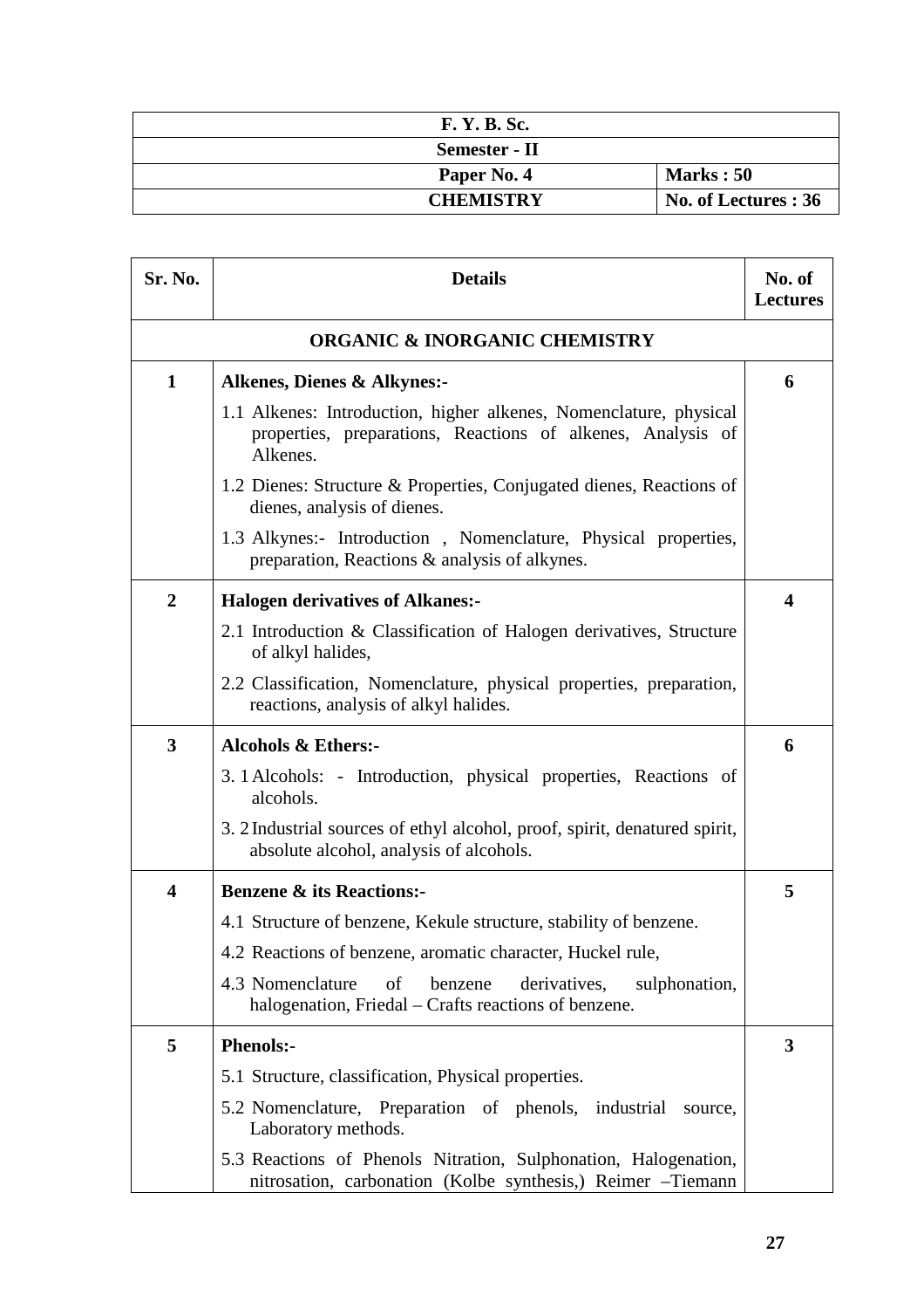| F. Y. B. Sc. | |
|---|---|
| Semester - II | |
| Paper No. 4 | Marks : 50 |
| CHEMISTRY | No. of Lectures : 36 |

| Sr. No. | Details | No. of Lectures |
|---|---|---|
| | **ORGANIC & INORGANIC CHEMISTRY** | |
| 1 | **Alkenes, Dienes & Alkynes:-**<br>1.1 Alkenes: Introduction, higher alkenes, Nomenclature, physical properties, preparations, Reactions of alkenes, Analysis of Alkenes.<br>1.2 Dienes: Structure & Properties, Conjugated dienes, Reactions of dienes, analysis of dienes.<br>1.3 Alkynes:- Introduction , Nomenclature, Physical properties, preparation, Reactions & analysis of alkynes. | 6 |
| 2 | **Halogen derivatives of Alkanes:-**<br>2.1 Introduction & Classification of Halogen derivatives, Structure of alkyl halides,<br>2.2 Classification, Nomenclature, physical properties, preparation, reactions, analysis of alkyl halides. | 4 |
| 3 | **Alcohols & Ethers:-**<br>3. 1 Alcohols: - Introduction, physical properties, Reactions of alcohols.<br>3. 2 Industrial sources of ethyl alcohol, proof, spirit, denatured spirit, absolute alcohol, analysis of alcohols. | 6 |
| 4 | **Benzene & its Reactions:-**<br>4.1 Structure of benzene, Kekule structure, stability of benzene.<br>4.2 Reactions of benzene, aromatic character, Huckel rule,<br>4.3 Nomenclature of benzene derivatives, sulphonation, halogenation, Friedal – Crafts reactions of benzene. | 5 |
| 5 | **Phenols:-**<br>5.1 Structure, classification, Physical properties.<br>5.2 Nomenclature, Preparation of phenols, industrial source, Laboratory methods.<br>5.3 Reactions of Phenols Nitration, Sulphonation, Halogenation, nitrosation, carbonation (Kolbe synthesis,) Reimer –Tiemann | 3 |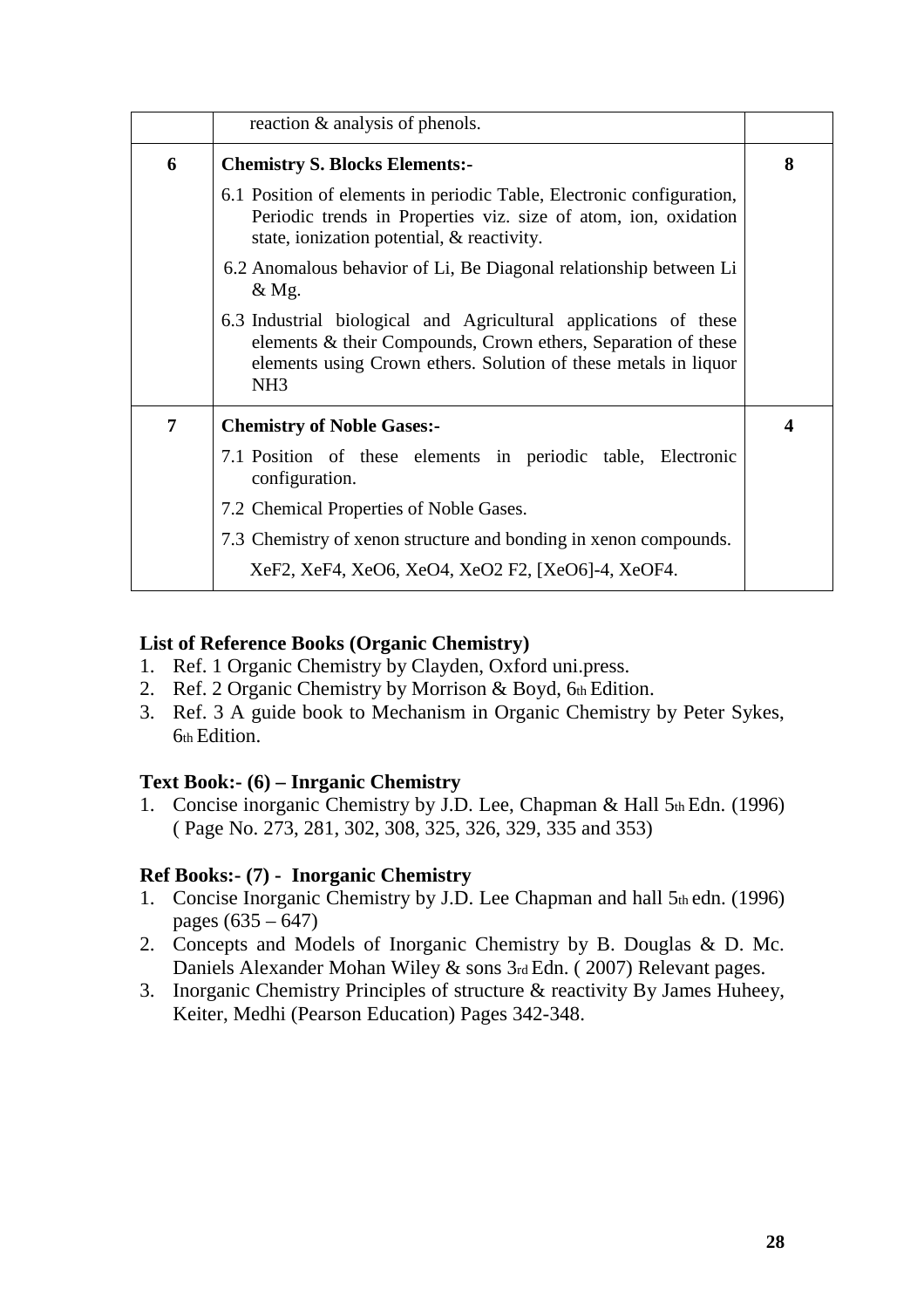| | | |
|---|---|---|
| | reaction & analysis of phenols. | |
| 6 | **Chemistry S. Blocks Elements:-**<br>6.1 Position of elements in periodic Table, Electronic configuration, Periodic trends in Properties viz. size of atom, ion, oxidation state, ionization potential, & reactivity.<br>6.2 Anomalous behavior of Li, Be Diagonal relationship between Li & Mg.<br>6.3 Industrial biological and Agricultural applications of these elements & their Compounds, Crown ethers, Separation of these elements using Crown ethers. Solution of these metals in liquor $NH_3$ | 8 |
| 7 | **Chemistry of Noble Gases:-**<br>7.1 Position of these elements in periodic table, Electronic configuration.<br>7.2 Chemical Properties of Noble Gases.<br>7.3 Chemistry of xenon structure and bonding in xenon compounds.<br>$XeF_2$, $XeF_4$, $XeO_6$, $XeO_4$, $XeO_2F_2$, $[XeO_6]^{-4}$, $XeOF_4$. | 4 |

**List of Reference Books (Organic Chemistry)**

1. Ref. 1 Organic Chemistry by Clayden, Oxford uni.press.
2. Ref. 2 Organic Chemistry by Morrison & Boyd, 6th Edition.
3. Ref. 3 A guide book to Mechanism in Organic Chemistry by Peter Sykes, 6th Edition.

**Text Book:- (6) – Inrganic Chemistry**

1. Concise inorganic Chemistry by J.D. Lee, Chapman & Hall 5th Edn. (1996) ( Page No. 273, 281, 302, 308, 325, 326, 329, 335 and 353)

**Ref Books:- (7) - Inorganic Chemistry**

1. Concise Inorganic Chemistry by J.D. Lee Chapman and hall 5th edn. (1996) pages (635 – 647)
2. Concepts and Models of Inorganic Chemistry by B. Douglas & D. Mc. Daniels Alexander Mohan Wiley & sons 3rd Edn. ( 2007) Relevant pages.
3. Inorganic Chemistry Principles of structure & reactivity By James Huheey, Keiter, Medhi (Pearson Education) Pages 342-348.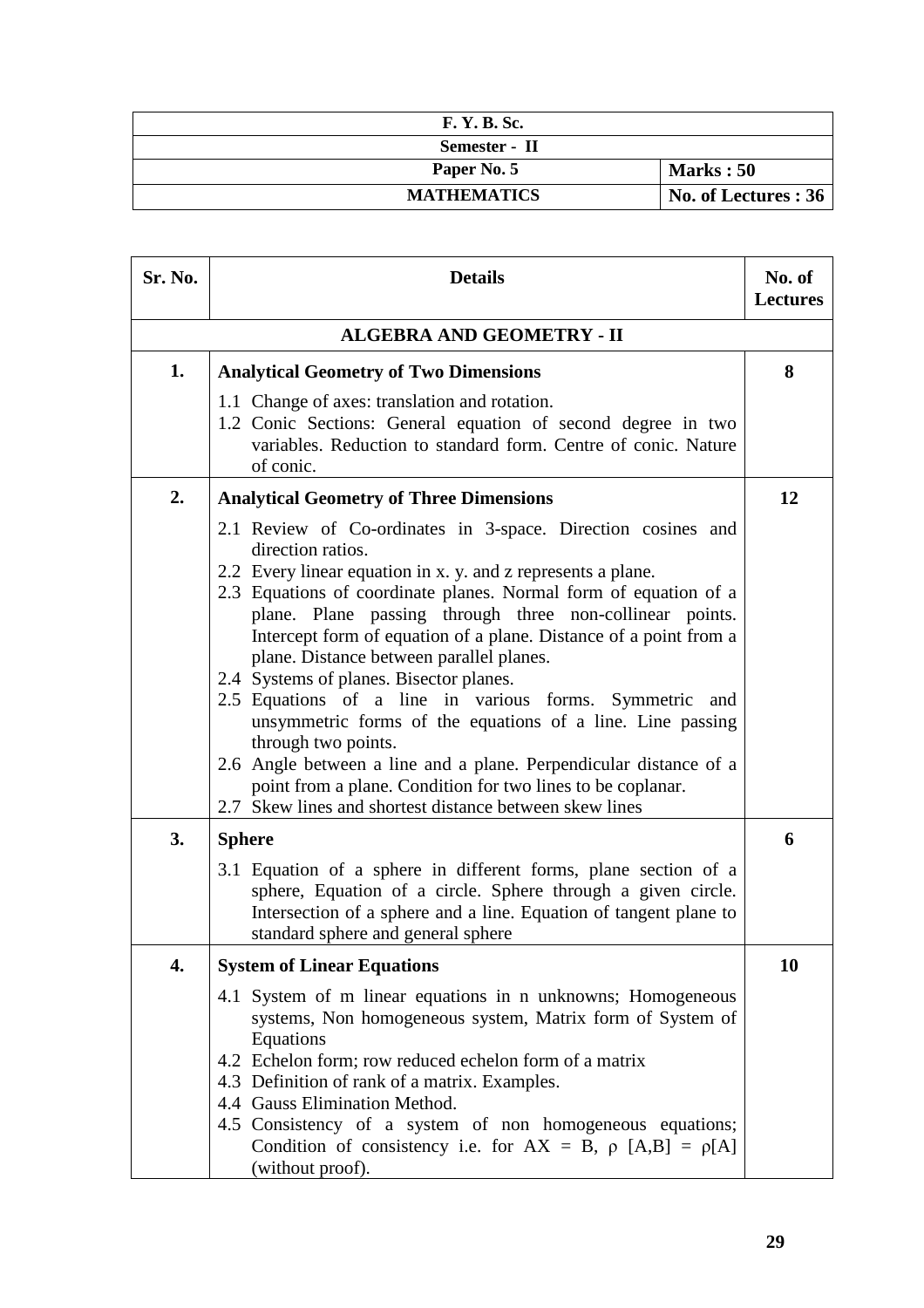| F. Y. B. Sc. | |
|---|---|
| Semester - II | |
| Paper No. 5 | Marks : 50 |
| MATHEMATICS | No. of Lectures : 36 |

| Sr. No. | Details | No. of Lectures |
|---|---|---|
| | **ALGEBRA AND GEOMETRY - II** | |
| **1.** | **Analytical Geometry of Two Dimensions**<br>1.1 Change of axes: translation and rotation.<br>1.2 Conic Sections: General equation of second degree in two variables. Reduction to standard form. Centre of conic. Nature of conic. | **8** |
| **2.** | **Analytical Geometry of Three Dimensions**<br>2.1 Review of Co-ordinates in 3-space. Direction cosines and direction ratios.<br>2.2 Every linear equation in x. y. and z represents a plane.<br>2.3 Equations of coordinate planes. Normal form of equation of a plane. Plane passing through three non-collinear points. Intercept form of equation of a plane. Distance of a point from a plane. Distance between parallel planes.<br>2.4 Systems of planes. Bisector planes.<br>2.5 Equations of a line in various forms. Symmetric and unsymmetric forms of the equations of a line. Line passing through two points.<br>2.6 Angle between a line and a plane. Perpendicular distance of a point from a plane. Condition for two lines to be coplanar.<br>2.7 Skew lines and shortest distance between skew lines | **12** |
| **3.** | **Sphere**<br>3.1 Equation of a sphere in different forms, plane section of a sphere, Equation of a circle. Sphere through a given circle. Intersection of a sphere and a line. Equation of tangent plane to standard sphere and general sphere | **6** |
| **4.** | **System of Linear Equations**<br>4.1 System of m linear equations in n unknowns; Homogeneous systems, Non homogeneous system, Matrix form of System of Equations<br>4.2 Echelon form; row reduced echelon form of a matrix<br>4.3 Definition of rank of a matrix. Examples.<br>4.4 Gauss Elimination Method.<br>4.5 Consistency of a system of non homogeneous equations; Condition of consistency i.e. for $AX = B$, $\rho\ [A,B] = \rho[A]$ (without proof). | **10** |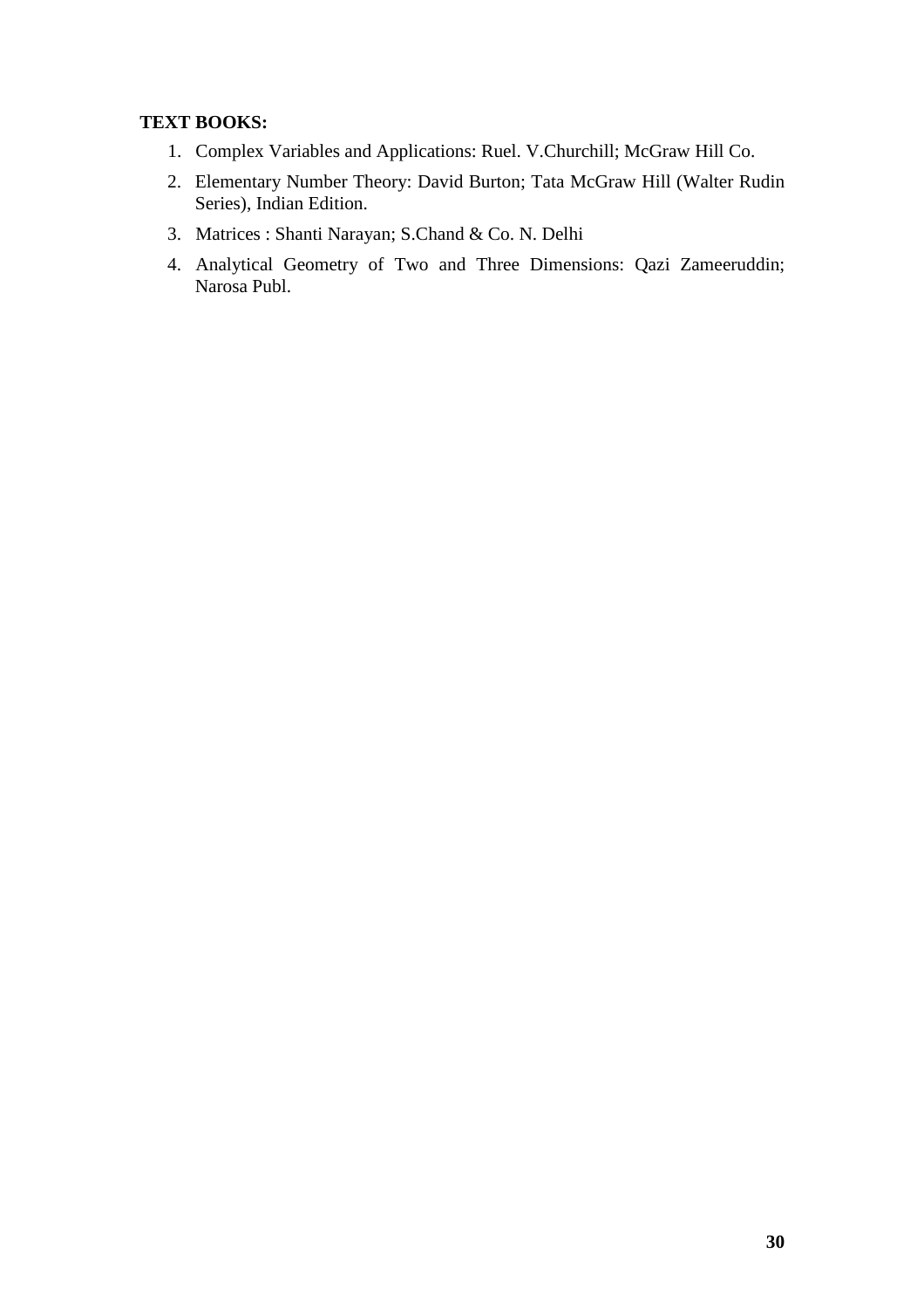**TEXT BOOKS:**

1. Complex Variables and Applications: Ruel. V.Churchill; McGraw Hill Co.
2. Elementary Number Theory: David Burton; Tata McGraw Hill (Walter Rudin Series), Indian Edition.
3. Matrices : Shanti Narayan; S.Chand & Co. N. Delhi
4. Analytical Geometry of Two and Three Dimensions: Qazi Zameeruddin; Narosa Publ.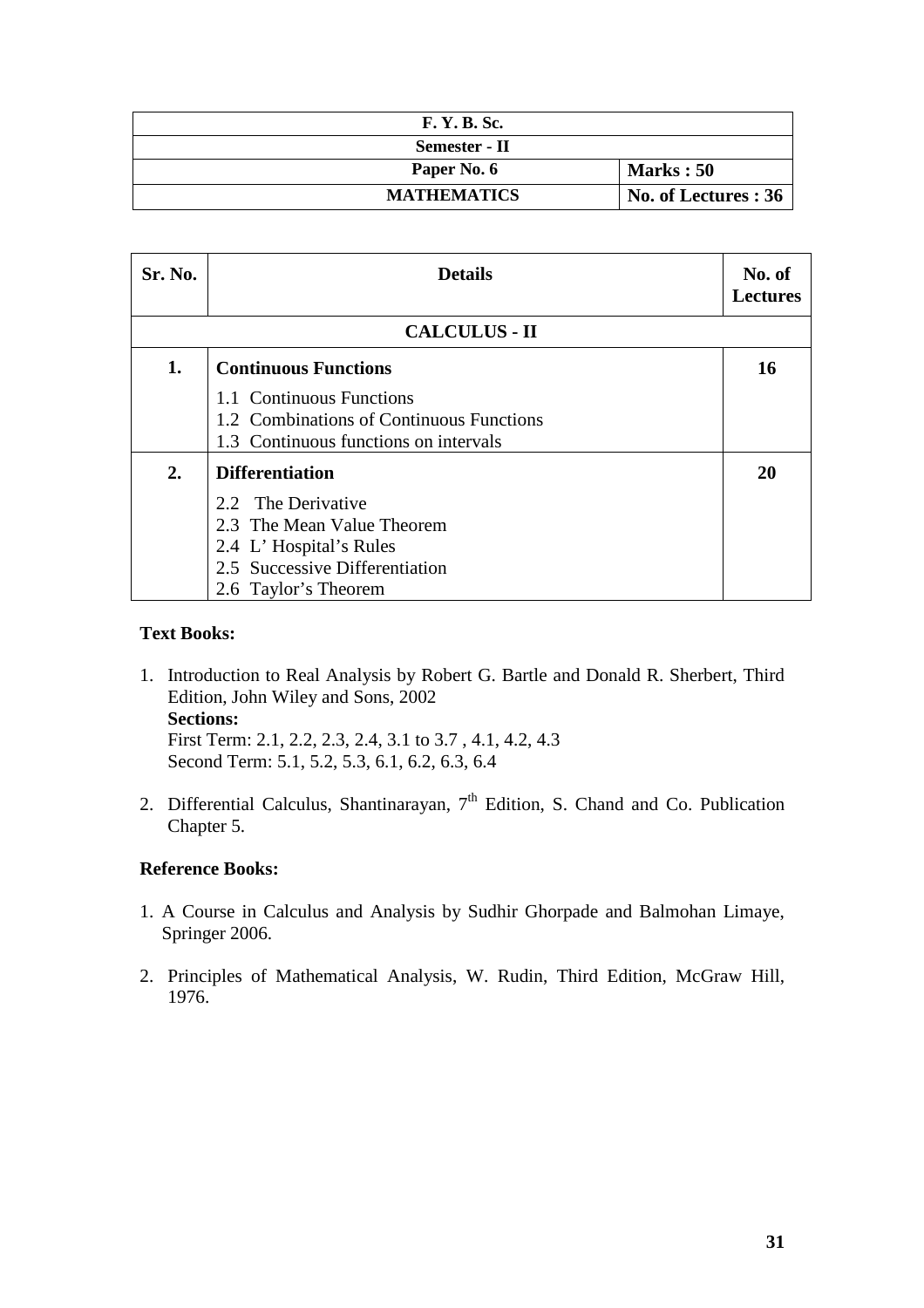| F. Y. B. Sc. | |
|---|---|
| Semester - II | |
| Paper No. 6 | Marks : 50 |
| MATHEMATICS | No. of Lectures : 36 |

| Sr. No. | Details | No. of Lectures |
|---|---|---|
| | **CALCULUS - II** | |
| 1. | **Continuous Functions**<br>1.1 Continuous Functions<br>1.2 Combinations of Continuous Functions<br>1.3 Continuous functions on intervals | 16 |
| 2. | **Differentiation**<br>2.2 The Derivative<br>2.3 The Mean Value Theorem<br>2.4 L' Hospital's Rules<br>2.5 Successive Differentiation<br>2.6 Taylor's Theorem | 20 |

**Text Books:**

1. Introduction to Real Analysis by Robert G. Bartle and Donald R. Sherbert, Third Edition, John Wiley and Sons, 2002
   **Sections:**
   First Term: 2.1, 2.2, 2.3, 2.4, 3.1 to 3.7 , 4.1, 4.2, 4.3
   Second Term: 5.1, 5.2, 5.3, 6.1, 6.2, 6.3, 6.4

2. Differential Calculus, Shantinarayan, 7th Edition, S. Chand and Co. Publication Chapter 5.

**Reference Books:**

1. A Course in Calculus and Analysis by Sudhir Ghorpade and Balmohan Limaye, Springer 2006.

2. Principles of Mathematical Analysis, W. Rudin, Third Edition, McGraw Hill, 1976.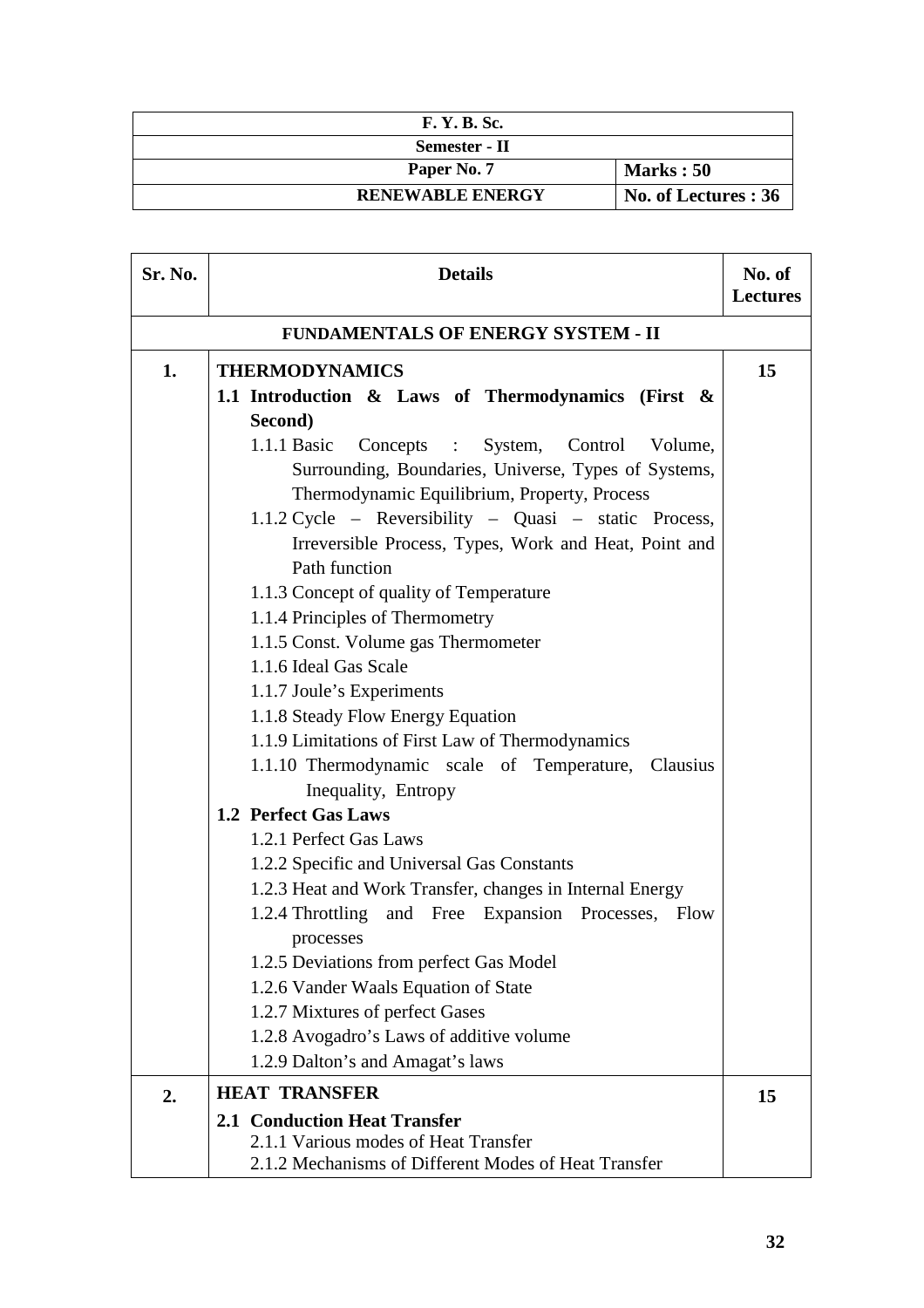| F. Y. B. Sc. | |
|---|---|
| Semester - II | |
| Paper No. 7 | Marks : 50 |
| RENEWABLE ENERGY | No. of Lectures : 36 |

| Sr. No. | Details | No. of Lectures |
|---|---|---|
| | **FUNDAMENTALS OF ENERGY SYSTEM - II** | |
| 1. | **THERMODYNAMICS**<br>**1.1 Introduction & Laws of Thermodynamics (First & Second)**<br>1.1.1 Basic Concepts : System, Control Volume, Surrounding, Boundaries, Universe, Types of Systems, Thermodynamic Equilibrium, Property, Process<br>1.1.2 Cycle – Reversibility – Quasi – static Process, Irreversible Process, Types, Work and Heat, Point and Path function<br>1.1.3 Concept of quality of Temperature<br>1.1.4 Principles of Thermometry<br>1.1.5 Const. Volume gas Thermometer<br>1.1.6 Ideal Gas Scale<br>1.1.7 Joule's Experiments<br>1.1.8 Steady Flow Energy Equation<br>1.1.9 Limitations of First Law of Thermodynamics<br>1.1.10 Thermodynamic scale of Temperature, Clausius Inequality, Entropy<br>**1.2 Perfect Gas Laws**<br>1.2.1 Perfect Gas Laws<br>1.2.2 Specific and Universal Gas Constants<br>1.2.3 Heat and Work Transfer, changes in Internal Energy<br>1.2.4 Throttling and Free Expansion Processes, Flow processes<br>1.2.5 Deviations from perfect Gas Model<br>1.2.6 Vander Waals Equation of State<br>1.2.7 Mixtures of perfect Gases<br>1.2.8 Avogadro's Laws of additive volume<br>1.2.9 Dalton's and Amagat's laws | 15 |
| 2. | **HEAT TRANSFER**<br>**2.1 Conduction Heat Transfer**<br>2.1.1 Various modes of Heat Transfer<br>2.1.2 Mechanisms of Different Modes of Heat Transfer | 15 |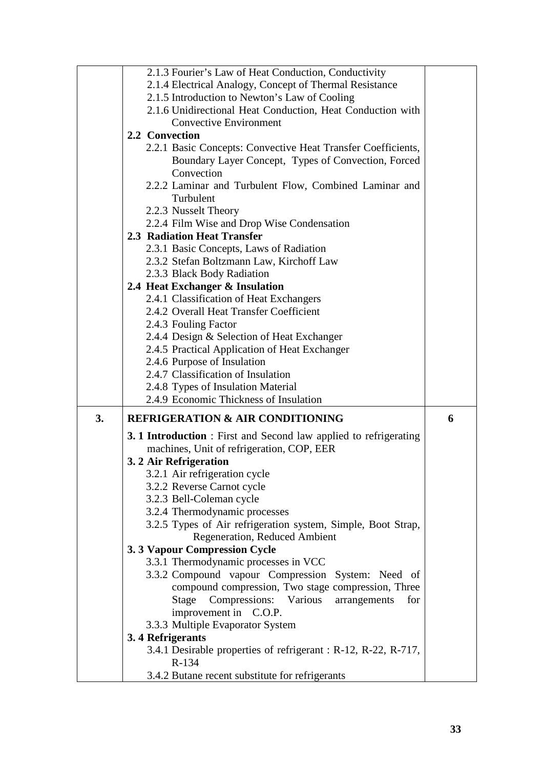| | | |
|---|---|---|
| | 2.1.3 Fourier's Law of Heat Conduction, Conductivity<br>2.1.4 Electrical Analogy, Concept of Thermal Resistance<br>2.1.5 Introduction to Newton's Law of Cooling<br>2.1.6 Unidirectional Heat Conduction, Heat Conduction with Convective Environment<br>**2.2 Convection**<br>2.2.1 Basic Concepts: Convective Heat Transfer Coefficients, Boundary Layer Concept, Types of Convection, Forced Convection<br>2.2.2 Laminar and Turbulent Flow, Combined Laminar and Turbulent<br>2.2.3 Nusselt Theory<br>2.2.4 Film Wise and Drop Wise Condensation<br>**2.3 Radiation Heat Transfer**<br>2.3.1 Basic Concepts, Laws of Radiation<br>2.3.2 Stefan Boltzmann Law, Kirchoff Law<br>2.3.3 Black Body Radiation<br>**2.4 Heat Exchanger & Insulation**<br>2.4.1 Classification of Heat Exchangers<br>2.4.2 Overall Heat Transfer Coefficient<br>2.4.3 Fouling Factor<br>2.4.4 Design & Selection of Heat Exchanger<br>2.4.5 Practical Application of Heat Exchanger<br>2.4.6 Purpose of Insulation<br>2.4.7 Classification of Insulation<br>2.4.8 Types of Insulation Material<br>2.4.9 Economic Thickness of Insulation | |
| **3.** | **REFRIGERATION & AIR CONDITIONING**<br><br>**3. 1 Introduction** : First and Second law applied to refrigerating machines, Unit of refrigeration, COP, EER<br>**3. 2 Air Refrigeration**<br>3.2.1 Air refrigeration cycle<br>3.2.2 Reverse Carnot cycle<br>3.2.3 Bell-Coleman cycle<br>3.2.4 Thermodynamic processes<br>3.2.5 Types of Air refrigeration system, Simple, Boot Strap, Regeneration, Reduced Ambient<br>**3. 3 Vapour Compression Cycle**<br>3.3.1 Thermodynamic processes in VCC<br>3.3.2 Compound vapour Compression System: Need of compound compression, Two stage compression, Three Stage Compressions: Various arrangements for improvement in C.O.P.<br>3.3.3 Multiple Evaporator System<br>**3. 4 Refrigerants**<br>3.4.1 Desirable properties of refrigerant : R-12, R-22, R-717, R-134<br>3.4.2 Butane recent substitute for refrigerants | **6** |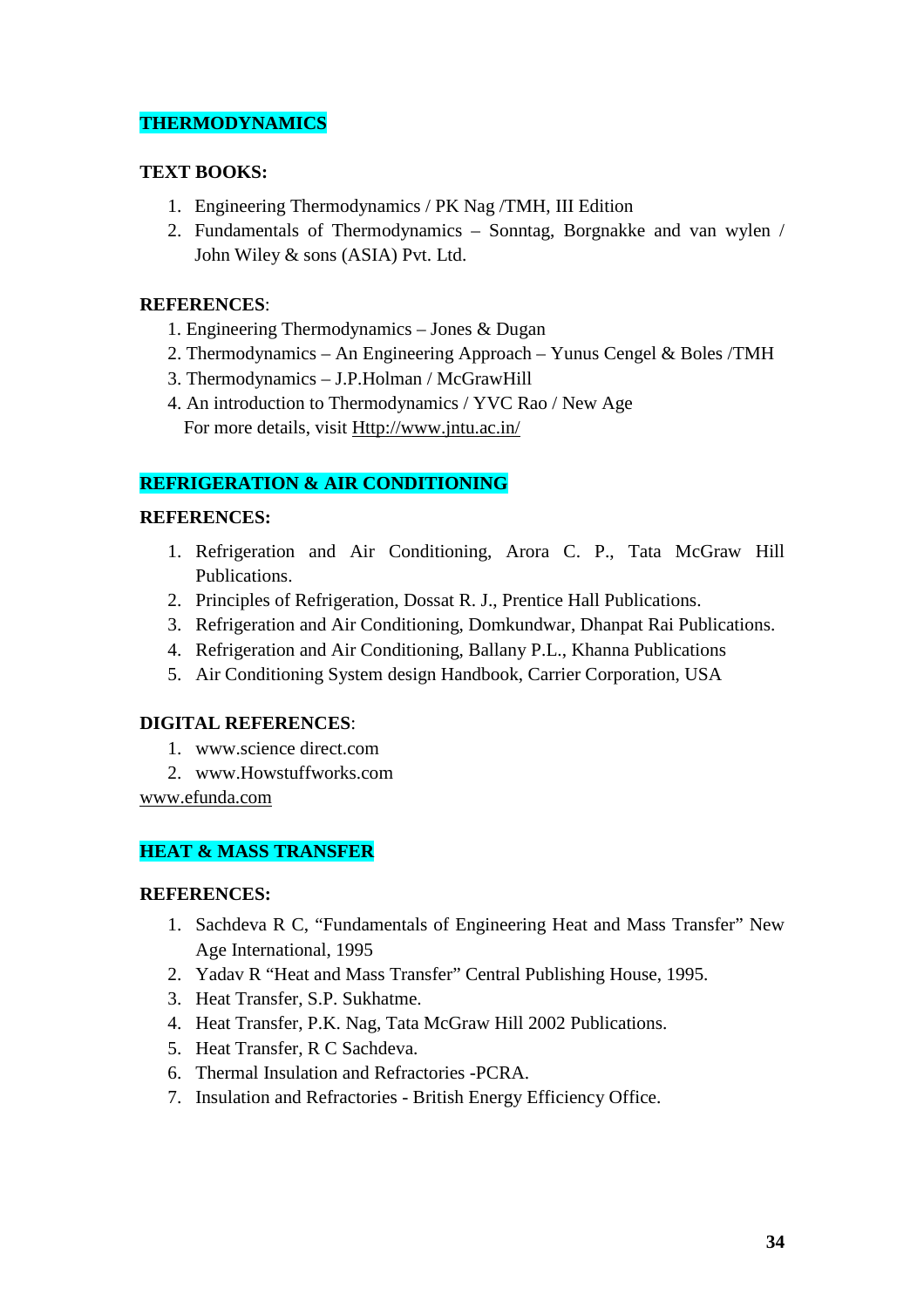## THERMODYNAMICS

**TEXT BOOKS:**

1. Engineering Thermodynamics / PK Nag /TMH, III Edition
2. Fundamentals of Thermodynamics – Sonntag, Borgnakke and van wylen / John Wiley & sons (ASIA) Pvt. Ltd.

**REFERENCES**:

1. Engineering Thermodynamics – Jones & Dugan
2. Thermodynamics – An Engineering Approach – Yunus Cengel & Boles /TMH
3. Thermodynamics – J.P.Holman / McGrawHill
4. An introduction to Thermodynamics / YVC Rao / New Age

For more details, visit Http://www.jntu.ac.in/

## REFRIGERATION & AIR CONDITIONING

**REFERENCES:**

1. Refrigeration and Air Conditioning, Arora C. P., Tata McGraw Hill Publications.
2. Principles of Refrigeration, Dossat R. J., Prentice Hall Publications.
3. Refrigeration and Air Conditioning, Domkundwar, Dhanpat Rai Publications.
4. Refrigeration and Air Conditioning, Ballany P.L., Khanna Publications
5. Air Conditioning System design Handbook, Carrier Corporation, USA

**DIGITAL REFERENCES**:

1. www.science direct.com
2. www.Howstuffworks.com

www.efunda.com

## HEAT & MASS TRANSFER

**REFERENCES:**

1. Sachdeva R C, “Fundamentals of Engineering Heat and Mass Transfer” New Age International, 1995
2. Yadav R “Heat and Mass Transfer” Central Publishing House, 1995.
3. Heat Transfer, S.P. Sukhatme.
4. Heat Transfer, P.K. Nag, Tata McGraw Hill 2002 Publications.
5. Heat Transfer, R C Sachdeva.
6. Thermal Insulation and Refractories -PCRA.
7. Insulation and Refractories - British Energy Efficiency Office.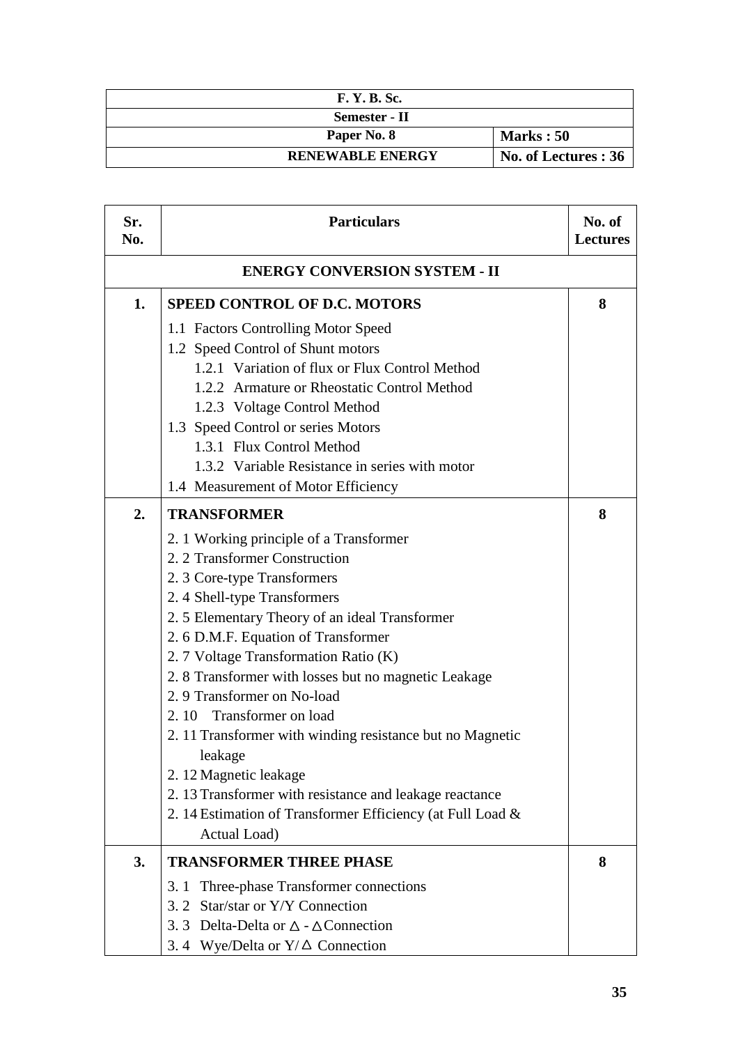| F. Y. B. Sc. | |
|---|---|
| **Semester - II** | |
| **Paper No. 8** | **Marks : 50** |
| **RENEWABLE ENERGY** | **No. of Lectures : 36** |

| Sr. No. | Particulars | No. of Lectures |
|---|---|---|
| | **ENERGY CONVERSION SYSTEM - II** | |
| **1.** | **SPEED CONTROL OF D.C. MOTORS**<br>1.1 Factors Controlling Motor Speed<br>1.2 Speed Control of Shunt motors<br>1.2.1 Variation of flux or Flux Control Method<br>1.2.2 Armature or Rheostatic Control Method<br>1.2.3 Voltage Control Method<br>1.3 Speed Control or series Motors<br>1.3.1 Flux Control Method<br>1.3.2 Variable Resistance in series with motor<br>1.4 Measurement of Motor Efficiency | **8** |
| **2.** | **TRANSFORMER**<br>2. 1 Working principle of a Transformer<br>2. 2 Transformer Construction<br>2. 3 Core-type Transformers<br>2. 4 Shell-type Transformers<br>2. 5 Elementary Theory of an ideal Transformer<br>2. 6 D.M.F. Equation of Transformer<br>2. 7 Voltage Transformation Ratio (K)<br>2. 8 Transformer with losses but no magnetic Leakage<br>2. 9 Transformer on No-load<br>2. 10 Transformer on load<br>2. 11 Transformer with winding resistance but no Magnetic leakage<br>2. 12 Magnetic leakage<br>2. 13 Transformer with resistance and leakage reactance<br>2. 14 Estimation of Transformer Efficiency (at Full Load & Actual Load) | **8** |
| **3.** | **TRANSFORMER THREE PHASE**<br>3. 1 Three-phase Transformer connections<br>3. 2 Star/star or Y/Y Connection<br>3. 3 Delta-Delta or $\Delta$ - $\Delta$ Connection<br>3. 4 Wye/Delta or Y/ $\Delta$ Connection | **8** |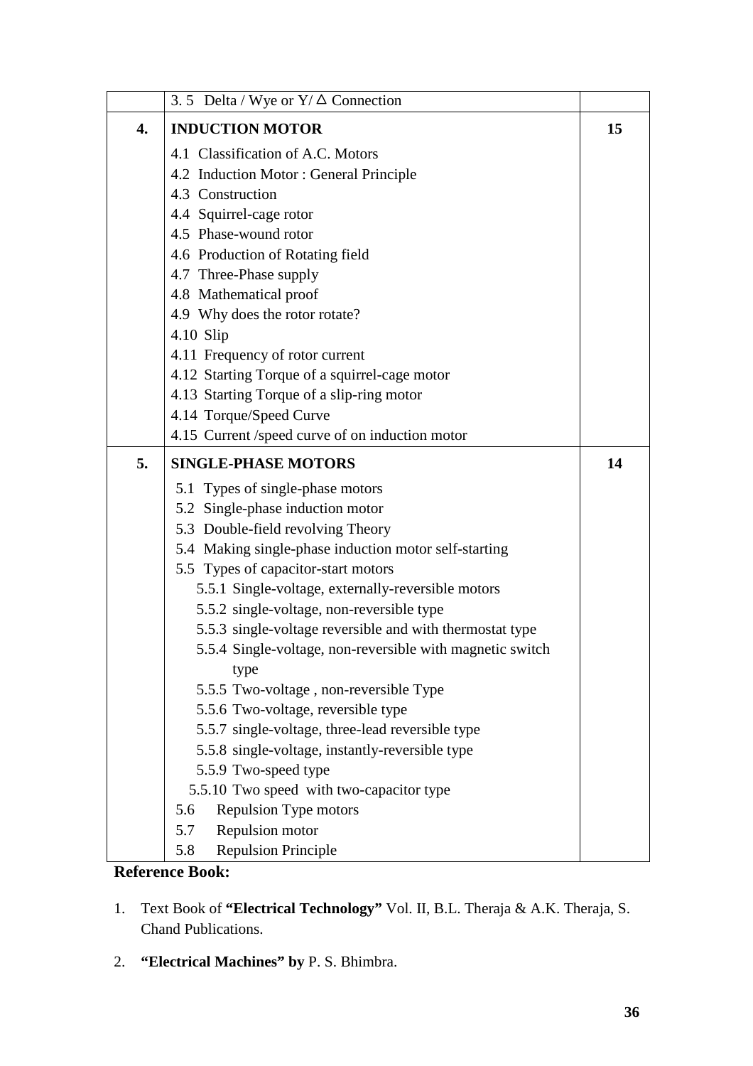|  |  |  |
|---|---|---|
|  | 3. 5 Delta / Wye or Y/ Δ Connection |  |
| **4.** | **INDUCTION MOTOR**<br>4.1 Classification of A.C. Motors<br>4.2 Induction Motor : General Principle<br>4.3 Construction<br>4.4 Squirrel-cage rotor<br>4.5 Phase-wound rotor<br>4.6 Production of Rotating field<br>4.7 Three-Phase supply<br>4.8 Mathematical proof<br>4.9 Why does the rotor rotate?<br>4.10 Slip<br>4.11 Frequency of rotor current<br>4.12 Starting Torque of a squirrel-cage motor<br>4.13 Starting Torque of a slip-ring motor<br>4.14 Torque/Speed Curve<br>4.15 Current /speed curve of on induction motor | **15** |
| **5.** | **SINGLE-PHASE MOTORS**<br>5.1 Types of single-phase motors<br>5.2 Single-phase induction motor<br>5.3 Double-field revolving Theory<br>5.4 Making single-phase induction motor self-starting<br>5.5 Types of capacitor-start motors<br>5.5.1 Single-voltage, externally-reversible motors<br>5.5.2 single-voltage, non-reversible type<br>5.5.3 single-voltage reversible and with thermostat type<br>5.5.4 Single-voltage, non-reversible with magnetic switch type<br>5.5.5 Two-voltage , non-reversible Type<br>5.5.6 Two-voltage, reversible type<br>5.5.7 single-voltage, three-lead reversible type<br>5.5.8 single-voltage, instantly-reversible type<br>5.5.9 Two-speed type<br>5.5.10 Two speed with two-capacitor type<br>5.6 Repulsion Type motors<br>5.7 Repulsion motor<br>5.8 Repulsion Principle | **14** |

**Reference Book:**

1. Text Book of **"Electrical Technology"** Vol. II, B.L. Theraja & A.K. Theraja, S. Chand Publications.
2. **"Electrical Machines" by** P. S. Bhimbra.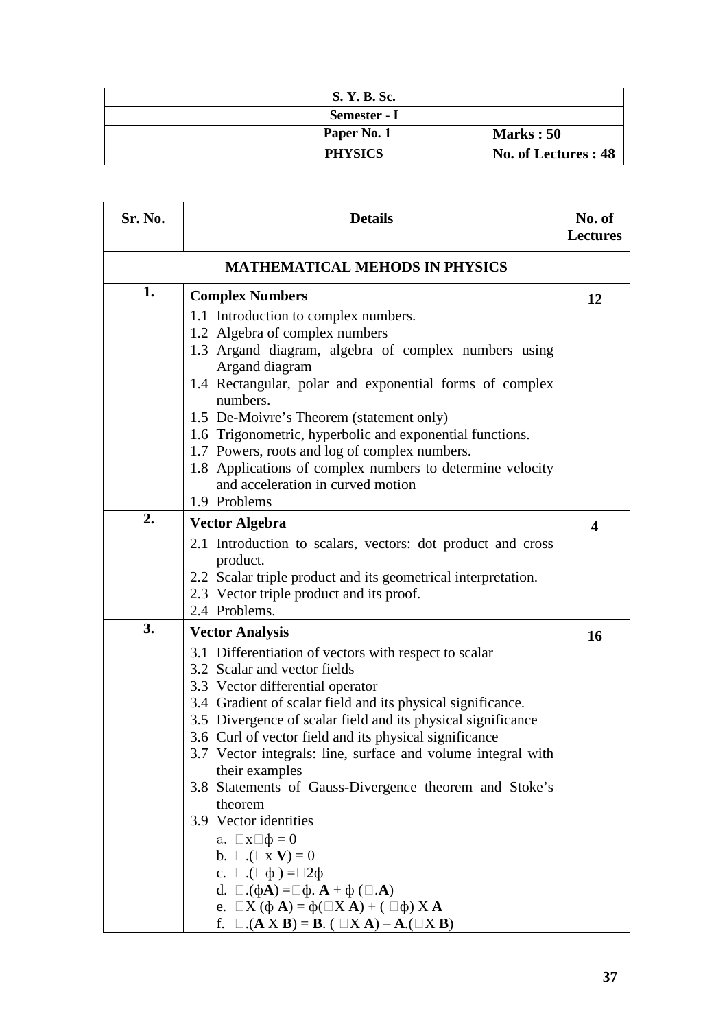| S. Y. B. Sc. | |
|---|---|
| Semester - I | |
| Paper No. 1 | Marks : 50 |
| PHYSICS | No. of Lectures : 48 |

| Sr. No. | Details | No. of Lectures |
|---|---|---|
| | **MATHEMATICAL MEHODS IN PHYSICS** | |
| 1. | **Complex Numbers**<br>1.1 Introduction to complex numbers.<br>1.2 Algebra of complex numbers<br>1.3 Argand diagram, algebra of complex numbers using Argand diagram<br>1.4 Rectangular, polar and exponential forms of complex numbers.<br>1.5 De-Moivre's Theorem (statement only)<br>1.6 Trigonometric, hyperbolic and exponential functions.<br>1.7 Powers, roots and log of complex numbers.<br>1.8 Applications of complex numbers to determine velocity and acceleration in curved motion<br>1.9 Problems | 12 |
| 2. | **Vector Algebra**<br>2.1 Introduction to scalars, vectors: dot product and cross product.<br>2.2 Scalar triple product and its geometrical interpretation.<br>2.3 Vector triple product and its proof.<br>2.4 Problems. | 4 |
| 3. | **Vector Analysis**<br>3.1 Differentiation of vectors with respect to scalar<br>3.2 Scalar and vector fields<br>3.3 Vector differential operator<br>3.4 Gradient of scalar field and its physical significance.<br>3.5 Divergence of scalar field and its physical significance<br>3.6 Curl of vector field and its physical significance<br>3.7 Vector integrals: line, surface and volume integral with their examples<br>3.8 Statements of Gauss-Divergence theorem and Stoke's theorem<br>3.9 Vector identities<br>a. $\nabla \times \nabla \phi = 0$<br>b. $\nabla \cdot (\nabla \times \mathbf{V}) = 0$<br>c. $\nabla \cdot (\nabla \phi) = \nabla^2 \phi$<br>d. $\nabla \cdot (\phi \mathbf{A}) = \nabla \phi \cdot \mathbf{A} + \phi (\nabla \cdot \mathbf{A})$<br>e. $\nabla \times (\phi \mathbf{A}) = \phi (\nabla \times \mathbf{A}) + (\nabla \phi) \times \mathbf{A}$<br>f. $\nabla \cdot (\mathbf{A} \times \mathbf{B}) = \mathbf{B} \cdot (\nabla \times \mathbf{A}) - \mathbf{A} \cdot (\nabla \times \mathbf{B})$ | 16 |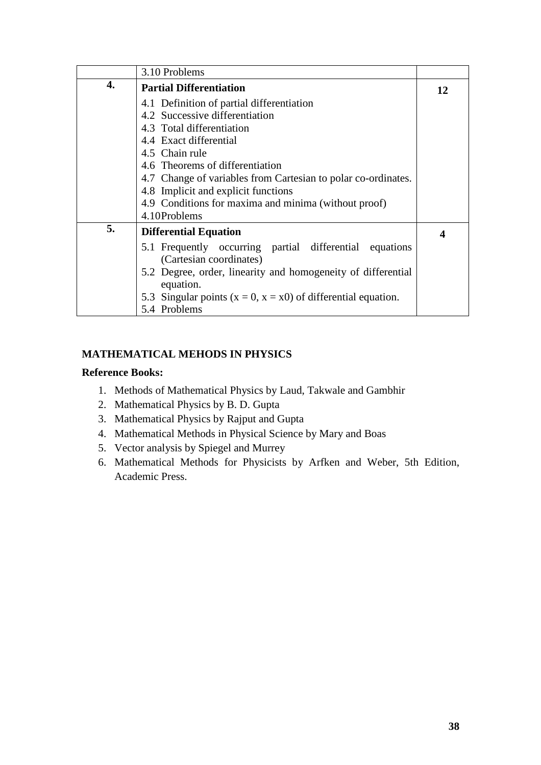|  | 3.10 Problems |  |
|---|---|---|
| **4.** | **Partial Differentiation**<br>4.1 Definition of partial differentiation<br>4.2 Successive differentiation<br>4.3 Total differentiation<br>4.4 Exact differential<br>4.5 Chain rule<br>4.6 Theorems of differentiation<br>4.7 Change of variables from Cartesian to polar co-ordinates.<br>4.8 Implicit and explicit functions<br>4.9 Conditions for maxima and minima (without proof)<br>4.10 Problems | **12** |
| **5.** | **Differential Equation**<br>5.1 Frequently occurring partial differential equations (Cartesian coordinates)<br>5.2 Degree, order, linearity and homogeneity of differential equation.<br>5.3 Singular points ($x = 0$, $x = x0$) of differential equation.<br>5.4 Problems | **4** |

**MATHEMATICAL MEHODS IN PHYSICS**

**Reference Books:**

1. Methods of Mathematical Physics by Laud, Takwale and Gambhir
2. Mathematical Physics by B. D. Gupta
3. Mathematical Physics by Rajput and Gupta
4. Mathematical Methods in Physical Science by Mary and Boas
5. Vector analysis by Spiegel and Murrey
6. Mathematical Methods for Physicists by Arfken and Weber, 5th Edition, Academic Press.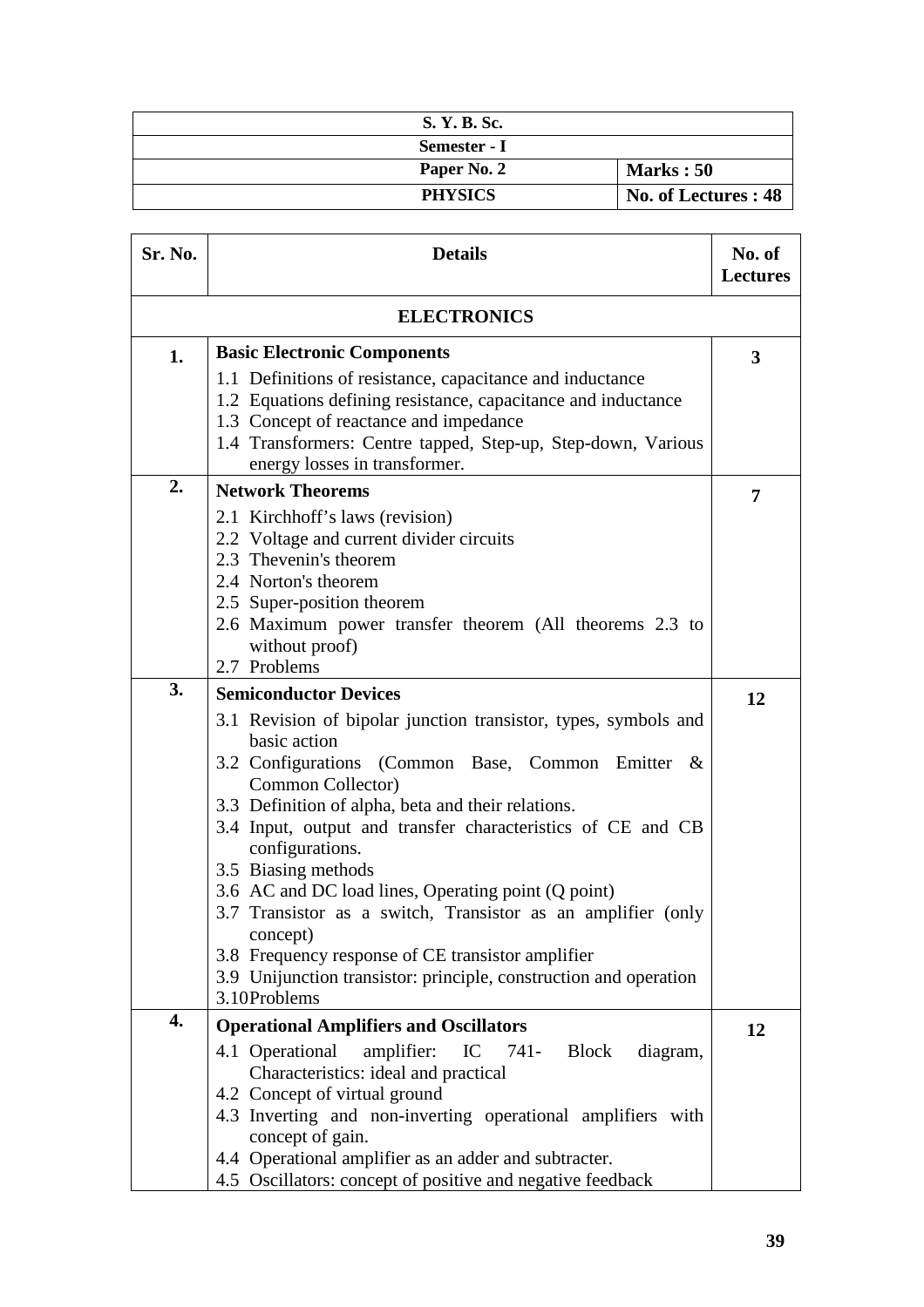| S. Y. B. Sc. | |
|---|---|
| Semester - I | |
| Paper No. 2 | Marks : 50 |
| PHYSICS | No. of Lectures : 48 |

| Sr. No. | Details | No. of Lectures |
|---|---|---|
| | **ELECTRONICS** | |
| 1. | **Basic Electronic Components**<br>1.1 Definitions of resistance, capacitance and inductance<br>1.2 Equations defining resistance, capacitance and inductance<br>1.3 Concept of reactance and impedance<br>1.4 Transformers: Centre tapped, Step-up, Step-down, Various energy losses in transformer. | 3 |
| 2. | **Network Theorems**<br>2.1 Kirchhoff's laws (revision)<br>2.2 Voltage and current divider circuits<br>2.3 Thevenin's theorem<br>2.4 Norton's theorem<br>2.5 Super-position theorem<br>2.6 Maximum power transfer theorem (All theorems 2.3 to without proof)<br>2.7 Problems | 7 |
| 3. | **Semiconductor Devices**<br>3.1 Revision of bipolar junction transistor, types, symbols and basic action<br>3.2 Configurations (Common Base, Common Emitter & Common Collector)<br>3.3 Definition of alpha, beta and their relations.<br>3.4 Input, output and transfer characteristics of CE and CB configurations.<br>3.5 Biasing methods<br>3.6 AC and DC load lines, Operating point (Q point)<br>3.7 Transistor as a switch, Transistor as an amplifier (only concept)<br>3.8 Frequency response of CE transistor amplifier<br>3.9 Unijunction transistor: principle, construction and operation<br>3.10 Problems | 12 |
| 4. | **Operational Amplifiers and Oscillators**<br>4.1 Operational amplifier: IC 741- Block diagram, Characteristics: ideal and practical<br>4.2 Concept of virtual ground<br>4.3 Inverting and non-inverting operational amplifiers with concept of gain.<br>4.4 Operational amplifier as an adder and subtracter.<br>4.5 Oscillators: concept of positive and negative feedback | 12 |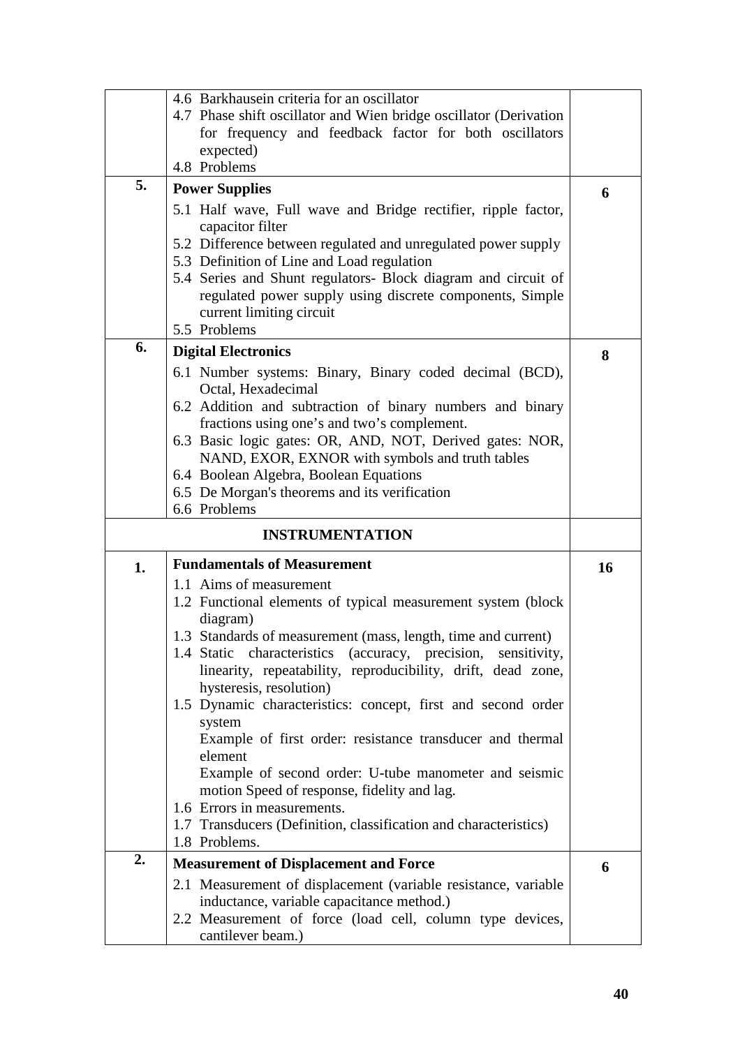| | | |
|---|---|---|
| | 4.6 Barkhausein criteria for an oscillator<br>4.7 Phase shift oscillator and Wien bridge oscillator (Derivation for frequency and feedback factor for both oscillators expected)<br>4.8 Problems | |
| **5.** | **Power Supplies**<br>5.1 Half wave, Full wave and Bridge rectifier, ripple factor, capacitor filter<br>5.2 Difference between regulated and unregulated power supply<br>5.3 Definition of Line and Load regulation<br>5.4 Series and Shunt regulators- Block diagram and circuit of regulated power supply using discrete components, Simple current limiting circuit<br>5.5 Problems | **6** |
| **6.** | **Digital Electronics**<br>6.1 Number systems: Binary, Binary coded decimal (BCD), Octal, Hexadecimal<br>6.2 Addition and subtraction of binary numbers and binary fractions using one's and two's complement.<br>6.3 Basic logic gates: OR, AND, NOT, Derived gates: NOR, NAND, EXOR, EXNOR with symbols and truth tables<br>6.4 Boolean Algebra, Boolean Equations<br>6.5 De Morgan's theorems and its verification<br>6.6 Problems | **8** |
| | **INSTRUMENTATION** | |
| **1.** | **Fundamentals of Measurement**<br>1.1 Aims of measurement<br>1.2 Functional elements of typical measurement system (block diagram)<br>1.3 Standards of measurement (mass, length, time and current)<br>1.4 Static characteristics (accuracy, precision, sensitivity, linearity, repeatability, reproducibility, drift, dead zone, hysteresis, resolution)<br>1.5 Dynamic characteristics: concept, first and second order system<br>Example of first order: resistance transducer and thermal element<br>Example of second order: U-tube manometer and seismic motion Speed of response, fidelity and lag.<br>1.6 Errors in measurements.<br>1.7 Transducers (Definition, classification and characteristics)<br>1.8 Problems. | **16** |
| **2.** | **Measurement of Displacement and Force**<br>2.1 Measurement of displacement (variable resistance, variable inductance, variable capacitance method.)<br>2.2 Measurement of force (load cell, column type devices, cantilever beam.) | **6** |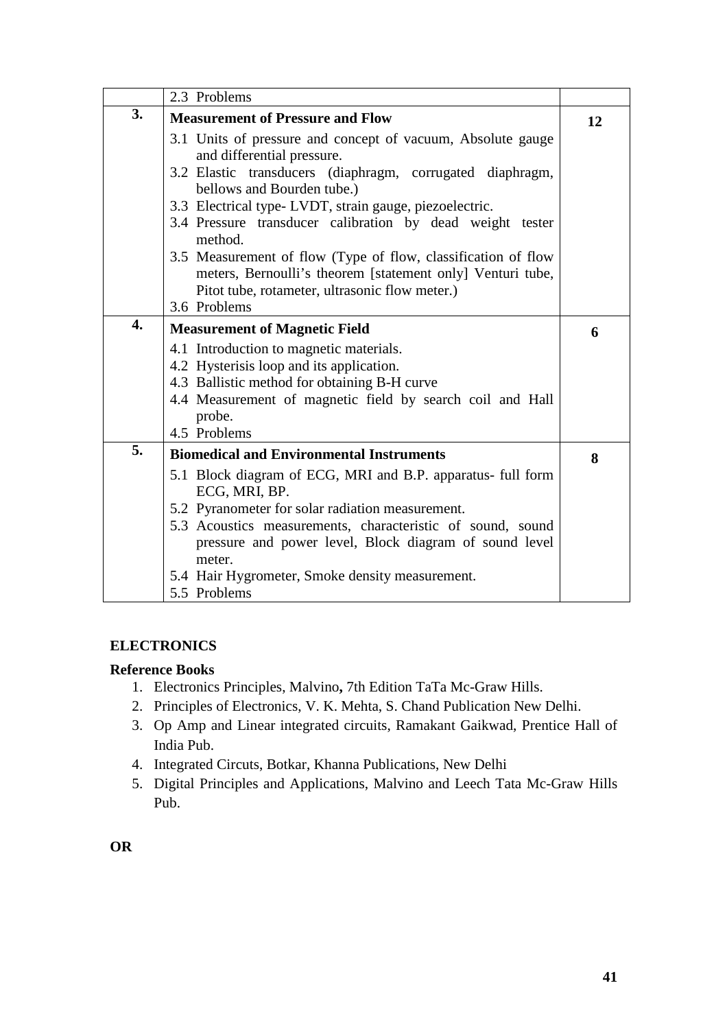| | | |
|---|---|---|
| | 2.3 Problems | |
| **3.** | **Measurement of Pressure and Flow**<br>3.1 Units of pressure and concept of vacuum, Absolute gauge and differential pressure.<br>3.2 Elastic transducers (diaphragm, corrugated diaphragm, bellows and Bourden tube.)<br>3.3 Electrical type- LVDT, strain gauge, piezoelectric.<br>3.4 Pressure transducer calibration by dead weight tester method.<br>3.5 Measurement of flow (Type of flow, classification of flow meters, Bernoulli's theorem [statement only] Venturi tube, Pitot tube, rotameter, ultrasonic flow meter.)<br>3.6 Problems | **12** |
| **4.** | **Measurement of Magnetic Field**<br>4.1 Introduction to magnetic materials.<br>4.2 Hysterisis loop and its application.<br>4.3 Ballistic method for obtaining B-H curve<br>4.4 Measurement of magnetic field by search coil and Hall probe.<br>4.5 Problems | **6** |
| **5.** | **Biomedical and Environmental Instruments**<br>5.1 Block diagram of ECG, MRI and B.P. apparatus- full form ECG, MRI, BP.<br>5.2 Pyranometer for solar radiation measurement.<br>5.3 Acoustics measurements, characteristic of sound, sound pressure and power level, Block diagram of sound level meter.<br>5.4 Hair Hygrometer, Smoke density measurement.<br>5.5 Problems | **8** |

**ELECTRONICS**

**Reference Books**

1. Electronics Principles, Malvino**,** 7th Edition TaTa Mc-Graw Hills.
2. Principles of Electronics, V. K. Mehta, S. Chand Publication New Delhi.
3. Op Amp and Linear integrated circuits, Ramakant Gaikwad, Prentice Hall of India Pub.
4. Integrated Circuts, Botkar, Khanna Publications, New Delhi
5. Digital Principles and Applications, Malvino and Leech Tata Mc-Graw Hills Pub.

**OR**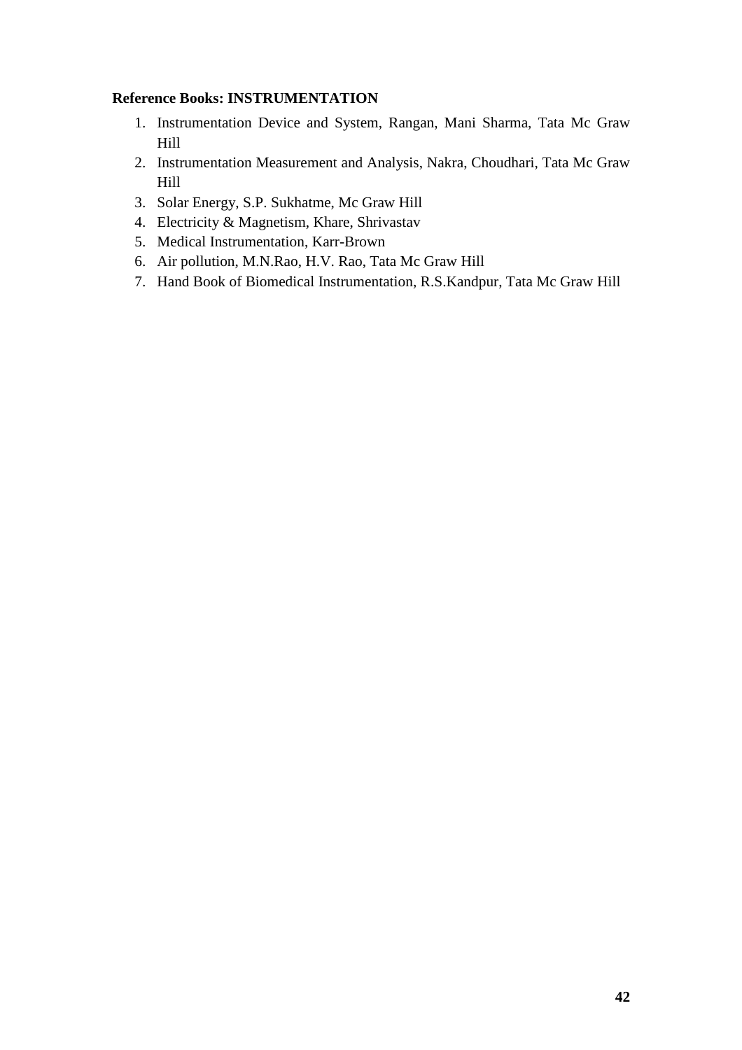**Reference Books: INSTRUMENTATION**

1. Instrumentation Device and System, Rangan, Mani Sharma, Tata Mc Graw Hill
2. Instrumentation Measurement and Analysis, Nakra, Choudhari, Tata Mc Graw Hill
3. Solar Energy, S.P. Sukhatme, Mc Graw Hill
4. Electricity & Magnetism, Khare, Shrivastav
5. Medical Instrumentation, Karr-Brown
6. Air pollution, M.N.Rao, H.V. Rao, Tata Mc Graw Hill
7. Hand Book of Biomedical Instrumentation, R.S.Kandpur, Tata Mc Graw Hill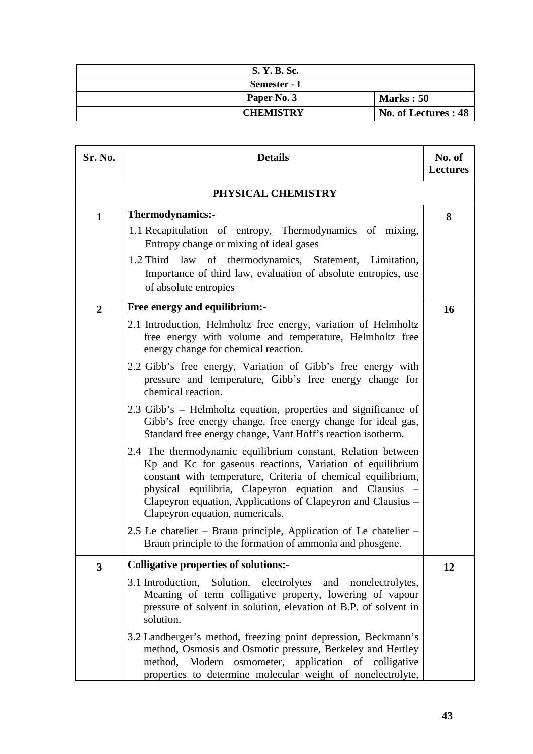| S. Y. B. Sc. | |
|---|---|
| Semester - I | |
| Paper No. 3 | Marks : 50 |
| CHEMISTRY | No. of Lectures : 48 |

| Sr. No. | Details | No. of Lectures |
|---|---|---|
| | **PHYSICAL CHEMISTRY** | |
| 1 | **Thermodynamics:-**<br>1.1 Recapitulation of entropy, Thermodynamics of mixing, Entropy change or mixing of ideal gases<br>1.2 Third law of thermodynamics, Statement, Limitation, Importance of third law, evaluation of absolute entropies, use of absolute entropies | 8 |
| 2 | **Free energy and equilibrium:-**<br>2.1 Introduction, Helmholtz free energy, variation of Helmholtz free energy with volume and temperature, Helmholtz free energy change for chemical reaction.<br>2.2 Gibb's free energy, Variation of Gibb's free energy with pressure and temperature, Gibb's free energy change for chemical reaction.<br>2.3 Gibb's – Helmholtz equation, properties and significance of Gibb's free energy change, free energy change for ideal gas, Standard free energy change, Vant Hoff's reaction isotherm.<br>2.4 The thermodynamic equilibrium constant, Relation between Kp and Kc for gaseous reactions, Variation of equilibrium constant with temperature, Criteria of chemical equilibrium, physical equilibria, Clapeyron equation and Clausius – Clapeyron equation, Applications of Clapeyron and Clausius – Clapeyron equation, numericals.<br>2.5 Le chatelier – Braun principle, Application of Le chatelier – Braun principle to the formation of ammonia and phosgene. | 16 |
| 3 | **Colligative properties of solutions:-**<br>3.1 Introduction, Solution, electrolytes and nonelectrolytes, Meaning of term colligative property, lowering of vapour pressure of solvent in solution, elevation of B.P. of solvent in solution.<br>3.2 Landberger's method, freezing point depression, Beckmann's method, Osmosis and Osmotic pressure, Berkeley and Hertley method, Modern osmometer, application of colligative properties to determine molecular weight of nonelectrolyte, | 12 |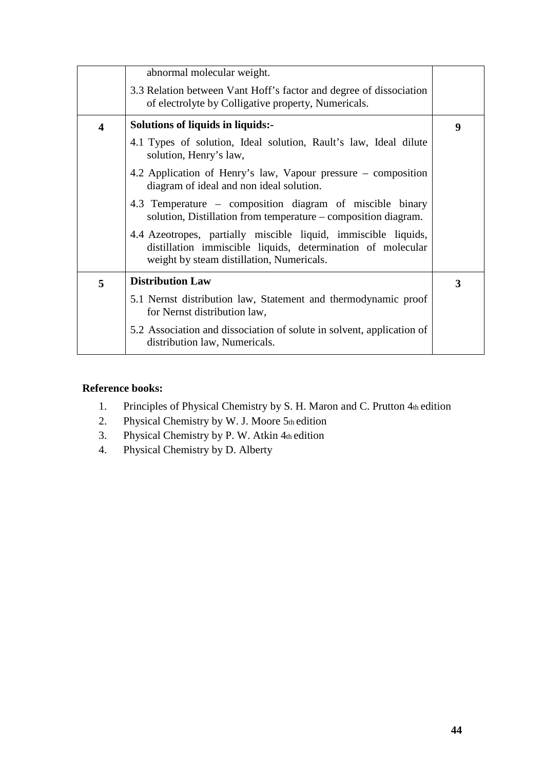| | | |
|---|---|---|
| | abnormal molecular weight.<br>3.3 Relation between Vant Hoff's factor and degree of dissociation of electrolyte by Colligative property, Numericals. | |
| **4** | **Solutions of liquids in liquids:-**<br>4.1 Types of solution, Ideal solution, Rault's law, Ideal dilute solution, Henry's law,<br>4.2 Application of Henry's law, Vapour pressure – composition diagram of ideal and non ideal solution.<br>4.3 Temperature – composition diagram of miscible binary solution, Distillation from temperature – composition diagram.<br>4.4 Azeotropes, partially miscible liquid, immiscible liquids, distillation immiscible liquids, determination of molecular weight by steam distillation, Numericals. | **9** |
| **5** | **Distribution Law**<br>5.1 Nernst distribution law, Statement and thermodynamic proof for Nernst distribution law,<br>5.2 Association and dissociation of solute in solvent, application of distribution law, Numericals. | **3** |

**Reference books:**

1. Principles of Physical Chemistry by S. H. Maron and C. Prutton 4th edition
2. Physical Chemistry by W. J. Moore 5th edition
3. Physical Chemistry by P. W. Atkin 4th edition
4. Physical Chemistry by D. Alberty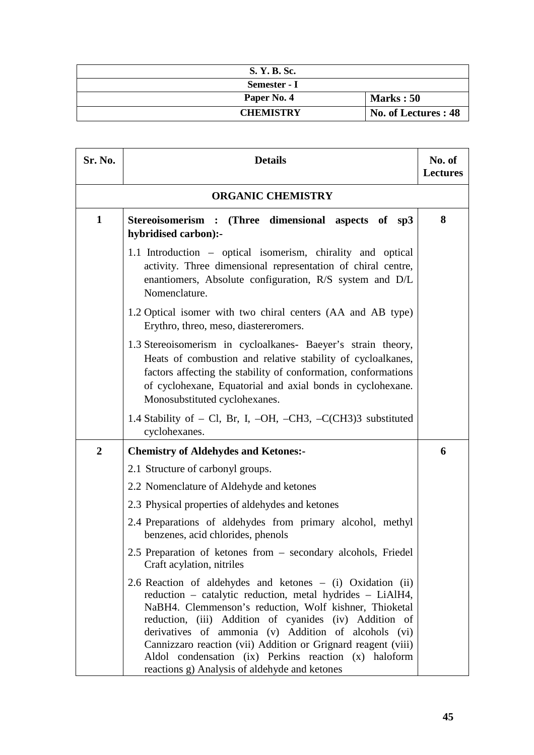| S. Y. B. Sc. | |
|---|---|
| Semester - I | |
| Paper No. 4 | Marks : 50 |
| CHEMISTRY | No. of Lectures : 48 |

| Sr. No. | Details | No. of Lectures |
|---|---|---|
| | **ORGANIC CHEMISTRY** | |
| 1 | **Stereoisomerism : (Three dimensional aspects of sp3 hybridised carbon):-**<br>1.1 Introduction – optical isomerism, chirality and optical activity. Three dimensional representation of chiral centre, enantiomers, Absolute configuration, R/S system and D/L Nomenclature.<br>1.2 Optical isomer with two chiral centers (AA and AB type) Erythro, threo, meso, diastereromers.<br>1.3 Stereoisomerism in cycloalkanes- Baeyer's strain theory, Heats of combustion and relative stability of cycloalkanes, factors affecting the stability of conformation, conformations of cyclohexane, Equatorial and axial bonds in cyclohexane. Monosubstituted cyclohexanes.<br>1.4 Stability of – Cl, Br, I, –OH, –CH3, –C(CH3)3 substituted cyclohexanes. | 8 |
| 2 | **Chemistry of Aldehydes and Ketones:-**<br>2.1 Structure of carbonyl groups.<br>2.2 Nomenclature of Aldehyde and ketones<br>2.3 Physical properties of aldehydes and ketones<br>2.4 Preparations of aldehydes from primary alcohol, methyl benzenes, acid chlorides, phenols<br>2.5 Preparation of ketones from – secondary alcohols, Friedel Craft acylation, nitriles<br>2.6 Reaction of aldehydes and ketones – (i) Oxidation (ii) reduction – catalytic reduction, metal hydrides – LiAlH4, NaBH4. Clemmenson's reduction, Wolf kishner, Thioketal reduction, (iii) Addition of cyanides (iv) Addition of derivatives of ammonia (v) Addition of alcohols (vi) Cannizzaro reaction (vii) Addition or Grignard reagent (viii) Aldol condensation (ix) Perkins reaction (x) haloform reactions g) Analysis of aldehyde and ketones | 6 |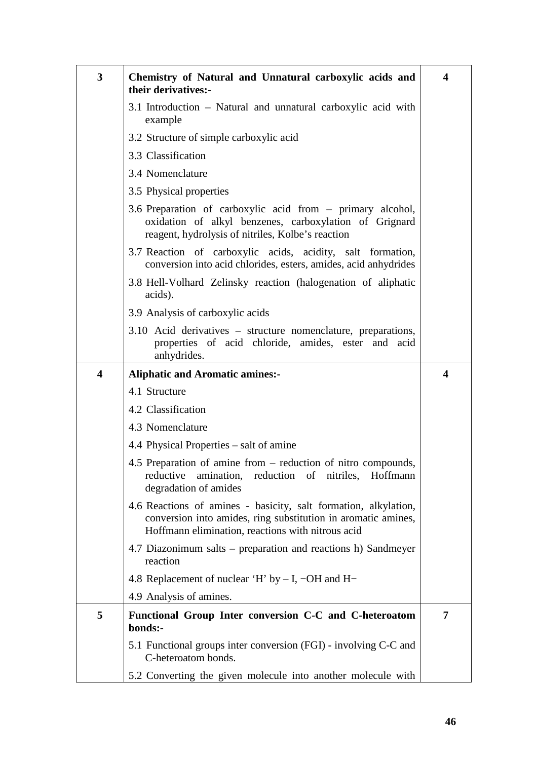| | | |
|---|---|---|
| **3** | **Chemistry of Natural and Unnatural carboxylic acids and their derivatives:-**<br>3.1 Introduction – Natural and unnatural carboxylic acid with example<br>3.2 Structure of simple carboxylic acid<br>3.3 Classification<br>3.4 Nomenclature<br>3.5 Physical properties<br>3.6 Preparation of carboxylic acid from – primary alcohol, oxidation of alkyl benzenes, carboxylation of Grignard reagent, hydrolysis of nitriles, Kolbe's reaction<br>3.7 Reaction of carboxylic acids, acidity, salt formation, conversion into acid chlorides, esters, amides, acid anhydrides<br>3.8 Hell-Volhard Zelinsky reaction (halogenation of aliphatic acids).<br>3.9 Analysis of carboxylic acids<br>3.10 Acid derivatives – structure nomenclature, preparations, properties of acid chloride, amides, ester and acid anhydrides. | **4** |
| **4** | **Aliphatic and Aromatic amines:-**<br>4.1 Structure<br>4.2 Classification<br>4.3 Nomenclature<br>4.4 Physical Properties – salt of amine<br>4.5 Preparation of amine from – reduction of nitro compounds, reductive amination, reduction of nitriles, Hoffmann degradation of amides<br>4.6 Reactions of amines - basicity, salt formation, alkylation, conversion into amides, ring substitution in aromatic amines, Hoffmann elimination, reactions with nitrous acid<br>4.7 Diazonimum salts – preparation and reactions h) Sandmeyer reaction<br>4.8 Replacement of nuclear 'H' by – I, −OH and H−<br>4.9 Analysis of amines. | **4** |
| **5** | **Functional Group Inter conversion C-C and C-heteroatom bonds:-**<br>5.1 Functional groups inter conversion (FGI) - involving C-C and C-heteroatom bonds.<br>5.2 Converting the given molecule into another molecule with | **7** |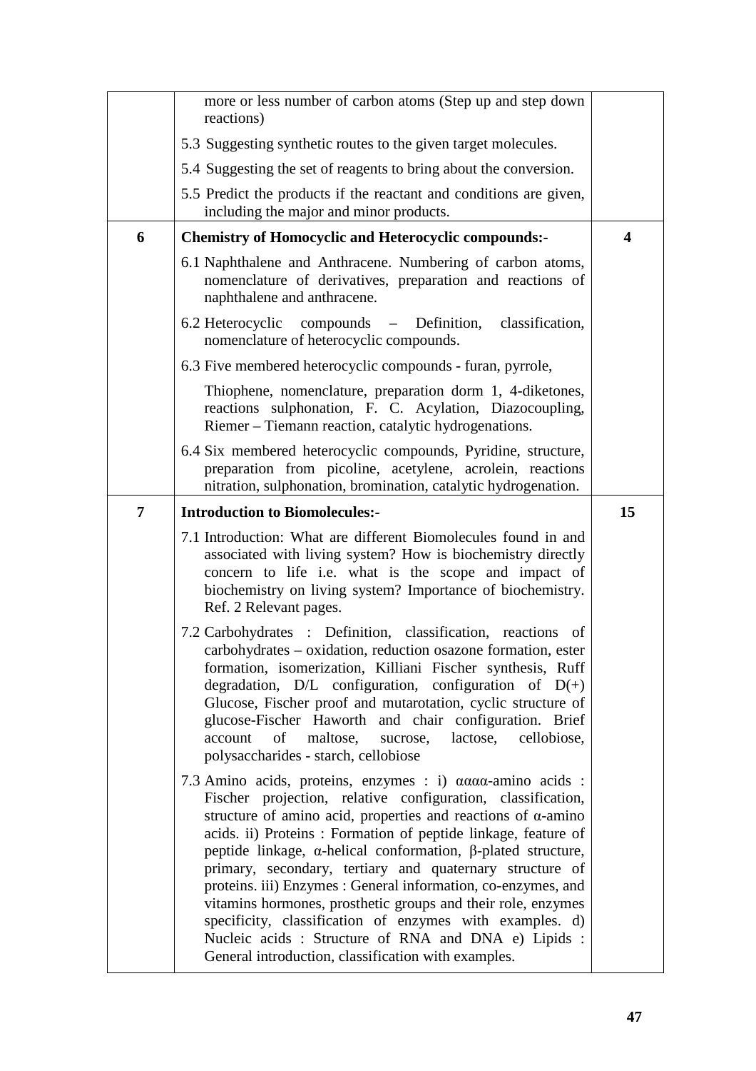| | | |
|---|---|---|
| | more or less number of carbon atoms (Step up and step down reactions)<br><br>5.3 Suggesting synthetic routes to the given target molecules.<br><br>5.4 Suggesting the set of reagents to bring about the conversion.<br><br>5.5 Predict the products if the reactant and conditions are given, including the major and minor products. | |
| **6** | **Chemistry of Homocyclic and Heterocyclic compounds:-**<br><br>6.1 Naphthalene and Anthracene. Numbering of carbon atoms, nomenclature of derivatives, preparation and reactions of naphthalene and anthracene.<br><br>6.2 Heterocyclic compounds – Definition, classification, nomenclature of heterocyclic compounds.<br><br>6.3 Five membered heterocyclic compounds - furan, pyrrole,<br><br>Thiophene, nomenclature, preparation dorm 1, 4-diketones, reactions sulphonation, F. C. Acylation, Diazocoupling, Riemer – Tiemann reaction, catalytic hydrogenations.<br><br>6.4 Six membered heterocyclic compounds, Pyridine, structure, preparation from picoline, acetylene, acrolein, reactions nitration, sulphonation, bromination, catalytic hydrogenation. | **4** |
| **7** | **Introduction to Biomolecules:-**<br><br>7.1 Introduction: What are different Biomolecules found in and associated with living system? How is biochemistry directly concern to life i.e. what is the scope and impact of biochemistry on living system? Importance of biochemistry. Ref. 2 Relevant pages.<br><br>7.2 Carbohydrates : Definition, classification, reactions of carbohydrates – oxidation, reduction osazone formation, ester formation, isomerization, Killiani Fischer synthesis, Ruff degradation, D/L configuration, configuration of D(+) Glucose, Fischer proof and mutarotation, cyclic structure of glucose-Fischer Haworth and chair configuration. Brief account of maltose, sucrose, lactose, cellobiose, polysaccharides - starch, cellobiose<br><br>7.3 Amino acids, proteins, enzymes : i) αααα-amino acids : Fischer projection, relative configuration, classification, structure of amino acid, properties and reactions of α-amino acids. ii) Proteins : Formation of peptide linkage, feature of peptide linkage, α-helical conformation, β-plated structure, primary, secondary, tertiary and quaternary structure of proteins. iii) Enzymes : General information, co-enzymes, and vitamins hormones, prosthetic groups and their role, enzymes specificity, classification of enzymes with examples. d) Nucleic acids : Structure of RNA and DNA e) Lipids : General introduction, classification with examples. | **15** |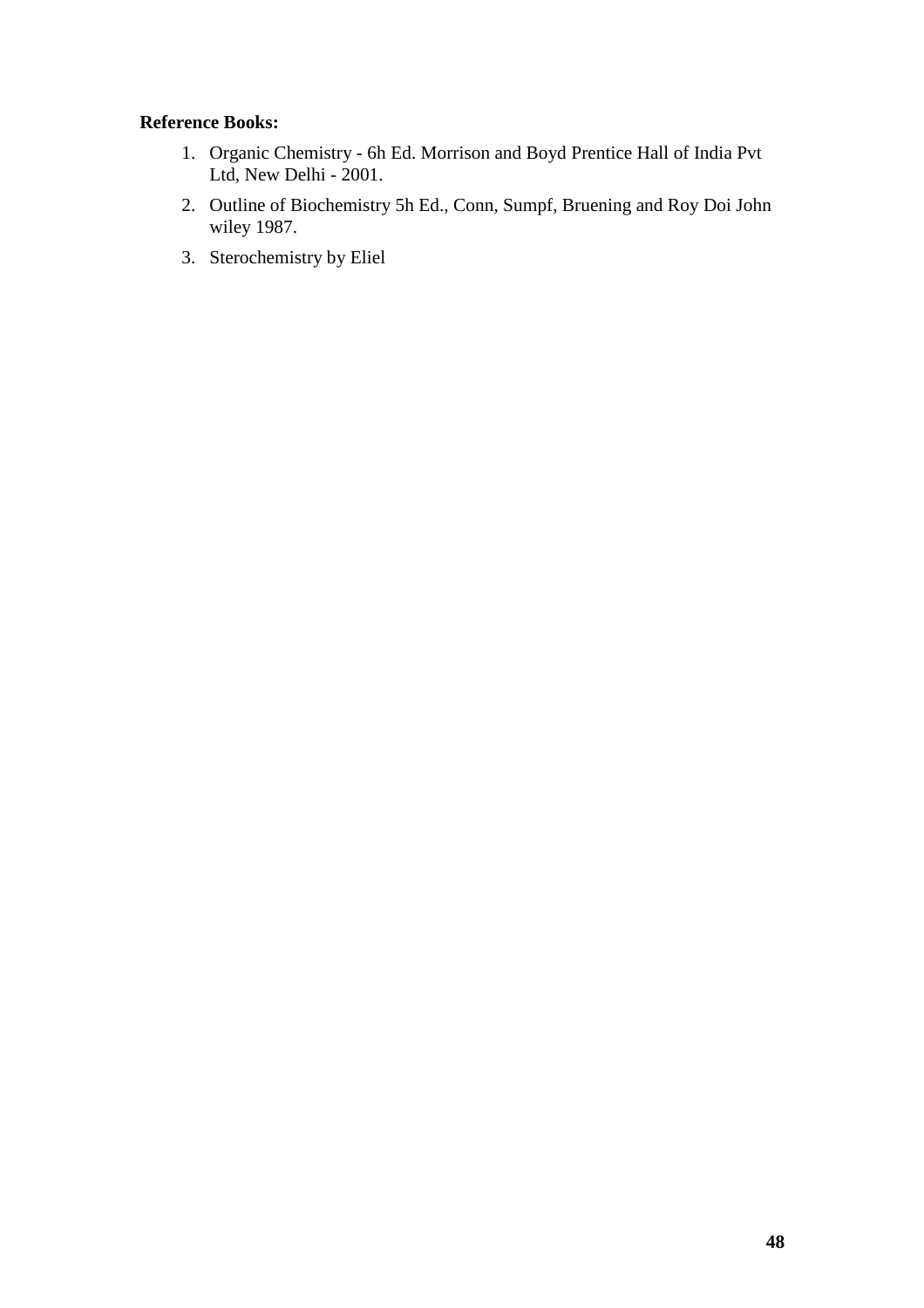**Reference Books:**

1. Organic Chemistry - 6h Ed. Morrison and Boyd Prentice Hall of India Pvt Ltd, New Delhi - 2001.
2. Outline of Biochemistry 5h Ed., Conn, Sumpf, Bruening and Roy Doi John wiley 1987.
3. Sterochemistry by Eliel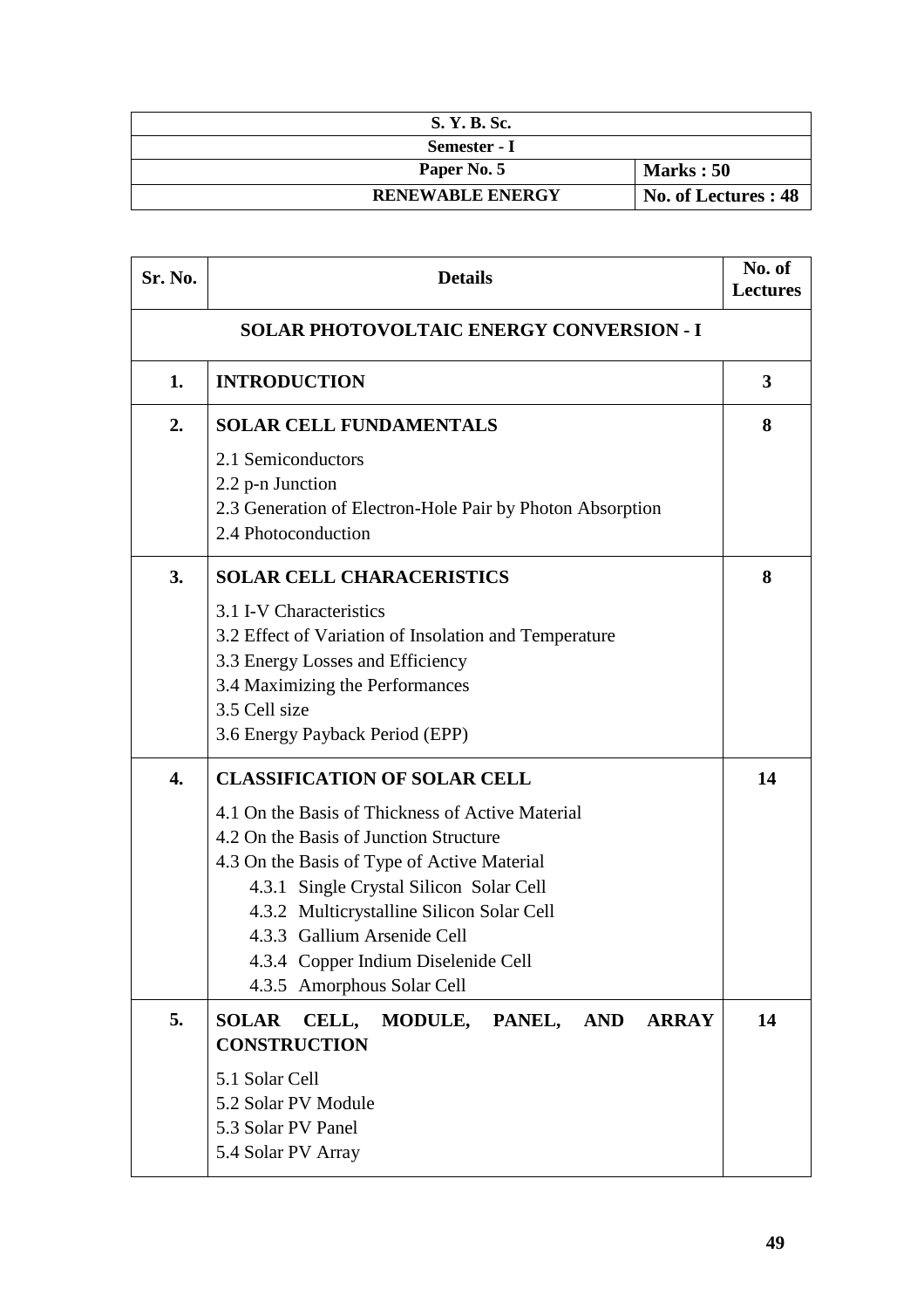| S. Y. B. Sc. | |
|---|---|
| Semester - I | |
| Paper No. 5 | Marks : 50 |
| RENEWABLE ENERGY | No. of Lectures : 48 |

| Sr. No. | Details | No. of Lectures |
|---|---|---|
| | **SOLAR PHOTOVOLTAIC ENERGY CONVERSION - I** | |
| 1. | **INTRODUCTION** | 3 |
| 2. | **SOLAR CELL FUNDAMENTALS**<br>2.1 Semiconductors<br>2.2 p-n Junction<br>2.3 Generation of Electron-Hole Pair by Photon Absorption<br>2.4 Photoconduction | 8 |
| 3. | **SOLAR CELL CHARACERISTICS**<br>3.1 I-V Characteristics<br>3.2 Effect of Variation of Insolation and Temperature<br>3.3 Energy Losses and Efficiency<br>3.4 Maximizing the Performances<br>3.5 Cell size<br>3.6 Energy Payback Period (EPP) | 8 |
| 4. | **CLASSIFICATION OF SOLAR CELL**<br>4.1 On the Basis of Thickness of Active Material<br>4.2 On the Basis of Junction Structure<br>4.3 On the Basis of Type of Active Material<br>4.3.1 Single Crystal Silicon Solar Cell<br>4.3.2 Multicrystalline Silicon Solar Cell<br>4.3.3 Gallium Arsenide Cell<br>4.3.4 Copper Indium Diselenide Cell<br>4.3.5 Amorphous Solar Cell | 14 |
| 5. | **SOLAR CELL, MODULE, PANEL, AND ARRAY CONSTRUCTION**<br>5.1 Solar Cell<br>5.2 Solar PV Module<br>5.3 Solar PV Panel<br>5.4 Solar PV Array | 14 |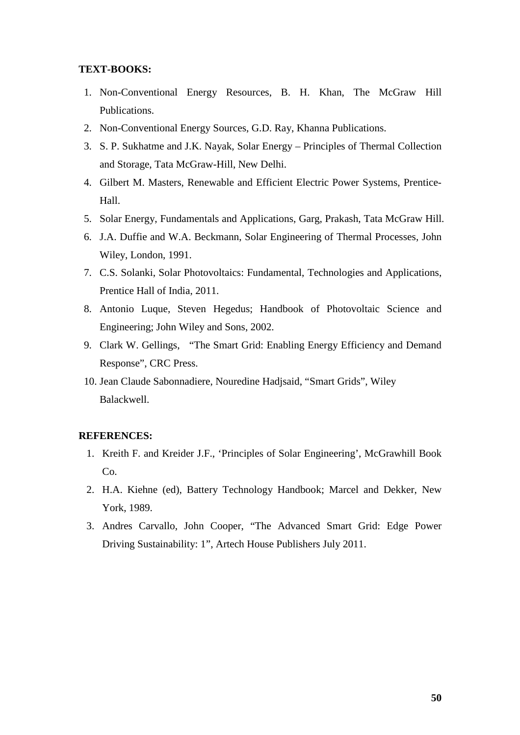**TEXT-BOOKS:**

1. Non-Conventional Energy Resources, B. H. Khan, The McGraw Hill Publications.
2. Non-Conventional Energy Sources, G.D. Ray, Khanna Publications.
3. S. P. Sukhatme and J.K. Nayak, Solar Energy – Principles of Thermal Collection and Storage, Tata McGraw-Hill, New Delhi.
4. Gilbert M. Masters, Renewable and Efficient Electric Power Systems, Prentice-Hall.
5. Solar Energy, Fundamentals and Applications, Garg, Prakash, Tata McGraw Hill.
6. J.A. Duffie and W.A. Beckmann, Solar Engineering of Thermal Processes, John Wiley, London, 1991.
7. C.S. Solanki, Solar Photovoltaics: Fundamental, Technologies and Applications, Prentice Hall of India, 2011.
8. Antonio Luque, Steven Hegedus; Handbook of Photovoltaic Science and Engineering; John Wiley and Sons, 2002.
9. Clark W. Gellings, "The Smart Grid: Enabling Energy Efficiency and Demand Response", CRC Press.
10. Jean Claude Sabonnadiere, Nouredine Hadjsaid, "Smart Grids", Wiley Balackwell.

**REFERENCES:**

1. Kreith F. and Kreider J.F., 'Principles of Solar Engineering', McGrawhill Book Co.
2. H.A. Kiehne (ed), Battery Technology Handbook; Marcel and Dekker, New York, 1989.
3. Andres Carvallo, John Cooper, "The Advanced Smart Grid: Edge Power Driving Sustainability: 1", Artech House Publishers July 2011.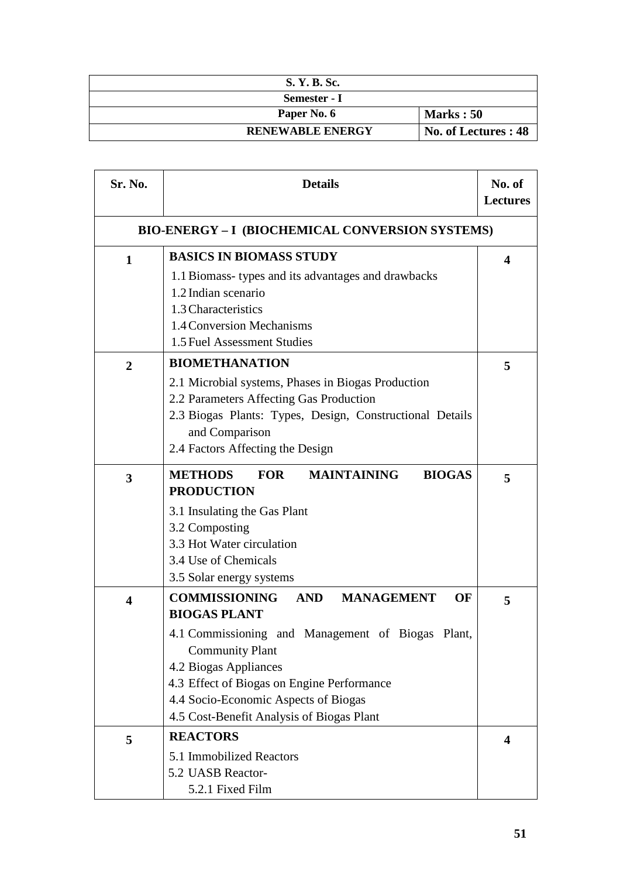| S. Y. B. Sc. | |
|---|---|
| Semester - I | |
| Paper No. 6 | Marks : 50 |
| RENEWABLE ENERGY | No. of Lectures : 48 |

| Sr. No. | Details | No. of Lectures |
|---|---|---|
| | **BIO-ENERGY – I (BIOCHEMICAL CONVERSION SYSTEMS)** | |
| 1 | **BASICS IN BIOMASS STUDY**<br>1.1 Biomass- types and its advantages and drawbacks<br>1.2 Indian scenario<br>1.3 Characteristics<br>1.4 Conversion Mechanisms<br>1.5 Fuel Assessment Studies | 4 |
| 2 | **BIOMETHANATION**<br>2.1 Microbial systems, Phases in Biogas Production<br>2.2 Parameters Affecting Gas Production<br>2.3 Biogas Plants: Types, Design, Constructional Details and Comparison<br>2.4 Factors Affecting the Design | 5 |
| 3 | **METHODS FOR MAINTAINING BIOGAS PRODUCTION**<br>3.1 Insulating the Gas Plant<br>3.2 Composting<br>3.3 Hot Water circulation<br>3.4 Use of Chemicals<br>3.5 Solar energy systems | 5 |
| 4 | **COMMISSIONING AND MANAGEMENT OF BIOGAS PLANT**<br>4.1 Commissioning and Management of Biogas Plant, Community Plant<br>4.2 Biogas Appliances<br>4.3 Effect of Biogas on Engine Performance<br>4.4 Socio-Economic Aspects of Biogas<br>4.5 Cost-Benefit Analysis of Biogas Plant | 5 |
| 5 | **REACTORS**<br>5.1 Immobilized Reactors<br>5.2 UASB Reactor-<br>5.2.1 Fixed Film | 4 |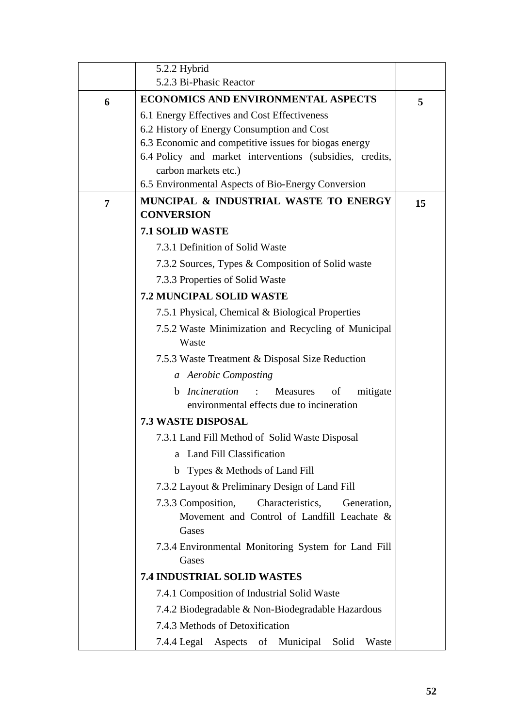| | | |
|---|---|---|
| | 5.2.2 Hybrid<br>5.2.3 Bi-Phasic Reactor | |
| **6** | **ECONOMICS AND ENVIRONMENTAL ASPECTS**<br>6.1 Energy Effectives and Cost Effectiveness<br>6.2 History of Energy Consumption and Cost<br>6.3 Economic and competitive issues for biogas energy<br>6.4 Policy and market interventions (subsidies, credits, carbon markets etc.)<br>6.5 Environmental Aspects of Bio-Energy Conversion | **5** |
| **7** | **MUNCIPAL & INDUSTRIAL WASTE TO ENERGY CONVERSION**<br>**7.1 SOLID WASTE**<br>7.3.1 Definition of Solid Waste<br>7.3.2 Sources, Types & Composition of Solid waste<br>7.3.3 Properties of Solid Waste<br>**7.2 MUNCIPAL SOLID WASTE**<br>7.5.1 Physical, Chemical & Biological Properties<br>7.5.2 Waste Minimization and Recycling of Municipal Waste<br>7.5.3 Waste Treatment & Disposal Size Reduction<br>*a Aerobic Composting*<br>b *Incineration* : Measures of mitigate environmental effects due to incineration<br>**7.3 WASTE DISPOSAL**<br>7.3.1 Land Fill Method of Solid Waste Disposal<br>a Land Fill Classification<br>b Types & Methods of Land Fill<br>7.3.2 Layout & Preliminary Design of Land Fill<br>7.3.3 Composition, Characteristics, Generation, Movement and Control of Landfill Leachate & Gases<br>7.3.4 Environmental Monitoring System for Land Fill Gases<br>**7.4 INDUSTRIAL SOLID WASTES**<br>7.4.1 Composition of Industrial Solid Waste<br>7.4.2 Biodegradable & Non-Biodegradable Hazardous<br>7.4.3 Methods of Detoxification<br>7.4.4 Legal Aspects of Municipal Solid Waste | **15** |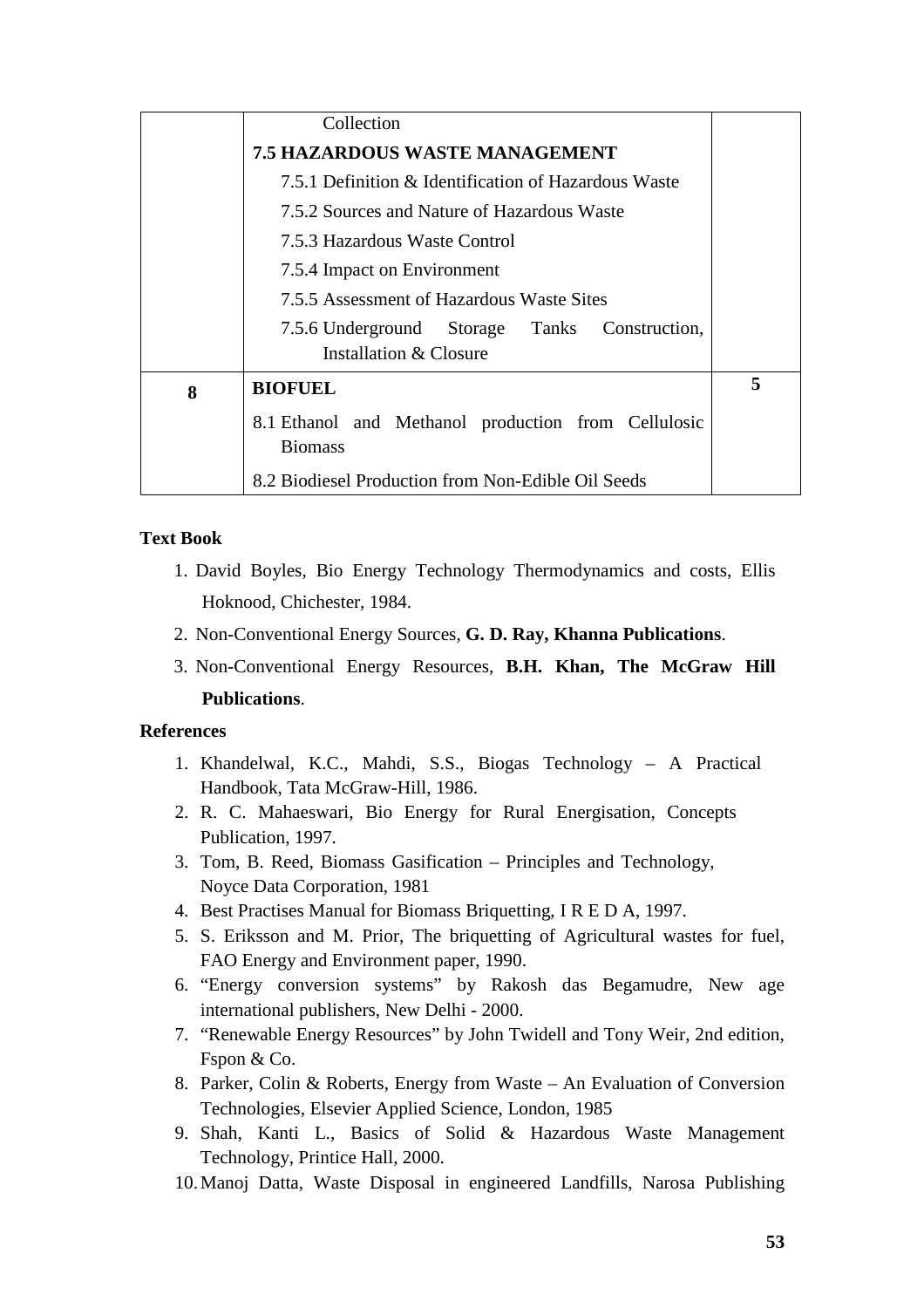|   | Collection |   |
|---|---|---|
|   | **7.5 HAZARDOUS WASTE MANAGEMENT** |   |
|   | 7.5.1 Definition & Identification of Hazardous Waste |   |
|   | 7.5.2 Sources and Nature of Hazardous Waste |   |
|   | 7.5.3 Hazardous Waste Control |   |
|   | 7.5.4 Impact on Environment |   |
|   | 7.5.5 Assessment of Hazardous Waste Sites |   |
|   | 7.5.6 Underground Storage Tanks Construction, Installation & Closure |   |
| **8** | **BIOFUEL** | **5** |
|   | 8.1 Ethanol and Methanol production from Cellulosic Biomass |   |
|   | 8.2 Biodiesel Production from Non-Edible Oil Seeds |   |

**Text Book**

1. David Boyles, Bio Energy Technology Thermodynamics and costs, Ellis Hoknood, Chichester, 1984.
2. Non-Conventional Energy Sources, **G. D. Ray, Khanna Publications**.
3. Non-Conventional Energy Resources, **B.H. Khan, The McGraw Hill Publications**.

**References**

1. Khandelwal, K.C., Mahdi, S.S., Biogas Technology – A Practical Handbook, Tata McGraw-Hill, 1986.
2. R. C. Mahaeswari, Bio Energy for Rural Energisation, Concepts Publication, 1997.
3. Tom, B. Reed, Biomass Gasification – Principles and Technology, Noyce Data Corporation, 1981
4. Best Practises Manual for Biomass Briquetting, I R E D A, 1997.
5. S. Eriksson and M. Prior, The briquetting of Agricultural wastes for fuel, FAO Energy and Environment paper, 1990.
6. "Energy conversion systems" by Rakosh das Begamudre, New age international publishers, New Delhi - 2000.
7. "Renewable Energy Resources" by John Twidell and Tony Weir, 2nd edition, Fspon & Co.
8. Parker, Colin & Roberts, Energy from Waste – An Evaluation of Conversion Technologies, Elsevier Applied Science, London, 1985
9. Shah, Kanti L., Basics of Solid & Hazardous Waste Management Technology, Printice Hall, 2000.
10. Manoj Datta, Waste Disposal in engineered Landfills, Narosa Publishing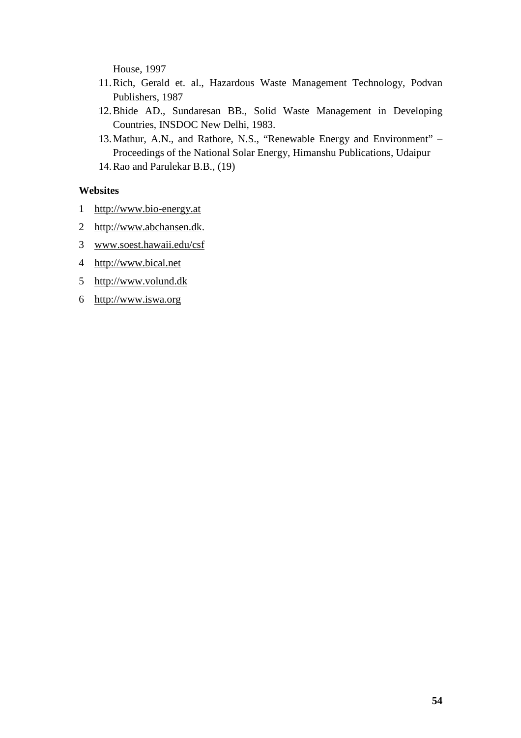House, 1997

11. Rich, Gerald et. al., Hazardous Waste Management Technology, Podvan Publishers, 1987
12. Bhide AD., Sundaresan BB., Solid Waste Management in Developing Countries, INSDOC New Delhi, 1983.
13. Mathur, A.N., and Rathore, N.S., "Renewable Energy and Environment" – Proceedings of the National Solar Energy, Himanshu Publications, Udaipur
14. Rao and Parulekar B.B., (19)

**Websites**

1. http://www.bio-energy.at
2. http://www.abchansen.dk.
3. www.soest.hawaii.edu/csf
4. http://www.bical.net
5. http://www.volund.dk
6. http://www.iswa.org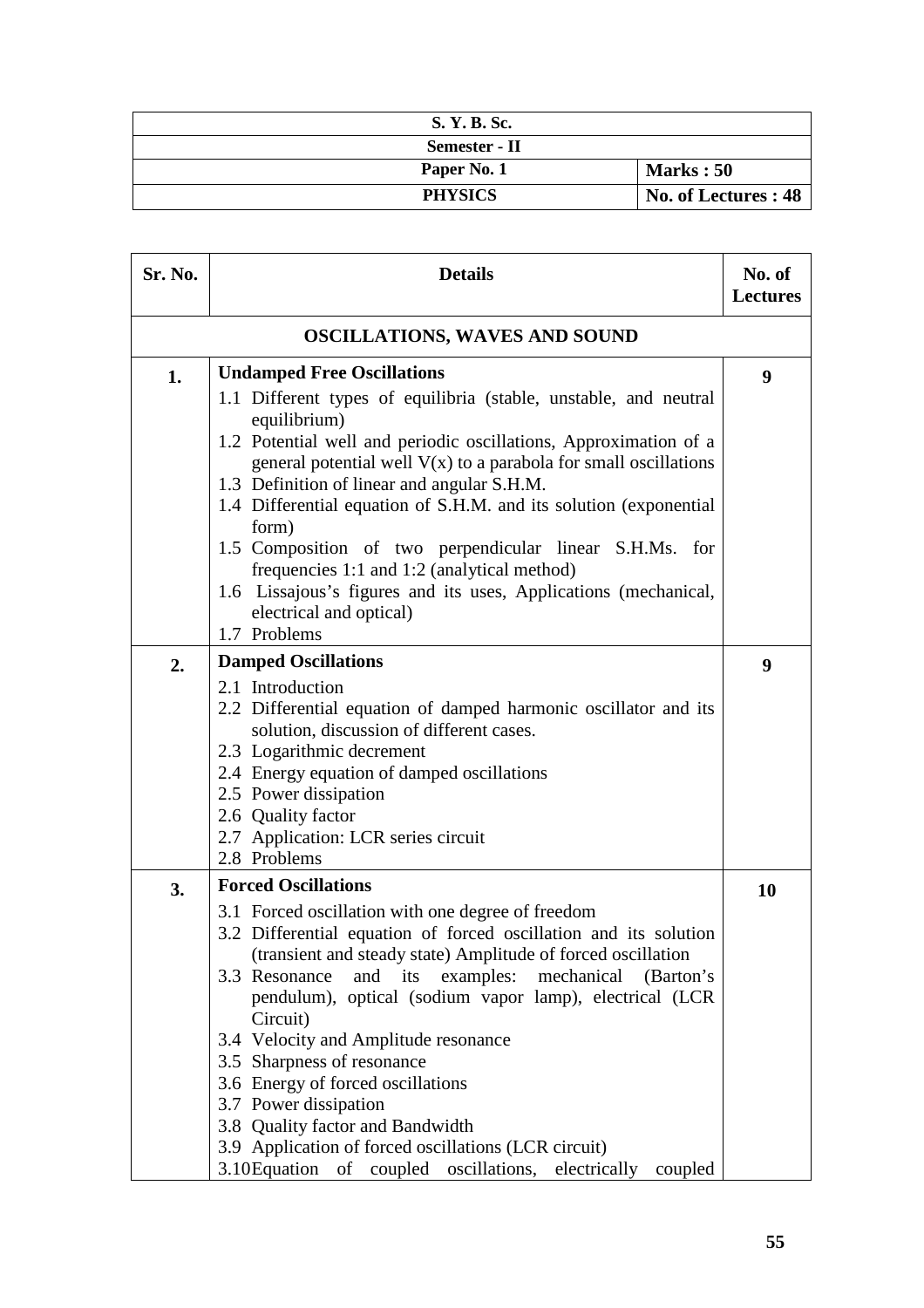| S. Y. B. Sc. | |
|---|---|
| Semester - II | |
| Paper No. 1 | Marks : 50 |
| PHYSICS | No. of Lectures : 48 |

| Sr. No. | Details | No. of Lectures |
|---|---|---|
| | **OSCILLATIONS, WAVES AND SOUND** | |
| **1.** | **Undamped Free Oscillations**<br>1.1 Different types of equilibria (stable, unstable, and neutral equilibrium)<br>1.2 Potential well and periodic oscillations, Approximation of a general potential well V(x) to a parabola for small oscillations<br>1.3 Definition of linear and angular S.H.M.<br>1.4 Differential equation of S.H.M. and its solution (exponential form)<br>1.5 Composition of two perpendicular linear S.H.Ms. for frequencies 1:1 and 1:2 (analytical method)<br>1.6 Lissajous's figures and its uses, Applications (mechanical, electrical and optical)<br>1.7 Problems | **9** |
| **2.** | **Damped Oscillations**<br>2.1 Introduction<br>2.2 Differential equation of damped harmonic oscillator and its solution, discussion of different cases.<br>2.3 Logarithmic decrement<br>2.4 Energy equation of damped oscillations<br>2.5 Power dissipation<br>2.6 Quality factor<br>2.7 Application: LCR series circuit<br>2.8 Problems | **9** |
| **3.** | **Forced Oscillations**<br>3.1 Forced oscillation with one degree of freedom<br>3.2 Differential equation of forced oscillation and its solution (transient and steady state) Amplitude of forced oscillation<br>3.3 Resonance and its examples: mechanical (Barton's pendulum), optical (sodium vapor lamp), electrical (LCR Circuit)<br>3.4 Velocity and Amplitude resonance<br>3.5 Sharpness of resonance<br>3.6 Energy of forced oscillations<br>3.7 Power dissipation<br>3.8 Quality factor and Bandwidth<br>3.9 Application of forced oscillations (LCR circuit)<br>3.10 Equation of coupled oscillations, electrically coupled | **10** |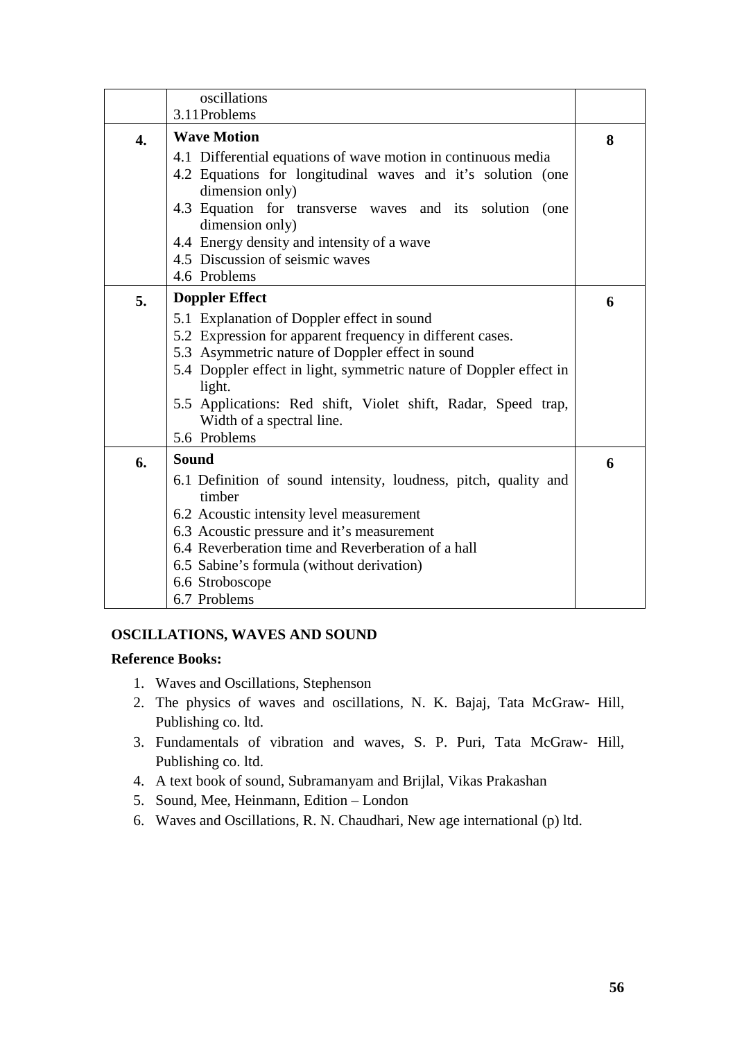| | | |
|---|---|---|
| | oscillations<br>3.11 Problems | |
| **4.** | **Wave Motion**<br>4.1 Differential equations of wave motion in continuous media<br>4.2 Equations for longitudinal waves and it's solution (one dimension only)<br>4.3 Equation for transverse waves and its solution (one dimension only)<br>4.4 Energy density and intensity of a wave<br>4.5 Discussion of seismic waves<br>4.6 Problems | **8** |
| **5.** | **Doppler Effect**<br>5.1 Explanation of Doppler effect in sound<br>5.2 Expression for apparent frequency in different cases.<br>5.3 Asymmetric nature of Doppler effect in sound<br>5.4 Doppler effect in light, symmetric nature of Doppler effect in light.<br>5.5 Applications: Red shift, Violet shift, Radar, Speed trap, Width of a spectral line.<br>5.6 Problems | **6** |
| **6.** | **Sound**<br>6.1 Definition of sound intensity, loudness, pitch, quality and timber<br>6.2 Acoustic intensity level measurement<br>6.3 Acoustic pressure and it's measurement<br>6.4 Reverberation time and Reverberation of a hall<br>6.5 Sabine's formula (without derivation)<br>6.6 Stroboscope<br>6.7 Problems | **6** |

**OSCILLATIONS, WAVES AND SOUND**

**Reference Books:**

1. Waves and Oscillations, Stephenson
2. The physics of waves and oscillations, N. K. Bajaj, Tata McGraw- Hill, Publishing co. ltd.
3. Fundamentals of vibration and waves, S. P. Puri, Tata McGraw- Hill, Publishing co. ltd.
4. A text book of sound, Subramanyam and Brijlal, Vikas Prakashan
5. Sound, Mee, Heinmann, Edition – London
6. Waves and Oscillations, R. N. Chaudhari, New age international (p) ltd.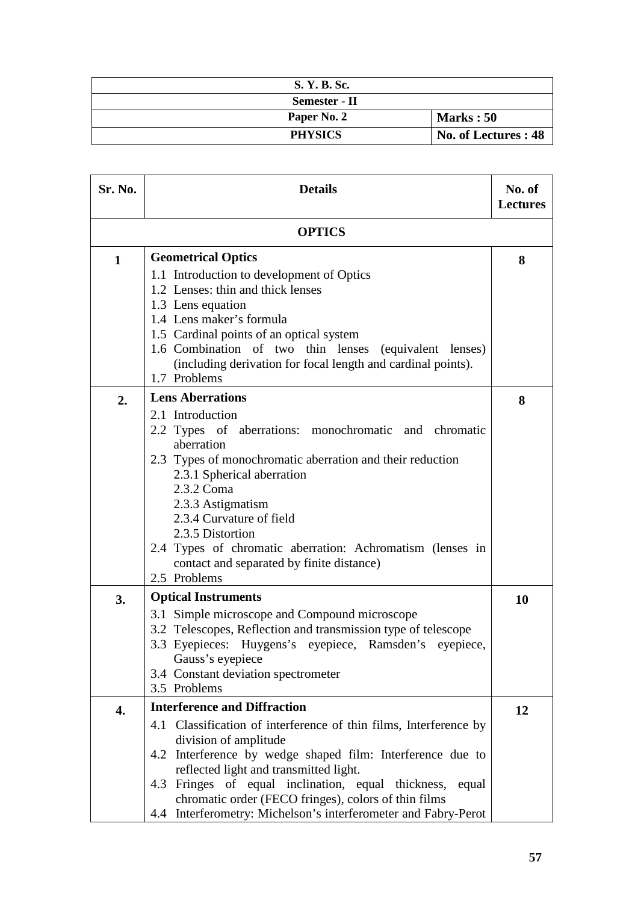| S. Y. B. Sc. | |
|---|---|
| Semester - II | |
| Paper No. 2 | Marks : 50 |
| PHYSICS | No. of Lectures : 48 |

| Sr. No. | Details | No. of Lectures |
|---|---|---|
| | **OPTICS** | |
| 1 | **Geometrical Optics**<br>1.1 Introduction to development of Optics<br>1.2 Lenses: thin and thick lenses<br>1.3 Lens equation<br>1.4 Lens maker's formula<br>1.5 Cardinal points of an optical system<br>1.6 Combination of two thin lenses (equivalent lenses) (including derivation for focal length and cardinal points).<br>1.7 Problems | 8 |
| 2. | **Lens Aberrations**<br>2.1 Introduction<br>2.2 Types of aberrations: monochromatic and chromatic aberration<br>2.3 Types of monochromatic aberration and their reduction<br>2.3.1 Spherical aberration<br>2.3.2 Coma<br>2.3.3 Astigmatism<br>2.3.4 Curvature of field<br>2.3.5 Distortion<br>2.4 Types of chromatic aberration: Achromatism (lenses in contact and separated by finite distance)<br>2.5 Problems | 8 |
| 3. | **Optical Instruments**<br>3.1 Simple microscope and Compound microscope<br>3.2 Telescopes, Reflection and transmission type of telescope<br>3.3 Eyepieces: Huygens's eyepiece, Ramsden's eyepiece, Gauss's eyepiece<br>3.4 Constant deviation spectrometer<br>3.5 Problems | 10 |
| 4. | **Interference and Diffraction**<br>4.1 Classification of interference of thin films, Interference by division of amplitude<br>4.2 Interference by wedge shaped film: Interference due to reflected light and transmitted light.<br>4.3 Fringes of equal inclination, equal thickness, equal chromatic order (FECO fringes), colors of thin films<br>4.4 Interferometry: Michelson's interferometer and Fabry-Perot | 12 |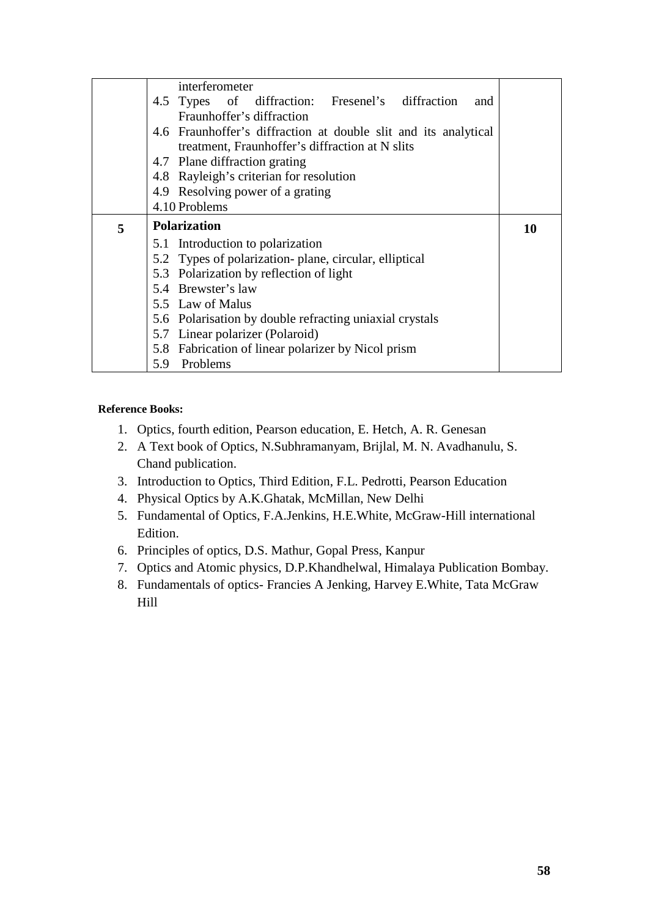|  |  |  |
|---|---|---|
|  | interferometer<br>4.5 Types of diffraction: Fresenel's diffraction and Fraunhoffer's diffraction<br>4.6 Fraunhoffer's diffraction at double slit and its analytical treatment, Fraunhoffer's diffraction at N slits<br>4.7 Plane diffraction grating<br>4.8 Rayleigh's criterian for resolution<br>4.9 Resolving power of a grating<br>4.10 Problems |  |
| **5** | **Polarization**<br>5.1 Introduction to polarization<br>5.2 Types of polarization- plane, circular, elliptical<br>5.3 Polarization by reflection of light<br>5.4 Brewster's law<br>5.5 Law of Malus<br>5.6 Polarisation by double refracting uniaxial crystals<br>5.7 Linear polarizer (Polaroid)<br>5.8 Fabrication of linear polarizer by Nicol prism<br>5.9 Problems | **10** |

**Reference Books:**

1. Optics, fourth edition, Pearson education, E. Hetch, A. R. Genesan
2. A Text book of Optics, N.Subhramanyam, Brijlal, M. N. Avadhanulu, S. Chand publication.
3. Introduction to Optics, Third Edition, F.L. Pedrotti, Pearson Education
4. Physical Optics by A.K.Ghatak, McMillan, New Delhi
5. Fundamental of Optics, F.A.Jenkins, H.E.White, McGraw-Hill international Edition.
6. Principles of optics, D.S. Mathur, Gopal Press, Kanpur
7. Optics and Atomic physics, D.P.Khandhelwal, Himalaya Publication Bombay.
8. Fundamentals of optics- Francies A Jenking, Harvey E.White, Tata McGraw Hill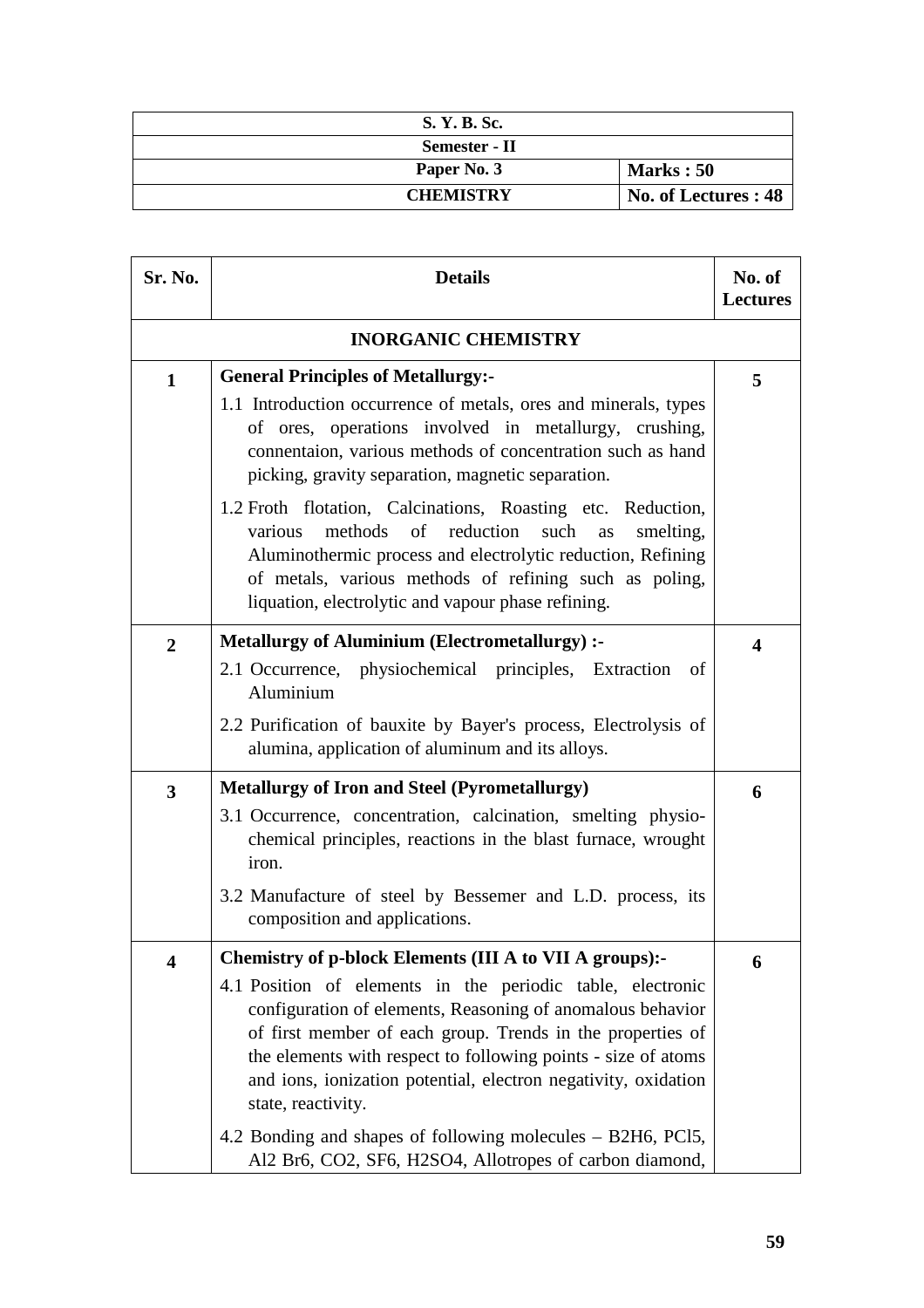| S. Y. B. Sc. | |
|---|---|
| Semester - II | |
| Paper No. 3 | Marks : 50 |
| CHEMISTRY | No. of Lectures : 48 |

| Sr. No. | Details | No. of Lectures |
|---|---|---|
| | **INORGANIC CHEMISTRY** | |
| 1 | **General Principles of Metallurgy:-** <br> 1.1 Introduction occurrence of metals, ores and minerals, types of ores, operations involved in metallurgy, crushing, connentaion, various methods of concentration such as hand picking, gravity separation, magnetic separation. <br> 1.2 Froth flotation, Calcinations, Roasting etc. Reduction, various methods of reduction such as smelting, Aluminothermic process and electrolytic reduction, Refining of metals, various methods of refining such as poling, liquation, electrolytic and vapour phase refining. | 5 |
| 2 | **Metallurgy of Aluminium (Electrometallurgy) :-** <br> 2.1 Occurrence, physiochemical principles, Extraction of Aluminium <br> 2.2 Purification of bauxite by Bayer's process, Electrolysis of alumina, application of aluminum and its alloys. | 4 |
| 3 | **Metallurgy of Iron and Steel (Pyrometallurgy)** <br> 3.1 Occurrence, concentration, calcination, smelting physio-chemical principles, reactions in the blast furnace, wrought iron. <br> 3.2 Manufacture of steel by Bessemer and L.D. process, its composition and applications. | 6 |
| 4 | **Chemistry of p-block Elements (III A to VII A groups):-** <br> 4.1 Position of elements in the periodic table, electronic configuration of elements, Reasoning of anomalous behavior of first member of each group. Trends in the properties of the elements with respect to following points - size of atoms and ions, ionization potential, electron negativity, oxidation state, reactivity. <br> 4.2 Bonding and shapes of following molecules – $B_2H_6$, $PCl_5$, $Al_2Br_6$, $CO_2$, $SF_6$, $H_2SO_4$, Allotropes of carbon diamond, | 6 |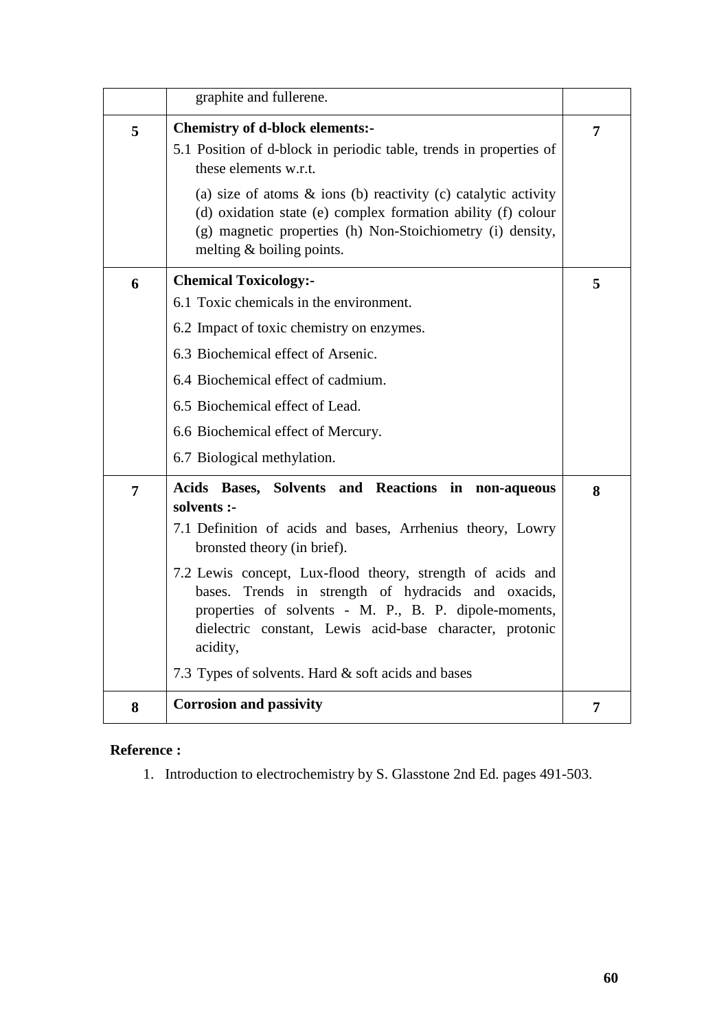| | | |
|---|---|---|
| | graphite and fullerene. | |
| **5** | **Chemistry of d-block elements:-**<br>5.1 Position of d-block in periodic table, trends in properties of these elements w.r.t.<br>(a) size of atoms & ions (b) reactivity (c) catalytic activity (d) oxidation state (e) complex formation ability (f) colour (g) magnetic properties (h) Non-Stoichiometry (i) density, melting & boiling points. | **7** |
| **6** | **Chemical Toxicology:-**<br>6.1 Toxic chemicals in the environment.<br>6.2 Impact of toxic chemistry on enzymes.<br>6.3 Biochemical effect of Arsenic.<br>6.4 Biochemical effect of cadmium.<br>6.5 Biochemical effect of Lead.<br>6.6 Biochemical effect of Mercury.<br>6.7 Biological methylation. | **5** |
| **7** | **Acids Bases, Solvents and Reactions in non-aqueous solvents :-**<br>7.1 Definition of acids and bases, Arrhenius theory, Lowry bronsted theory (in brief).<br>7.2 Lewis concept, Lux-flood theory, strength of acids and bases. Trends in strength of hydracids and oxacids, properties of solvents - M. P., B. P. dipole-moments, dielectric constant, Lewis acid-base character, protonic acidity,<br>7.3 Types of solvents. Hard & soft acids and bases | **8** |
| **8** | **Corrosion and passivity** | **7** |

**Reference :**

1. Introduction to electrochemistry by S. Glasstone 2nd Ed. pages 491-503.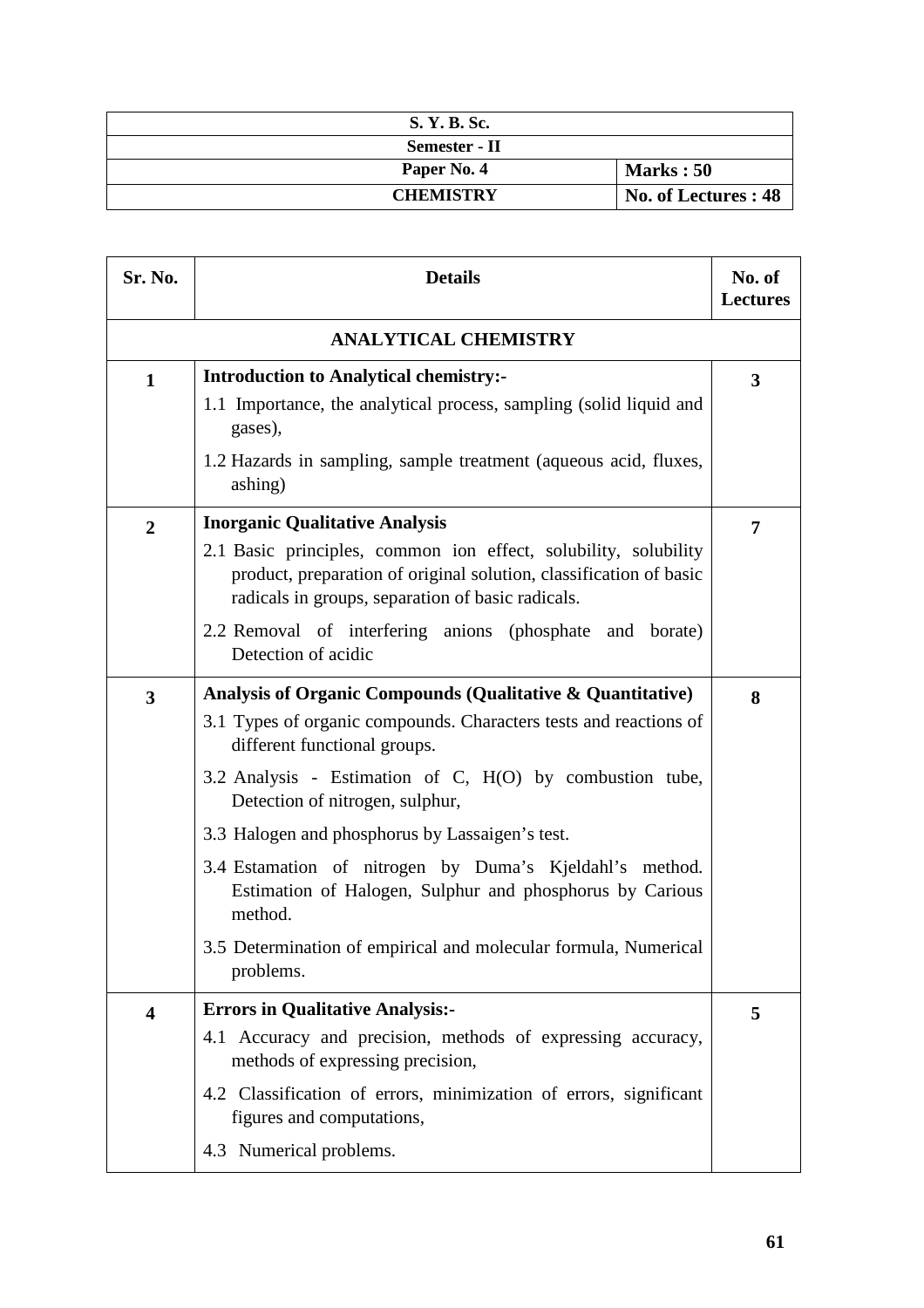| S. Y. B. Sc. | |
|---|---|
| Semester - II | |
| Paper No. 4 | Marks : 50 |
| CHEMISTRY | No. of Lectures : 48 |

| Sr. No. | Details | No. of Lectures |
|---|---|---|
| | **ANALYTICAL CHEMISTRY** | |
| 1 | **Introduction to Analytical chemistry:-**<br>1.1 Importance, the analytical process, sampling (solid liquid and gases),<br>1.2 Hazards in sampling, sample treatment (aqueous acid, fluxes, ashing) | 3 |
| 2 | **Inorganic Qualitative Analysis**<br>2.1 Basic principles, common ion effect, solubility, solubility product, preparation of original solution, classification of basic radicals in groups, separation of basic radicals.<br>2.2 Removal of interfering anions (phosphate and borate) Detection of acidic | 7 |
| 3 | **Analysis of Organic Compounds (Qualitative & Quantitative)**<br>3.1 Types of organic compounds. Characters tests and reactions of different functional groups.<br>3.2 Analysis - Estimation of C, H(O) by combustion tube, Detection of nitrogen, sulphur,<br>3.3 Halogen and phosphorus by Lassaigen's test.<br>3.4 Estamation of nitrogen by Duma's Kjeldahl's method. Estimation of Halogen, Sulphur and phosphorus by Carious method.<br>3.5 Determination of empirical and molecular formula, Numerical problems. | 8 |
| 4 | **Errors in Qualitative Analysis:-**<br>4.1 Accuracy and precision, methods of expressing accuracy, methods of expressing precision,<br>4.2 Classification of errors, minimization of errors, significant figures and computations,<br>4.3 Numerical problems. | 5 |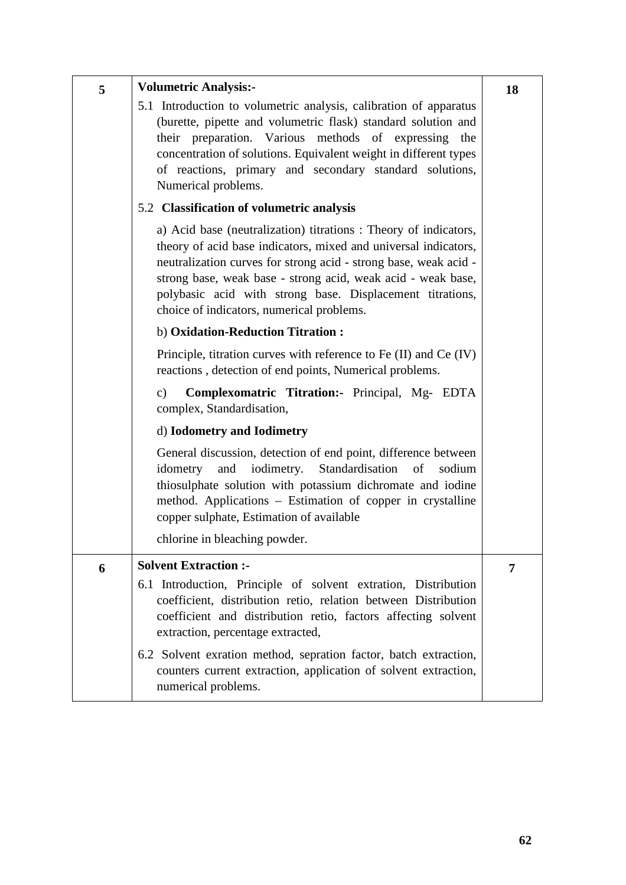| | | |
|---|---|---|
| **5** | **Volumetric Analysis:-**<br><br>5.1 Introduction to volumetric analysis, calibration of apparatus (burette, pipette and volumetric flask) standard solution and their preparation. Various methods of expressing the concentration of solutions. Equivalent weight in different types of reactions, primary and secondary standard solutions, Numerical problems.<br><br>5.2 **Classification of volumetric analysis**<br><br>a) Acid base (neutralization) titrations : Theory of indicators, theory of acid base indicators, mixed and universal indicators, neutralization curves for strong acid - strong base, weak acid - strong base, weak base - strong acid, weak acid - weak base, polybasic acid with strong base. Displacement titrations, choice of indicators, numerical problems.<br><br>b) **Oxidation-Reduction Titration :**<br><br>Principle, titration curves with reference to Fe (II) and Ce (IV) reactions , detection of end points, Numerical problems.<br><br>c) **Complexomatric Titration:-** Principal, Mg- EDTA complex, Standardisation,<br><br>d) **Iodometry and Iodimetry**<br><br>General discussion, detection of end point, difference between idometry and iodimetry. Standardisation of sodium thiosulphate solution with potassium dichromate and iodine method. Applications – Estimation of copper in crystalline copper sulphate, Estimation of available<br><br>chlorine in bleaching powder. | **18** |
| **6** | **Solvent Extraction :-**<br><br>6.1 Introduction, Principle of solvent extration, Distribution coefficient, distribution retio, relation between Distribution coefficient and distribution retio, factors affecting solvent extraction, percentage extracted,<br><br>6.2 Solvent exration method, sepration factor, batch extraction, counters current extraction, application of solvent extraction, numerical problems. | **7** |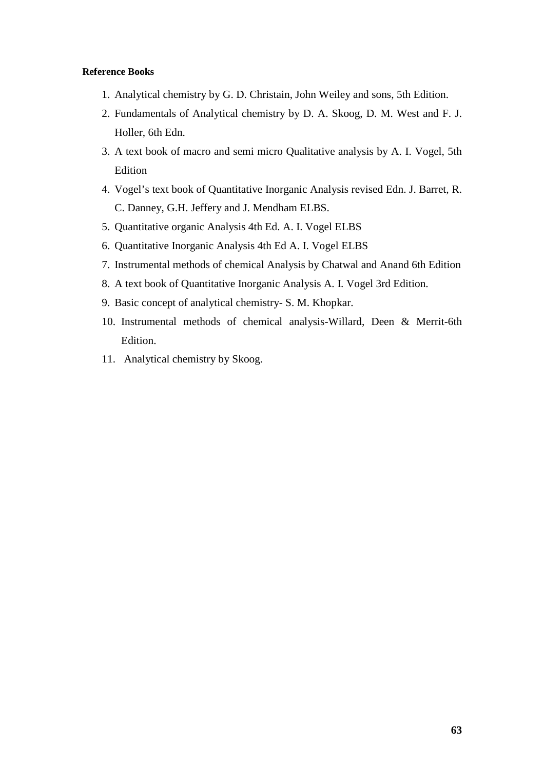**Reference Books**

1. Analytical chemistry by G. D. Christain, John Weiley and sons, 5th Edition.
2. Fundamentals of Analytical chemistry by D. A. Skoog, D. M. West and F. J. Holler, 6th Edn.
3. A text book of macro and semi micro Qualitative analysis by A. I. Vogel, 5th Edition
4. Vogel's text book of Quantitative Inorganic Analysis revised Edn. J. Barret, R. C. Danney, G.H. Jeffery and J. Mendham ELBS.
5. Quantitative organic Analysis 4th Ed. A. I. Vogel ELBS
6. Quantitative Inorganic Analysis 4th Ed A. I. Vogel ELBS
7. Instrumental methods of chemical Analysis by Chatwal and Anand 6th Edition
8. A text book of Quantitative Inorganic Analysis A. I. Vogel 3rd Edition.
9. Basic concept of analytical chemistry- S. M. Khopkar.
10. Instrumental methods of chemical analysis-Willard, Deen & Merrit-6th Edition.
11. Analytical chemistry by Skoog.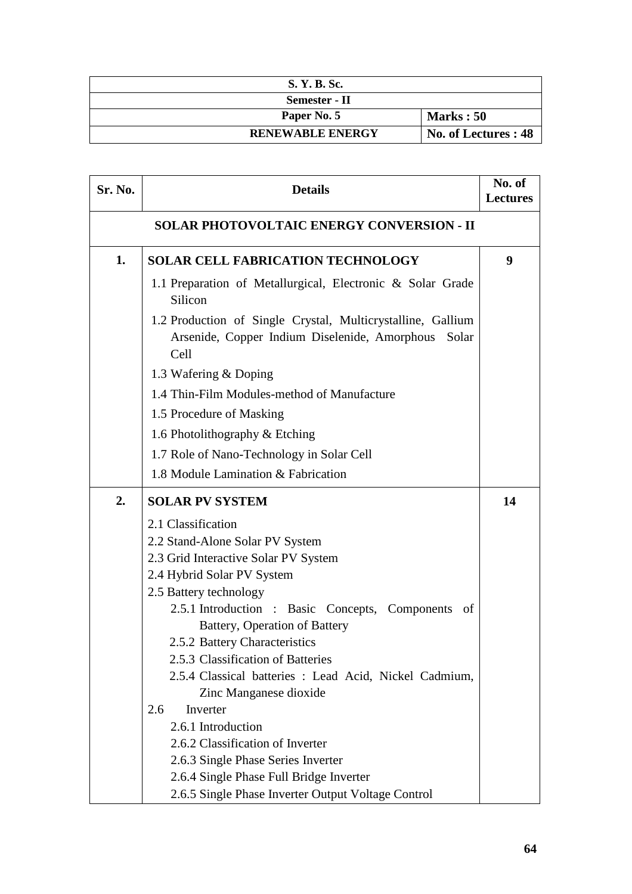| S. Y. B. Sc. | |
|---|---|
| Semester - II | |
| Paper No. 5 | Marks : 50 |
| RENEWABLE ENERGY | No. of Lectures : 48 |

| Sr. No. | Details | No. of Lectures |
|---|---|---|
| | **SOLAR PHOTOVOLTAIC ENERGY CONVERSION - II** | |
| **1.** | **SOLAR CELL FABRICATION TECHNOLOGY**<br>1.1 Preparation of Metallurgical, Electronic & Solar Grade Silicon<br>1.2 Production of Single Crystal, Multicrystalline, Gallium Arsenide, Copper Indium Diselenide, Amorphous Solar Cell<br>1.3 Wafering & Doping<br>1.4 Thin-Film Modules-method of Manufacture<br>1.5 Procedure of Masking<br>1.6 Photolithography & Etching<br>1.7 Role of Nano-Technology in Solar Cell<br>1.8 Module Lamination & Fabrication | **9** |
| **2.** | **SOLAR PV SYSTEM**<br>2.1 Classification<br>2.2 Stand-Alone Solar PV System<br>2.3 Grid Interactive Solar PV System<br>2.4 Hybrid Solar PV System<br>2.5 Battery technology<br>2.5.1 Introduction : Basic Concepts, Components of Battery, Operation of Battery<br>2.5.2 Battery Characteristics<br>2.5.3 Classification of Batteries<br>2.5.4 Classical batteries : Lead Acid, Nickel Cadmium, Zinc Manganese dioxide<br>2.6 Inverter<br>2.6.1 Introduction<br>2.6.2 Classification of Inverter<br>2.6.3 Single Phase Series Inverter<br>2.6.4 Single Phase Full Bridge Inverter<br>2.6.5 Single Phase Inverter Output Voltage Control | **14** |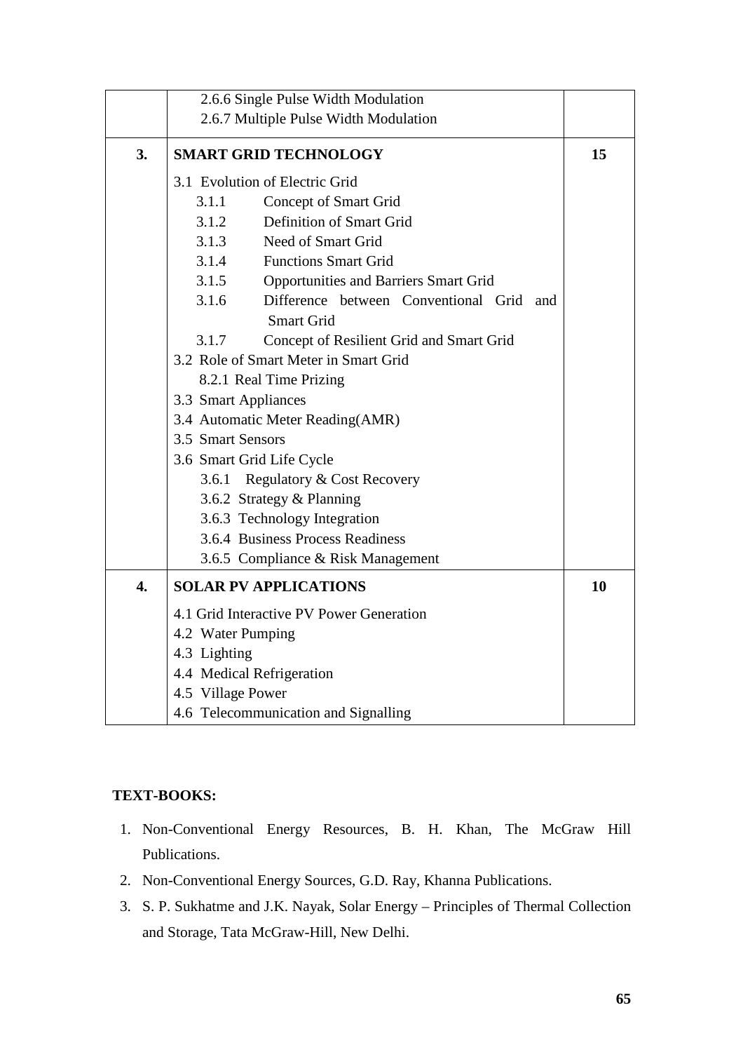| | | |
|---|---|---|
| | 2.6.6 Single Pulse Width Modulation<br>2.6.7 Multiple Pulse Width Modulation | |
| **3.** | **SMART GRID TECHNOLOGY**<br>3.1 Evolution of Electric Grid<br>3.1.1 Concept of Smart Grid<br>3.1.2 Definition of Smart Grid<br>3.1.3 Need of Smart Grid<br>3.1.4 Functions Smart Grid<br>3.1.5 Opportunities and Barriers Smart Grid<br>3.1.6 Difference between Conventional Grid and Smart Grid<br>3.1.7 Concept of Resilient Grid and Smart Grid<br>3.2 Role of Smart Meter in Smart Grid<br>8.2.1 Real Time Prizing<br>3.3 Smart Appliances<br>3.4 Automatic Meter Reading(AMR)<br>3.5 Smart Sensors<br>3.6 Smart Grid Life Cycle<br>3.6.1 Regulatory & Cost Recovery<br>3.6.2 Strategy & Planning<br>3.6.3 Technology Integration<br>3.6.4 Business Process Readiness<br>3.6.5 Compliance & Risk Management | **15** |
| **4.** | **SOLAR PV APPLICATIONS**<br>4.1 Grid Interactive PV Power Generation<br>4.2 Water Pumping<br>4.3 Lighting<br>4.4 Medical Refrigeration<br>4.5 Village Power<br>4.6 Telecommunication and Signalling | **10** |

**TEXT-BOOKS:**

1. Non-Conventional Energy Resources, B. H. Khan, The McGraw Hill Publications.
2. Non-Conventional Energy Sources, G.D. Ray, Khanna Publications.
3. S. P. Sukhatme and J.K. Nayak, Solar Energy – Principles of Thermal Collection and Storage, Tata McGraw-Hill, New Delhi.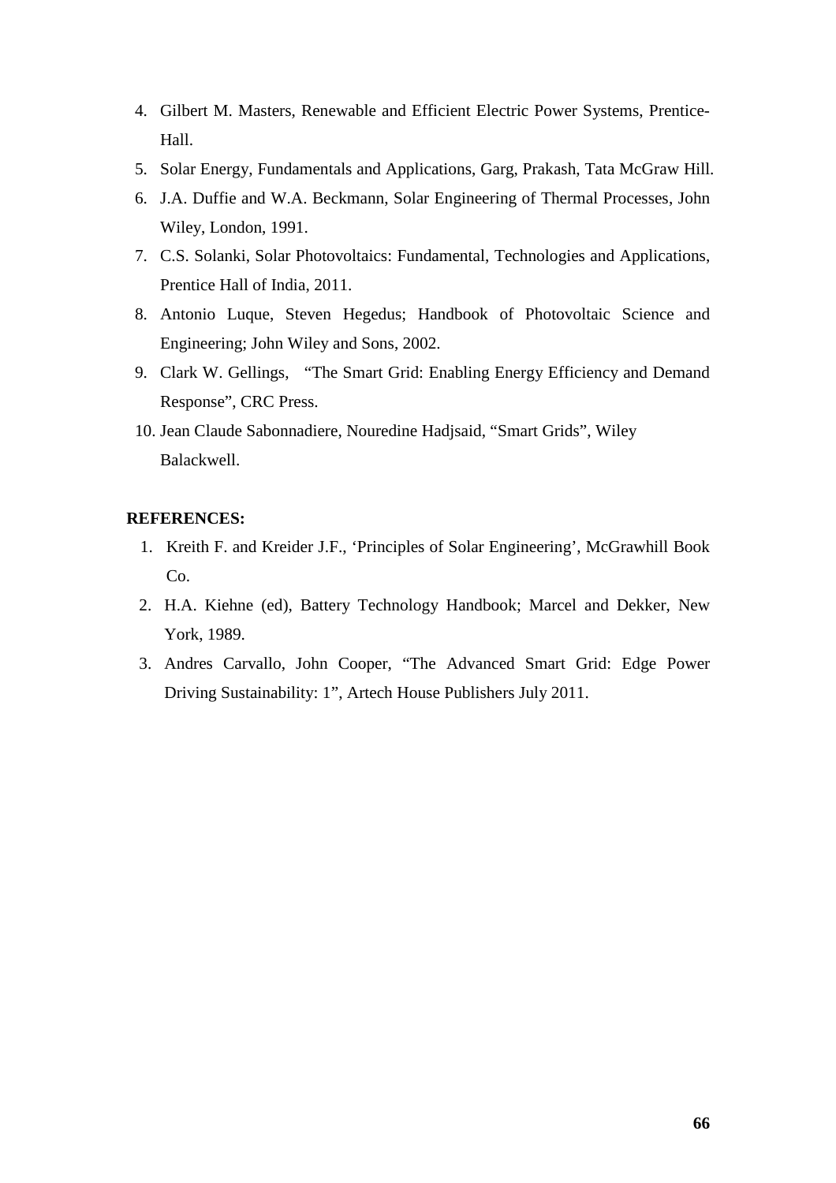4. Gilbert M. Masters, Renewable and Efficient Electric Power Systems, Prentice-Hall.
5. Solar Energy, Fundamentals and Applications, Garg, Prakash, Tata McGraw Hill.
6. J.A. Duffie and W.A. Beckmann, Solar Engineering of Thermal Processes, John Wiley, London, 1991.
7. C.S. Solanki, Solar Photovoltaics: Fundamental, Technologies and Applications, Prentice Hall of India, 2011.
8. Antonio Luque, Steven Hegedus; Handbook of Photovoltaic Science and Engineering; John Wiley and Sons, 2002.
9. Clark W. Gellings, "The Smart Grid: Enabling Energy Efficiency and Demand Response", CRC Press.
10. Jean Claude Sabonnadiere, Nouredine Hadjsaid, "Smart Grids", Wiley Balackwell.

**REFERENCES:**

1. Kreith F. and Kreider J.F., 'Principles of Solar Engineering', McGrawhill Book Co.
2. H.A. Kiehne (ed), Battery Technology Handbook; Marcel and Dekker, New York, 1989.
3. Andres Carvallo, John Cooper, "The Advanced Smart Grid: Edge Power Driving Sustainability: 1", Artech House Publishers July 2011.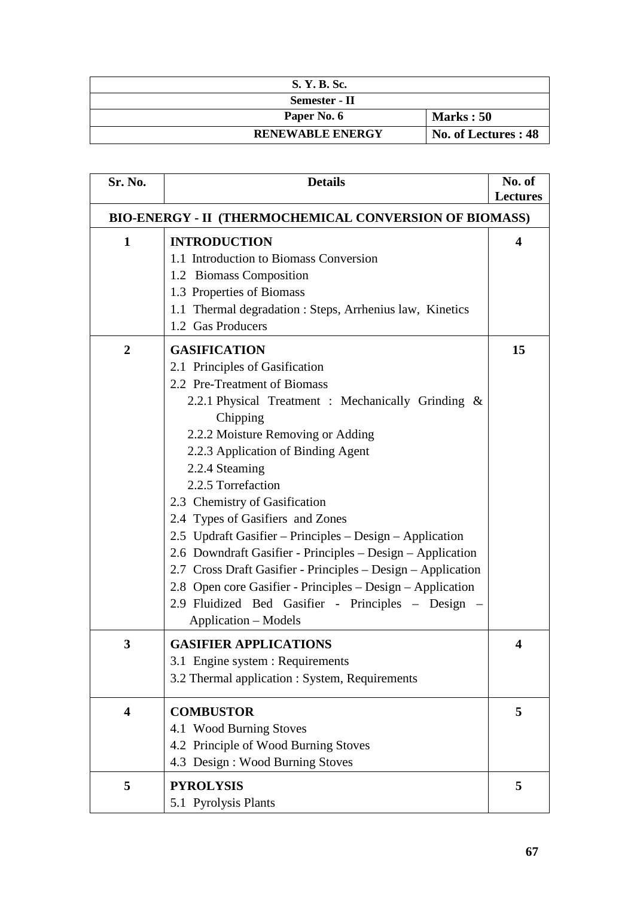| S. Y. B. Sc. | |
|---|---|
| Semester - II | |
| Paper No. 6 | Marks : 50 |
| RENEWABLE ENERGY | No. of Lectures : 48 |

| Sr. No. | Details | No. of Lectures |
|---|---|---|
| **BIO-ENERGY - II (THERMOCHEMICAL CONVERSION OF BIOMASS)** | | |
| 1 | **INTRODUCTION**<br>1.1 Introduction to Biomass Conversion<br>1.2 Biomass Composition<br>1.3 Properties of Biomass<br>1.1 Thermal degradation : Steps, Arrhenius law, Kinetics<br>1.2 Gas Producers | 4 |
| 2 | **GASIFICATION**<br>2.1 Principles of Gasification<br>2.2 Pre-Treatment of Biomass<br>2.2.1 Physical Treatment : Mechanically Grinding & Chipping<br>2.2.2 Moisture Removing or Adding<br>2.2.3 Application of Binding Agent<br>2.2.4 Steaming<br>2.2.5 Torrefaction<br>2.3 Chemistry of Gasification<br>2.4 Types of Gasifiers and Zones<br>2.5 Updraft Gasifier – Principles – Design – Application<br>2.6 Downdraft Gasifier - Principles – Design – Application<br>2.7 Cross Draft Gasifier - Principles – Design – Application<br>2.8 Open core Gasifier - Principles – Design – Application<br>2.9 Fluidized Bed Gasifier - Principles – Design – Application – Models | 15 |
| 3 | **GASIFIER APPLICATIONS**<br>3.1 Engine system : Requirements<br>3.2 Thermal application : System, Requirements | 4 |
| 4 | **COMBUSTOR**<br>4.1 Wood Burning Stoves<br>4.2 Principle of Wood Burning Stoves<br>4.3 Design : Wood Burning Stoves | 5 |
| 5 | **PYROLYSIS**<br>5.1 Pyrolysis Plants | 5 |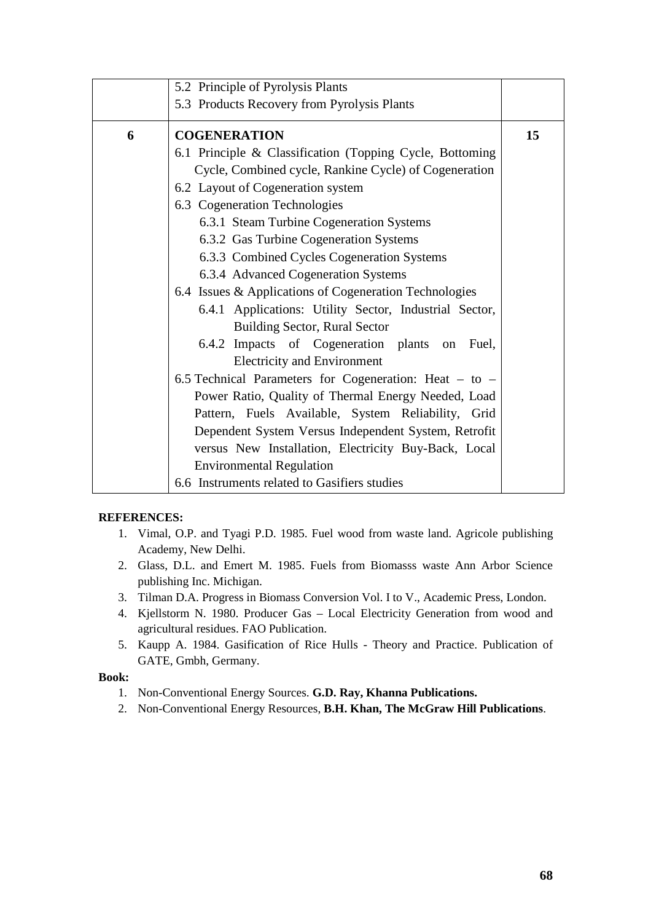| | | |
|---|---|---|
| | 5.2 Principle of Pyrolysis Plants<br>5.3 Products Recovery from Pyrolysis Plants | |
| **6** | **COGENERATION**<br>6.1 Principle & Classification (Topping Cycle, Bottoming Cycle, Combined cycle, Rankine Cycle) of Cogeneration<br>6.2 Layout of Cogeneration system<br>6.3 Cogeneration Technologies<br>6.3.1 Steam Turbine Cogeneration Systems<br>6.3.2 Gas Turbine Cogeneration Systems<br>6.3.3 Combined Cycles Cogeneration Systems<br>6.3.4 Advanced Cogeneration Systems<br>6.4 Issues & Applications of Cogeneration Technologies<br>6.4.1 Applications: Utility Sector, Industrial Sector, Building Sector, Rural Sector<br>6.4.2 Impacts of Cogeneration plants on Fuel, Electricity and Environment<br>6.5 Technical Parameters for Cogeneration: Heat – to – Power Ratio, Quality of Thermal Energy Needed, Load Pattern, Fuels Available, System Reliability, Grid Dependent System Versus Independent System, Retrofit versus New Installation, Electricity Buy-Back, Local Environmental Regulation<br>6.6 Instruments related to Gasifiers studies | **15** |

**REFERENCES:**

1. Vimal, O.P. and Tyagi P.D. 1985. Fuel wood from waste land. Agricole publishing Academy, New Delhi.
2. Glass, D.L. and Emert M. 1985. Fuels from Biomasss waste Ann Arbor Science publishing Inc. Michigan.
3. Tilman D.A. Progress in Biomass Conversion Vol. I to V., Academic Press, London.
4. Kjellstorm N. 1980. Producer Gas – Local Electricity Generation from wood and agricultural residues. FAO Publication.
5. Kaupp A. 1984. Gasification of Rice Hulls - Theory and Practice. Publication of GATE, Gmbh, Germany.

**Book:**

1. Non-Conventional Energy Sources. **G.D. Ray, Khanna Publications.**
2. Non-Conventional Energy Resources, **B.H. Khan, The McGraw Hill Publications**.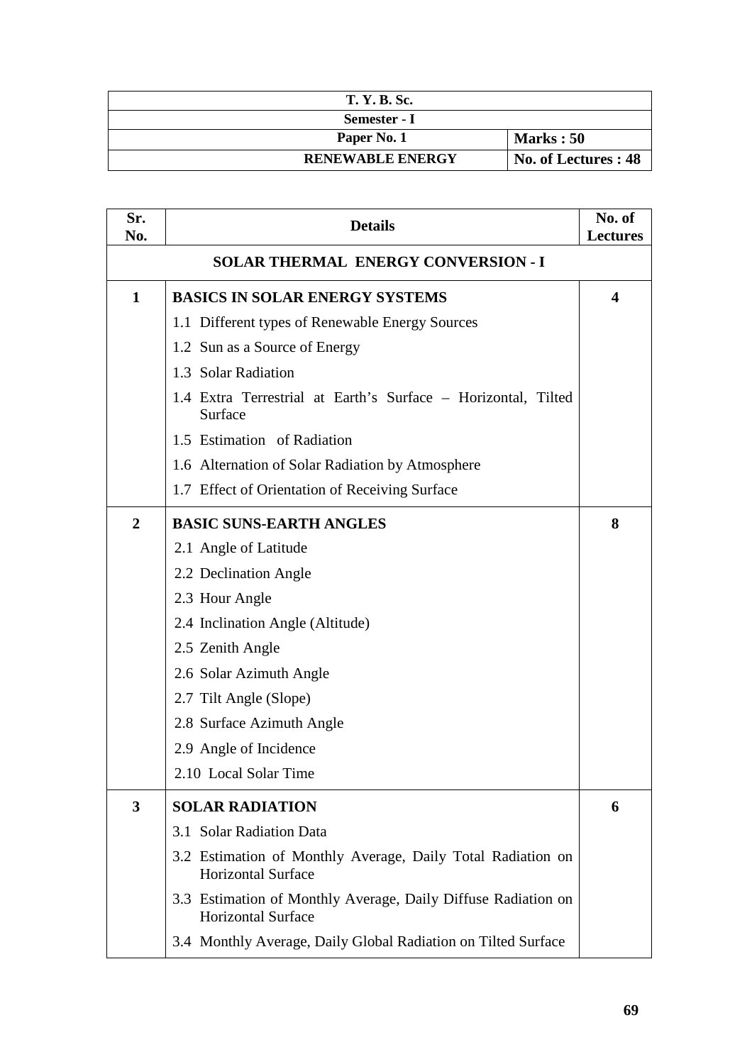| T. Y. B. Sc. | |
|---|---|
| Semester - I | |
| Paper No. 1 | Marks : 50 |
| RENEWABLE ENERGY | No. of Lectures : 48 |

| Sr. No. | Details | No. of Lectures |
|---|---|---|
| | **SOLAR THERMAL ENERGY CONVERSION - I** | |
| **1** | **BASICS IN SOLAR ENERGY SYSTEMS** | **4** |
| | 1.1 Different types of Renewable Energy Sources | |
| | 1.2 Sun as a Source of Energy | |
| | 1.3 Solar Radiation | |
| | 1.4 Extra Terrestrial at Earth's Surface – Horizontal, Tilted Surface | |
| | 1.5 Estimation of Radiation | |
| | 1.6 Alternation of Solar Radiation by Atmosphere | |
| | 1.7 Effect of Orientation of Receiving Surface | |
| **2** | **BASIC SUNS-EARTH ANGLES** | **8** |
| | 2.1 Angle of Latitude | |
| | 2.2 Declination Angle | |
| | 2.3 Hour Angle | |
| | 2.4 Inclination Angle (Altitude) | |
| | 2.5 Zenith Angle | |
| | 2.6 Solar Azimuth Angle | |
| | 2.7 Tilt Angle (Slope) | |
| | 2.8 Surface Azimuth Angle | |
| | 2.9 Angle of Incidence | |
| | 2.10 Local Solar Time | |
| **3** | **SOLAR RADIATION** | **6** |
| | 3.1 Solar Radiation Data | |
| | 3.2 Estimation of Monthly Average, Daily Total Radiation on Horizontal Surface | |
| | 3.3 Estimation of Monthly Average, Daily Diffuse Radiation on Horizontal Surface | |
| | 3.4 Monthly Average, Daily Global Radiation on Tilted Surface | |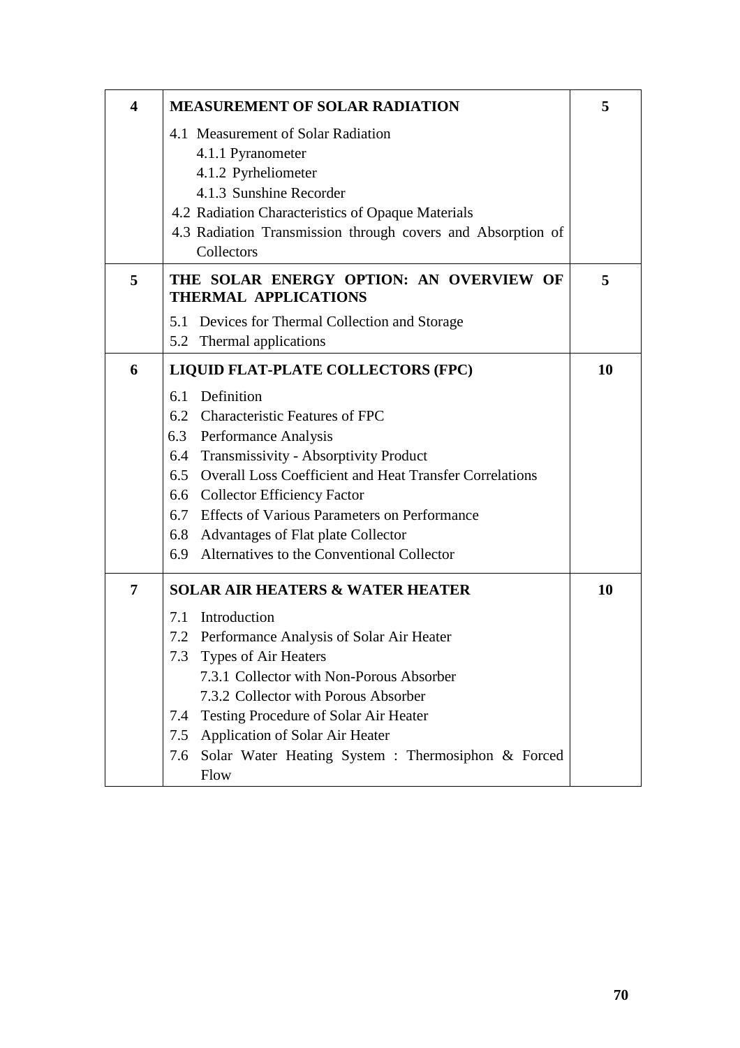| | | |
|---|---|---|
| **4** | **MEASUREMENT OF SOLAR RADIATION**<br>4.1 Measurement of Solar Radiation<br>4.1.1 Pyranometer<br>4.1.2 Pyrheliometer<br>4.1.3 Sunshine Recorder<br>4.2 Radiation Characteristics of Opaque Materials<br>4.3 Radiation Transmission through covers and Absorption of Collectors | **5** |
| **5** | **THE SOLAR ENERGY OPTION: AN OVERVIEW OF THERMAL APPLICATIONS**<br>5.1 Devices for Thermal Collection and Storage<br>5.2 Thermal applications | **5** |
| **6** | **LIQUID FLAT-PLATE COLLECTORS (FPC)**<br>6.1 Definition<br>6.2 Characteristic Features of FPC<br>6.3 Performance Analysis<br>6.4 Transmissivity - Absorptivity Product<br>6.5 Overall Loss Coefficient and Heat Transfer Correlations<br>6.6 Collector Efficiency Factor<br>6.7 Effects of Various Parameters on Performance<br>6.8 Advantages of Flat plate Collector<br>6.9 Alternatives to the Conventional Collector | **10** |
| **7** | **SOLAR AIR HEATERS & WATER HEATER**<br>7.1 Introduction<br>7.2 Performance Analysis of Solar Air Heater<br>7.3 Types of Air Heaters<br>7.3.1 Collector with Non-Porous Absorber<br>7.3.2 Collector with Porous Absorber<br>7.4 Testing Procedure of Solar Air Heater<br>7.5 Application of Solar Air Heater<br>7.6 Solar Water Heating System : Thermosiphon & Forced Flow | **10** |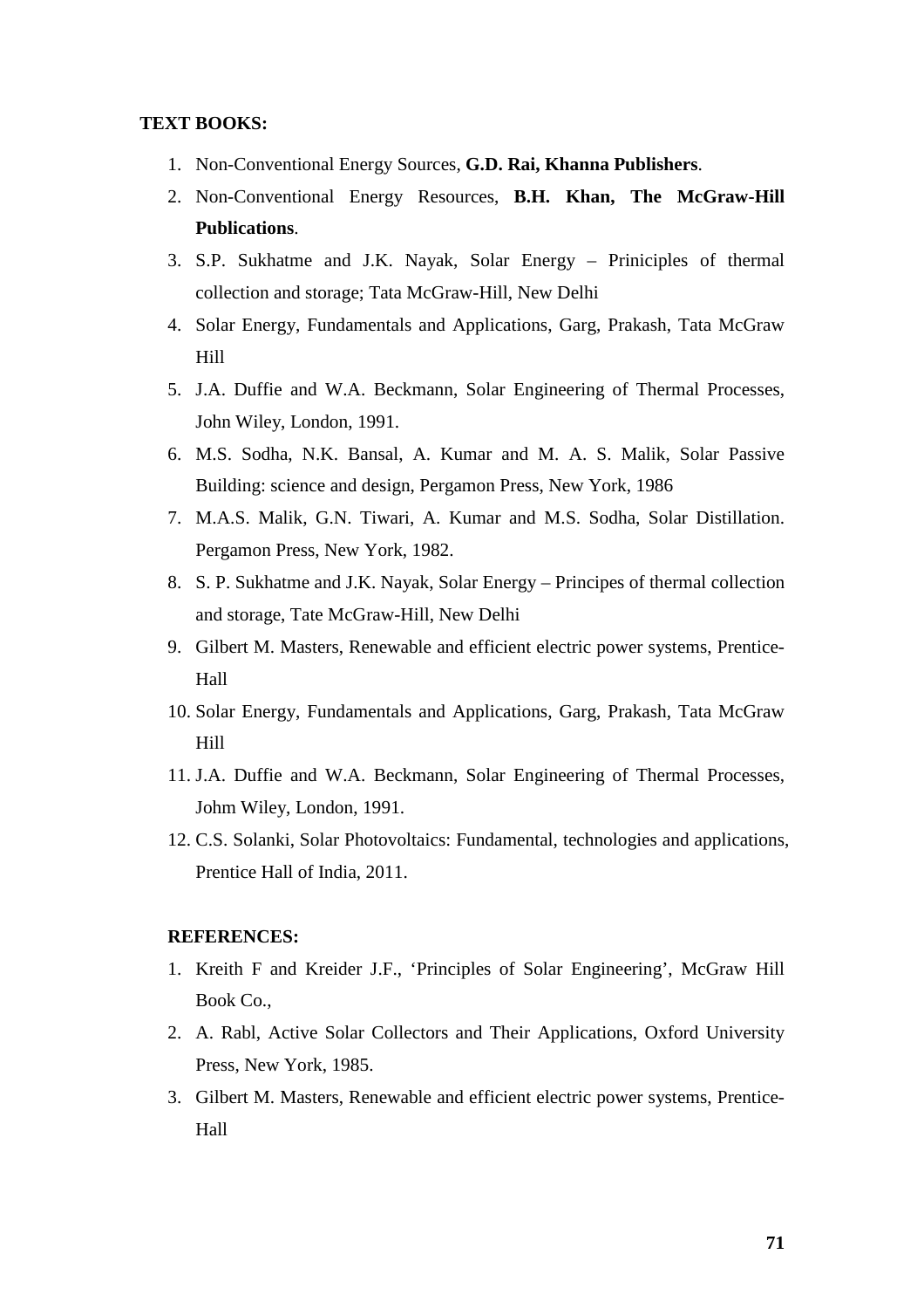**TEXT BOOKS:**

1. Non-Conventional Energy Sources, **G.D. Rai, Khanna Publishers**.
2. Non-Conventional Energy Resources, **B.H. Khan, The McGraw-Hill Publications**.
3. S.P. Sukhatme and J.K. Nayak, Solar Energy – Priniciples of thermal collection and storage; Tata McGraw-Hill, New Delhi
4. Solar Energy, Fundamentals and Applications, Garg, Prakash, Tata McGraw Hill
5. J.A. Duffie and W.A. Beckmann, Solar Engineering of Thermal Processes, John Wiley, London, 1991.
6. M.S. Sodha, N.K. Bansal, A. Kumar and M. A. S. Malik, Solar Passive Building: science and design, Pergamon Press, New York, 1986
7. M.A.S. Malik, G.N. Tiwari, A. Kumar and M.S. Sodha, Solar Distillation. Pergamon Press, New York, 1982.
8. S. P. Sukhatme and J.K. Nayak, Solar Energy – Principes of thermal collection and storage, Tate McGraw-Hill, New Delhi
9. Gilbert M. Masters, Renewable and efficient electric power systems, Prentice-Hall
10. Solar Energy, Fundamentals and Applications, Garg, Prakash, Tata McGraw Hill
11. J.A. Duffie and W.A. Beckmann, Solar Engineering of Thermal Processes, Johm Wiley, London, 1991.
12. C.S. Solanki, Solar Photovoltaics: Fundamental, technologies and applications, Prentice Hall of India, 2011.

**REFERENCES:**

1. Kreith F and Kreider J.F., 'Principles of Solar Engineering', McGraw Hill Book Co.,
2. A. Rabl, Active Solar Collectors and Their Applications, Oxford University Press, New York, 1985.
3. Gilbert M. Masters, Renewable and efficient electric power systems, Prentice-Hall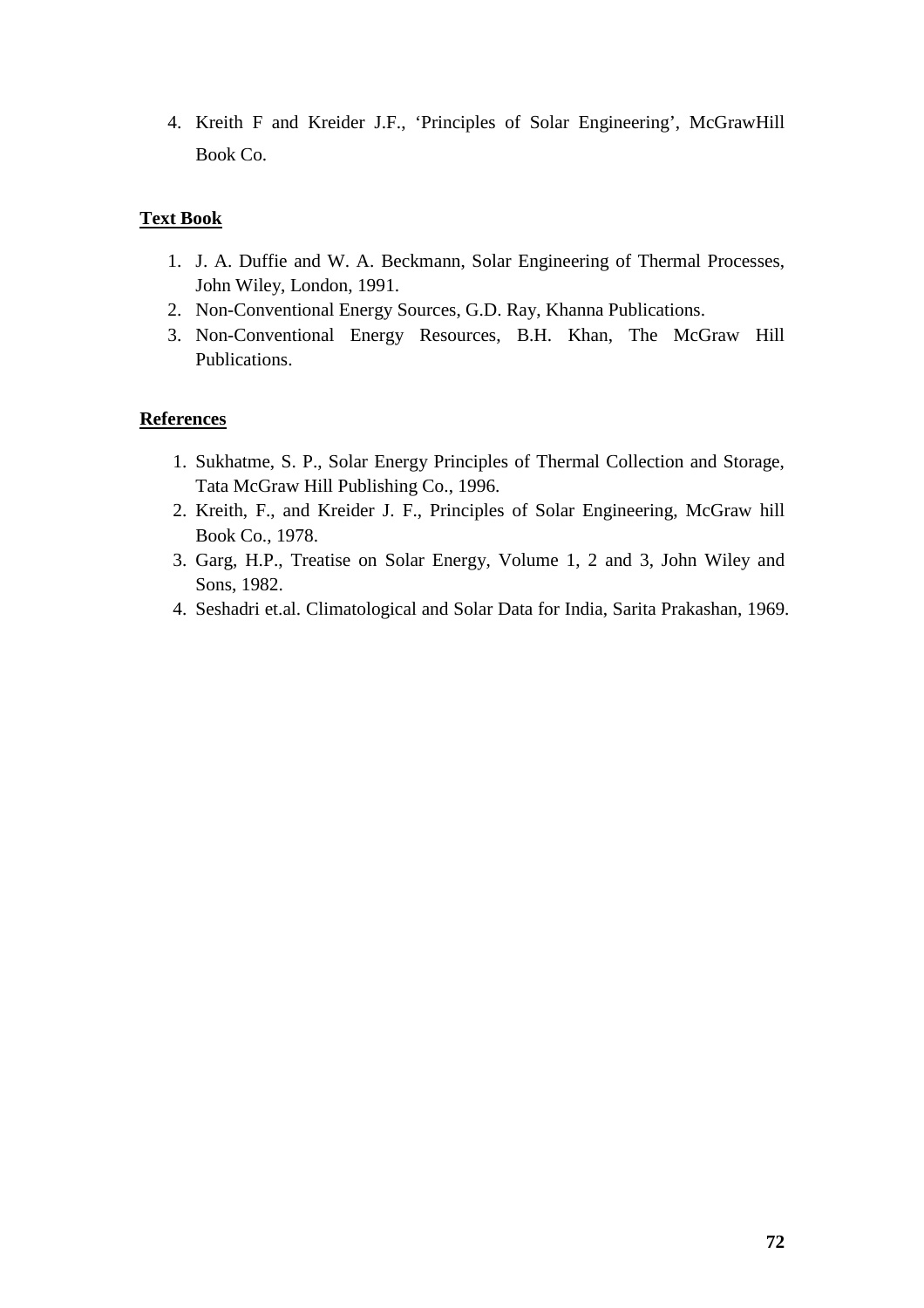4. Kreith F and Kreider J.F., 'Principles of Solar Engineering', McGrawHill Book Co.

**Text Book**

1. J. A. Duffie and W. A. Beckmann, Solar Engineering of Thermal Processes, John Wiley, London, 1991.
2. Non-Conventional Energy Sources, G.D. Ray, Khanna Publications.
3. Non-Conventional Energy Resources, B.H. Khan, The McGraw Hill Publications.

**References**

1. Sukhatme, S. P., Solar Energy Principles of Thermal Collection and Storage, Tata McGraw Hill Publishing Co., 1996.
2. Kreith, F., and Kreider J. F., Principles of Solar Engineering, McGraw hill Book Co., 1978.
3. Garg, H.P., Treatise on Solar Energy, Volume 1, 2 and 3, John Wiley and Sons, 1982.
4. Seshadri et.al. Climatological and Solar Data for India, Sarita Prakashan, 1969.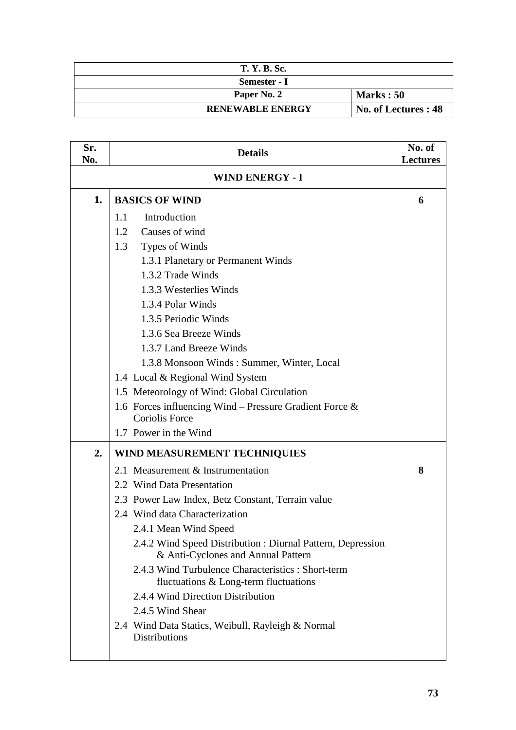| T. Y. B. Sc. | |
|---|---|
| Semester - I | |
| Paper No. 2 | Marks : 50 |
| RENEWABLE ENERGY | No. of Lectures : 48 |

| Sr. No. | Details | No. of Lectures |
|---|---|---|
| | **WIND ENERGY - I** | |
| **1.** | **BASICS OF WIND**<br>1.1 Introduction<br>1.2 Causes of wind<br>1.3 Types of Winds<br>1.3.1 Planetary or Permanent Winds<br>1.3.2 Trade Winds<br>1.3.3 Westerlies Winds<br>1.3.4 Polar Winds<br>1.3.5 Periodic Winds<br>1.3.6 Sea Breeze Winds<br>1.3.7 Land Breeze Winds<br>1.3.8 Monsoon Winds : Summer, Winter, Local<br>1.4 Local & Regional Wind System<br>1.5 Meteorology of Wind: Global Circulation<br>1.6 Forces influencing Wind – Pressure Gradient Force & Coriolis Force<br>1.7 Power in the Wind | **6** |
| **2.** | **WIND MEASUREMENT TECHNIQUIES**<br>2.1 Measurement & Instrumentation<br>2.2 Wind Data Presentation<br>2.3 Power Law Index, Betz Constant, Terrain value<br>2.4 Wind data Characterization<br>2.4.1 Mean Wind Speed<br>2.4.2 Wind Speed Distribution : Diurnal Pattern, Depression & Anti-Cyclones and Annual Pattern<br>2.4.3 Wind Turbulence Characteristics : Short-term fluctuations & Long-term fluctuations<br>2.4.4 Wind Direction Distribution<br>2.4.5 Wind Shear<br>2.4 Wind Data Statics, Weibull, Rayleigh & Normal Distributions | **8** |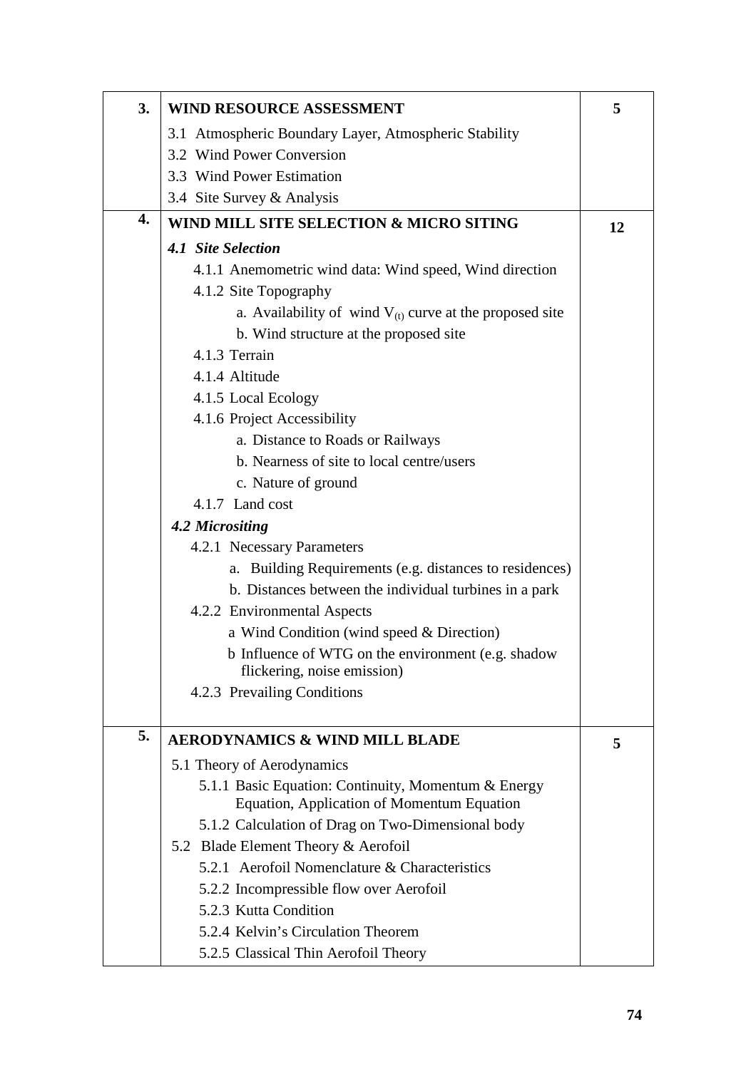| | | |
|---|---|---|
| **3.** | **WIND RESOURCE ASSESSMENT**<br>3.1 Atmospheric Boundary Layer, Atmospheric Stability<br>3.2 Wind Power Conversion<br>3.3 Wind Power Estimation<br>3.4 Site Survey & Analysis | **5** |
| **4.** | **WIND MILL SITE SELECTION & MICRO SITING**<br>***4.1 Site Selection***<br>4.1.1 Anemometric wind data: Wind speed, Wind direction<br>4.1.2 Site Topography<br>a. Availability of wind $V_{(t)}$ curve at the proposed site<br>b. Wind structure at the proposed site<br>4.1.3 Terrain<br>4.1.4 Altitude<br>4.1.5 Local Ecology<br>4.1.6 Project Accessibility<br>a. Distance to Roads or Railways<br>b. Nearness of site to local centre/users<br>c. Nature of ground<br>4.1.7 Land cost<br>***4.2 Micrositing***<br>4.2.1 Necessary Parameters<br>a. Building Requirements (e.g. distances to residences)<br>b. Distances between the individual turbines in a park<br>4.2.2 Environmental Aspects<br>a Wind Condition (wind speed & Direction)<br>b Influence of WTG on the environment (e.g. shadow flickering, noise emission)<br>4.2.3 Prevailing Conditions | **12** |
| **5.** | **AERODYNAMICS & WIND MILL BLADE**<br>5.1 Theory of Aerodynamics<br>5.1.1 Basic Equation: Continuity, Momentum & Energy Equation, Application of Momentum Equation<br>5.1.2 Calculation of Drag on Two-Dimensional body<br>5.2 Blade Element Theory & Aerofoil<br>5.2.1 Aerofoil Nomenclature & Characteristics<br>5.2.2 Incompressible flow over Aerofoil<br>5.2.3 Kutta Condition<br>5.2.4 Kelvin's Circulation Theorem<br>5.2.5 Classical Thin Aerofoil Theory | **5** |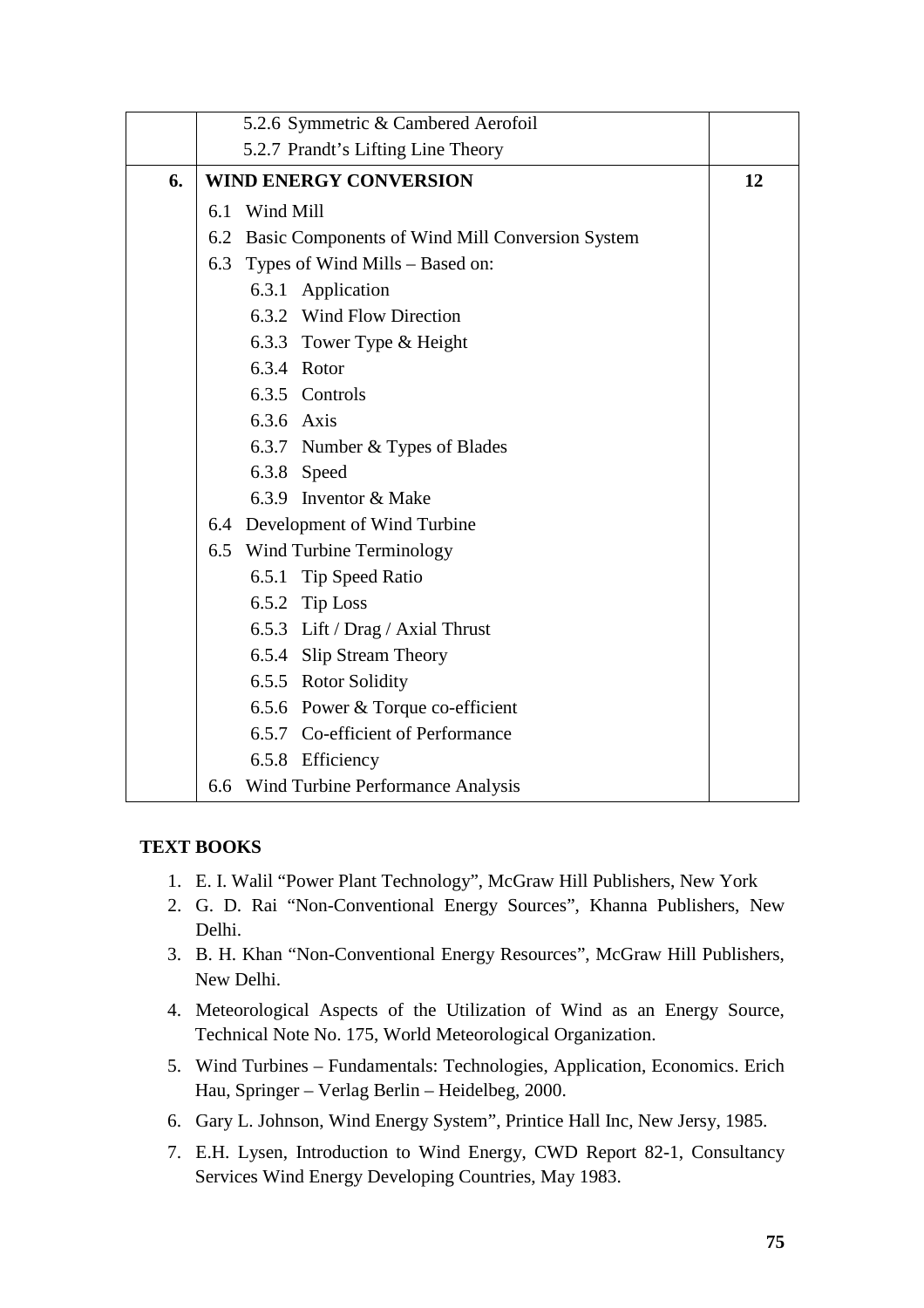| | | |
|---|---|---|
| | 5.2.6 Symmetric & Cambered Aerofoil<br>5.2.7 Prandt's Lifting Line Theory | |
| **6.** | **WIND ENERGY CONVERSION**<br>6.1 Wind Mill<br>6.2 Basic Components of Wind Mill Conversion System<br>6.3 Types of Wind Mills – Based on:<br>6.3.1 Application<br>6.3.2 Wind Flow Direction<br>6.3.3 Tower Type & Height<br>6.3.4 Rotor<br>6.3.5 Controls<br>6.3.6 Axis<br>6.3.7 Number & Types of Blades<br>6.3.8 Speed<br>6.3.9 Inventor & Make<br>6.4 Development of Wind Turbine<br>6.5 Wind Turbine Terminology<br>6.5.1 Tip Speed Ratio<br>6.5.2 Tip Loss<br>6.5.3 Lift / Drag / Axial Thrust<br>6.5.4 Slip Stream Theory<br>6.5.5 Rotor Solidity<br>6.5.6 Power & Torque co-efficient<br>6.5.7 Co-efficient of Performance<br>6.5.8 Efficiency<br>6.6 Wind Turbine Performance Analysis | **12** |

**TEXT BOOKS**

1. E. I. Walil "Power Plant Technology", McGraw Hill Publishers, New York
2. G. D. Rai "Non-Conventional Energy Sources", Khanna Publishers, New Delhi.
3. B. H. Khan "Non-Conventional Energy Resources", McGraw Hill Publishers, New Delhi.
4. Meteorological Aspects of the Utilization of Wind as an Energy Source, Technical Note No. 175, World Meteorological Organization.
5. Wind Turbines – Fundamentals: Technologies, Application, Economics. Erich Hau, Springer – Verlag Berlin – Heidelbeg, 2000.
6. Gary L. Johnson, Wind Energy System", Printice Hall Inc, New Jersy, 1985.
7. E.H. Lysen, Introduction to Wind Energy, CWD Report 82-1, Consultancy Services Wind Energy Developing Countries, May 1983.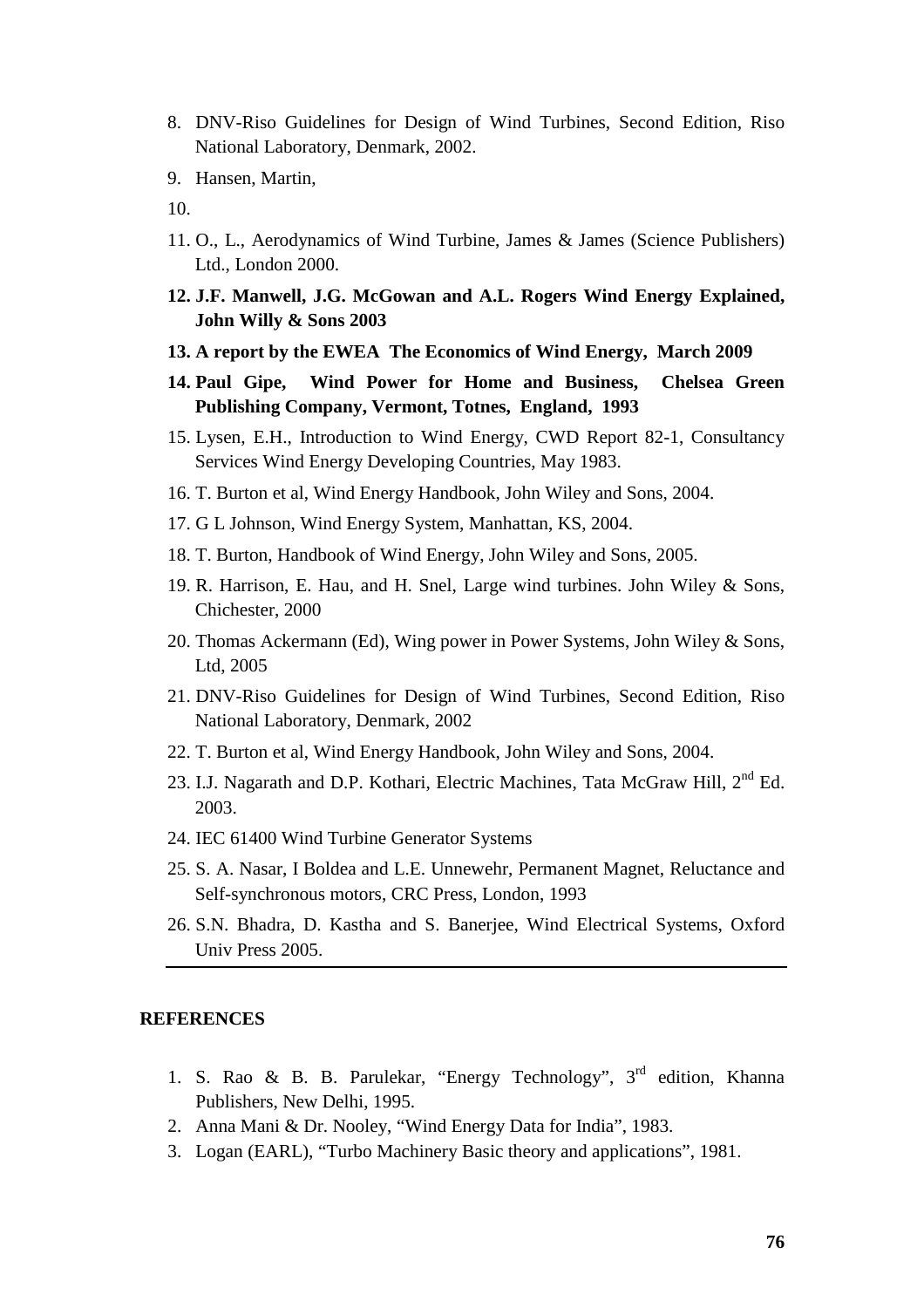8. DNV-Riso Guidelines for Design of Wind Turbines, Second Edition, Riso National Laboratory, Denmark, 2002.
9. Hansen, Martin,
10.
11. O., L., Aerodynamics of Wind Turbine, James & James (Science Publishers) Ltd., London 2000.
12. **J.F. Manwell, J.G. McGowan and A.L. Rogers Wind Energy Explained, John Willy & Sons 2003**
13. **A report by the EWEA The Economics of Wind Energy, March 2009**
14. **Paul Gipe, Wind Power for Home and Business, Chelsea Green Publishing Company, Vermont, Totnes, England, 1993**
15. Lysen, E.H., Introduction to Wind Energy, CWD Report 82-1, Consultancy Services Wind Energy Developing Countries, May 1983.
16. T. Burton et al, Wind Energy Handbook, John Wiley and Sons, 2004.
17. G L Johnson, Wind Energy System, Manhattan, KS, 2004.
18. T. Burton, Handbook of Wind Energy, John Wiley and Sons, 2005.
19. R. Harrison, E. Hau, and H. Snel, Large wind turbines. John Wiley & Sons, Chichester, 2000
20. Thomas Ackermann (Ed), Wing power in Power Systems, John Wiley & Sons, Ltd, 2005
21. DNV-Riso Guidelines for Design of Wind Turbines, Second Edition, Riso National Laboratory, Denmark, 2002
22. T. Burton et al, Wind Energy Handbook, John Wiley and Sons, 2004.
23. I.J. Nagarath and D.P. Kothari, Electric Machines, Tata McGraw Hill, 2nd Ed. 2003.
24. IEC 61400 Wind Turbine Generator Systems
25. S. A. Nasar, I Boldea and L.E. Unnewehr, Permanent Magnet, Reluctance and Self-synchronous motors, CRC Press, London, 1993
26. S.N. Bhadra, D. Kastha and S. Banerjee, Wind Electrical Systems, Oxford Univ Press 2005.

---

**REFERENCES**

1. S. Rao & B. B. Parulekar, "Energy Technology", 3rd edition, Khanna Publishers, New Delhi, 1995.
2. Anna Mani & Dr. Nooley, "Wind Energy Data for India", 1983.
3. Logan (EARL), "Turbo Machinery Basic theory and applications", 1981.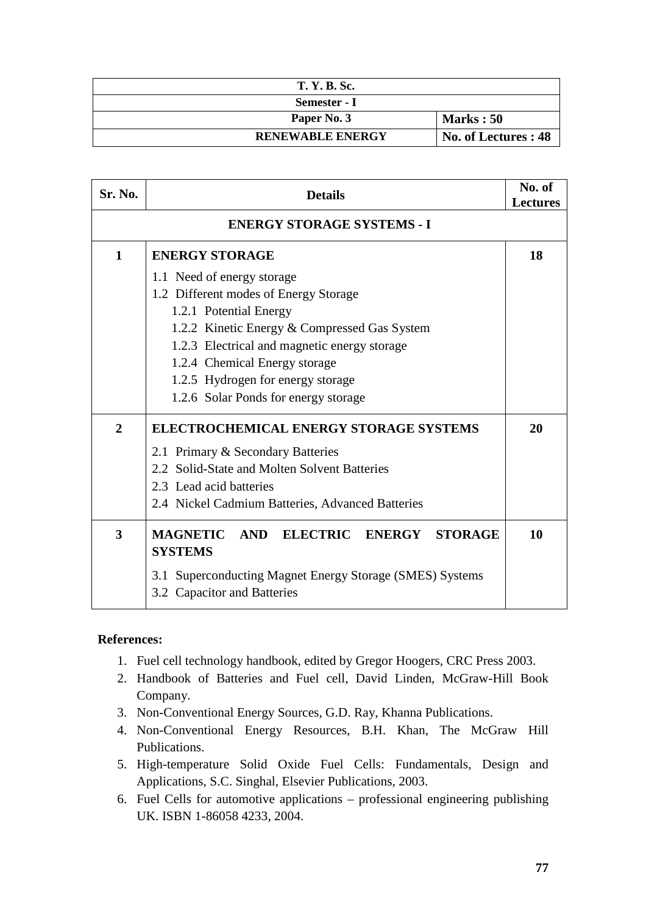| T. Y. B. Sc. | |
|---|---|
| Semester - I | |
| Paper No. 3 | Marks : 50 |
| RENEWABLE ENERGY | No. of Lectures : 48 |

| Sr. No. | Details | No. of Lectures |
|---|---|---|
| | **ENERGY STORAGE SYSTEMS - I** | |
| 1 | **ENERGY STORAGE**<br>1.1 Need of energy storage<br>1.2 Different modes of Energy Storage<br>1.2.1 Potential Energy<br>1.2.2 Kinetic Energy & Compressed Gas System<br>1.2.3 Electrical and magnetic energy storage<br>1.2.4 Chemical Energy storage<br>1.2.5 Hydrogen for energy storage<br>1.2.6 Solar Ponds for energy storage | 18 |
| 2 | **ELECTROCHEMICAL ENERGY STORAGE SYSTEMS**<br>2.1 Primary & Secondary Batteries<br>2.2 Solid-State and Molten Solvent Batteries<br>2.3 Lead acid batteries<br>2.4 Nickel Cadmium Batteries, Advanced Batteries | 20 |
| 3 | **MAGNETIC AND ELECTRIC ENERGY STORAGE SYSTEMS**<br>3.1 Superconducting Magnet Energy Storage (SMES) Systems<br>3.2 Capacitor and Batteries | 10 |

**References:**

1. Fuel cell technology handbook, edited by Gregor Hoogers, CRC Press 2003.
2. Handbook of Batteries and Fuel cell, David Linden, McGraw-Hill Book Company.
3. Non-Conventional Energy Sources, G.D. Ray, Khanna Publications.
4. Non-Conventional Energy Resources, B.H. Khan, The McGraw Hill Publications.
5. High-temperature Solid Oxide Fuel Cells: Fundamentals, Design and Applications, S.C. Singhal, Elsevier Publications, 2003.
6. Fuel Cells for automotive applications – professional engineering publishing UK. ISBN 1-86058 4233, 2004.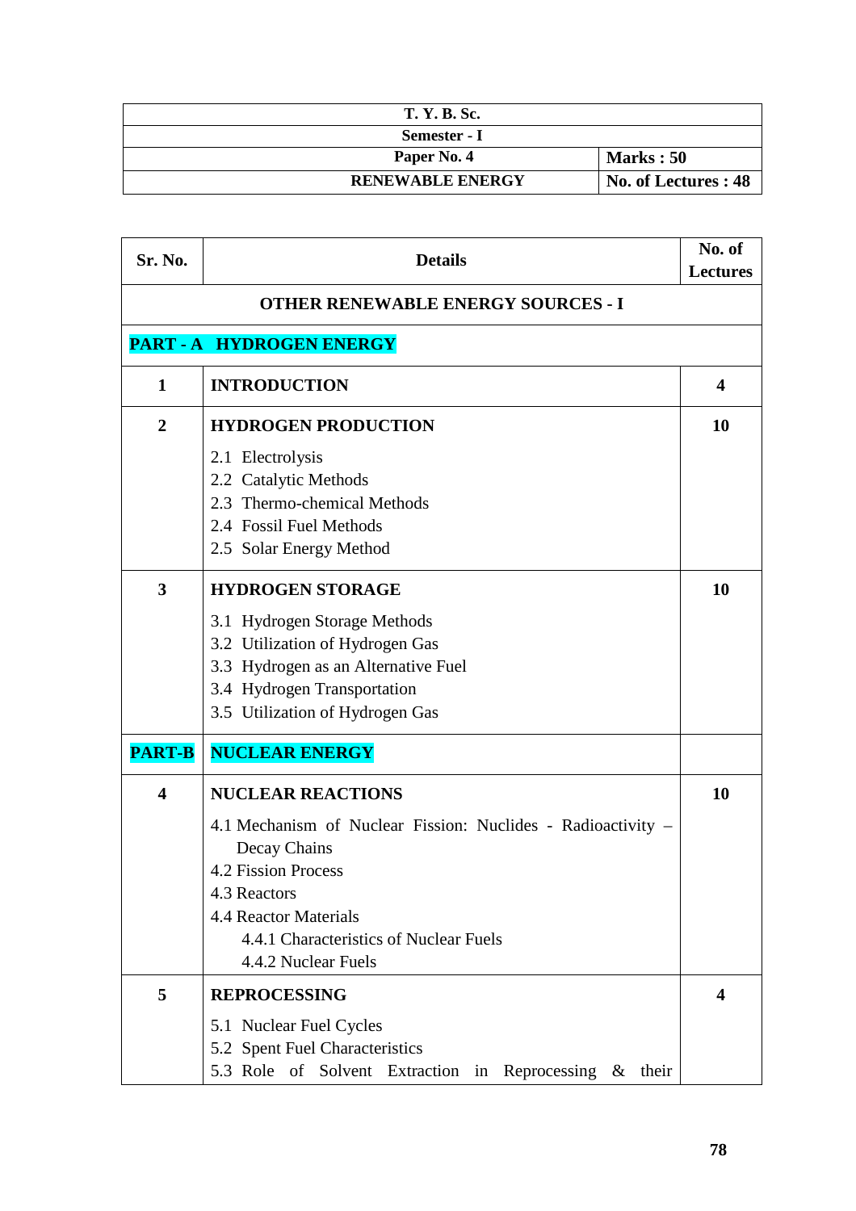| T. Y. B. Sc. | |
|---|---|
| Semester - I | |
| Paper No. 4 | Marks : 50 |
| RENEWABLE ENERGY | No. of Lectures : 48 |

| Sr. No. | Details | No. of Lectures |
|---|---|---|
| | **OTHER RENEWABLE ENERGY SOURCES - I** | |
| **PART - A** | **HYDROGEN ENERGY** | |
| **1** | **INTRODUCTION** | **4** |
| **2** | **HYDROGEN PRODUCTION**<br>2.1 Electrolysis<br>2.2 Catalytic Methods<br>2.3 Thermo-chemical Methods<br>2.4 Fossil Fuel Methods<br>2.5 Solar Energy Method | **10** |
| **3** | **HYDROGEN STORAGE**<br>3.1 Hydrogen Storage Methods<br>3.2 Utilization of Hydrogen Gas<br>3.3 Hydrogen as an Alternative Fuel<br>3.4 Hydrogen Transportation<br>3.5 Utilization of Hydrogen Gas | **10** |
| **PART-B** | **NUCLEAR ENERGY** | |
| **4** | **NUCLEAR REACTIONS**<br>4.1 Mechanism of Nuclear Fission: Nuclides - Radioactivity – Decay Chains<br>4.2 Fission Process<br>4.3 Reactors<br>4.4 Reactor Materials<br>4.4.1 Characteristics of Nuclear Fuels<br>4.4.2 Nuclear Fuels | **10** |
| **5** | **REPROCESSING**<br>5.1 Nuclear Fuel Cycles<br>5.2 Spent Fuel Characteristics<br>5.3 Role of Solvent Extraction in Reprocessing & their | **4** |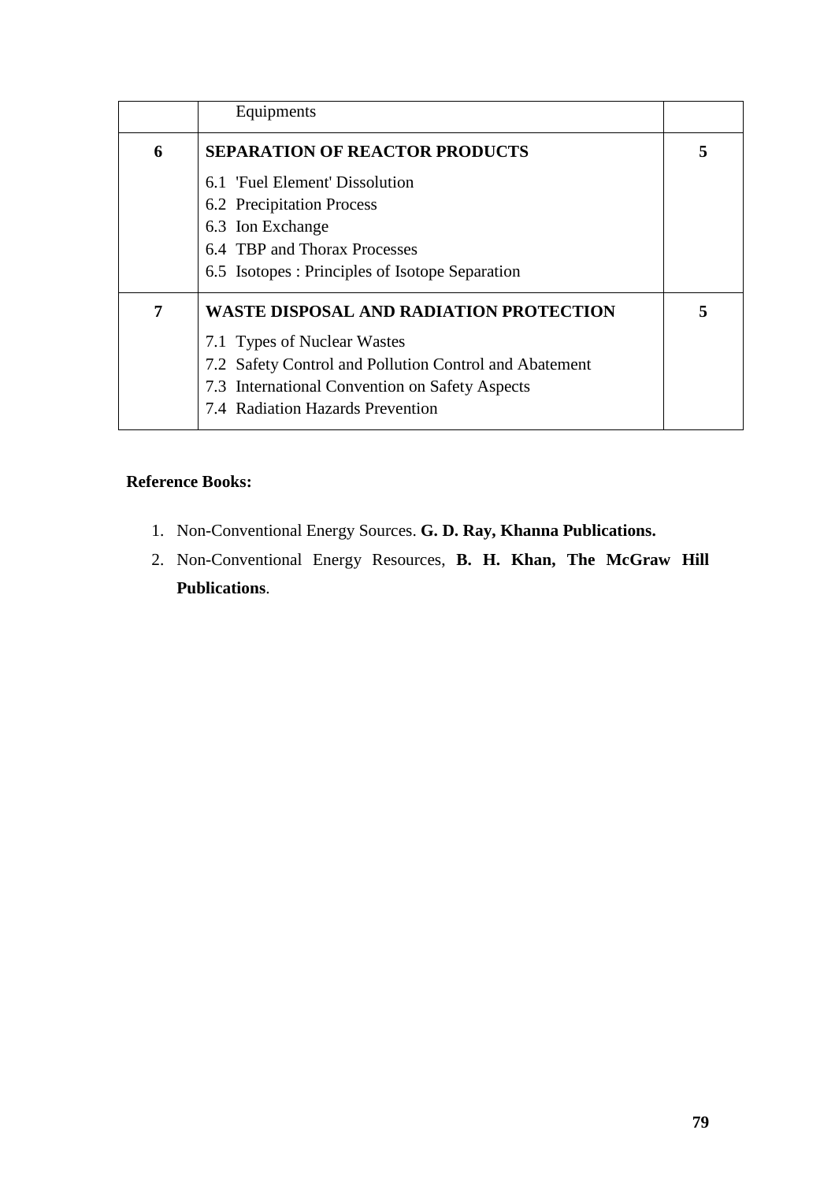| | | |
|---|---|---|
| | Equipments | |
| **6** | **SEPARATION OF REACTOR PRODUCTS**<br>6.1 'Fuel Element' Dissolution<br>6.2 Precipitation Process<br>6.3 Ion Exchange<br>6.4 TBP and Thorax Processes<br>6.5 Isotopes : Principles of Isotope Separation | **5** |
| **7** | **WASTE DISPOSAL AND RADIATION PROTECTION**<br>7.1 Types of Nuclear Wastes<br>7.2 Safety Control and Pollution Control and Abatement<br>7.3 International Convention on Safety Aspects<br>7.4 Radiation Hazards Prevention | **5** |

**Reference Books:**

1. Non-Conventional Energy Sources. **G. D. Ray, Khanna Publications.**
2. Non-Conventional Energy Resources, **B. H. Khan, The McGraw Hill Publications**.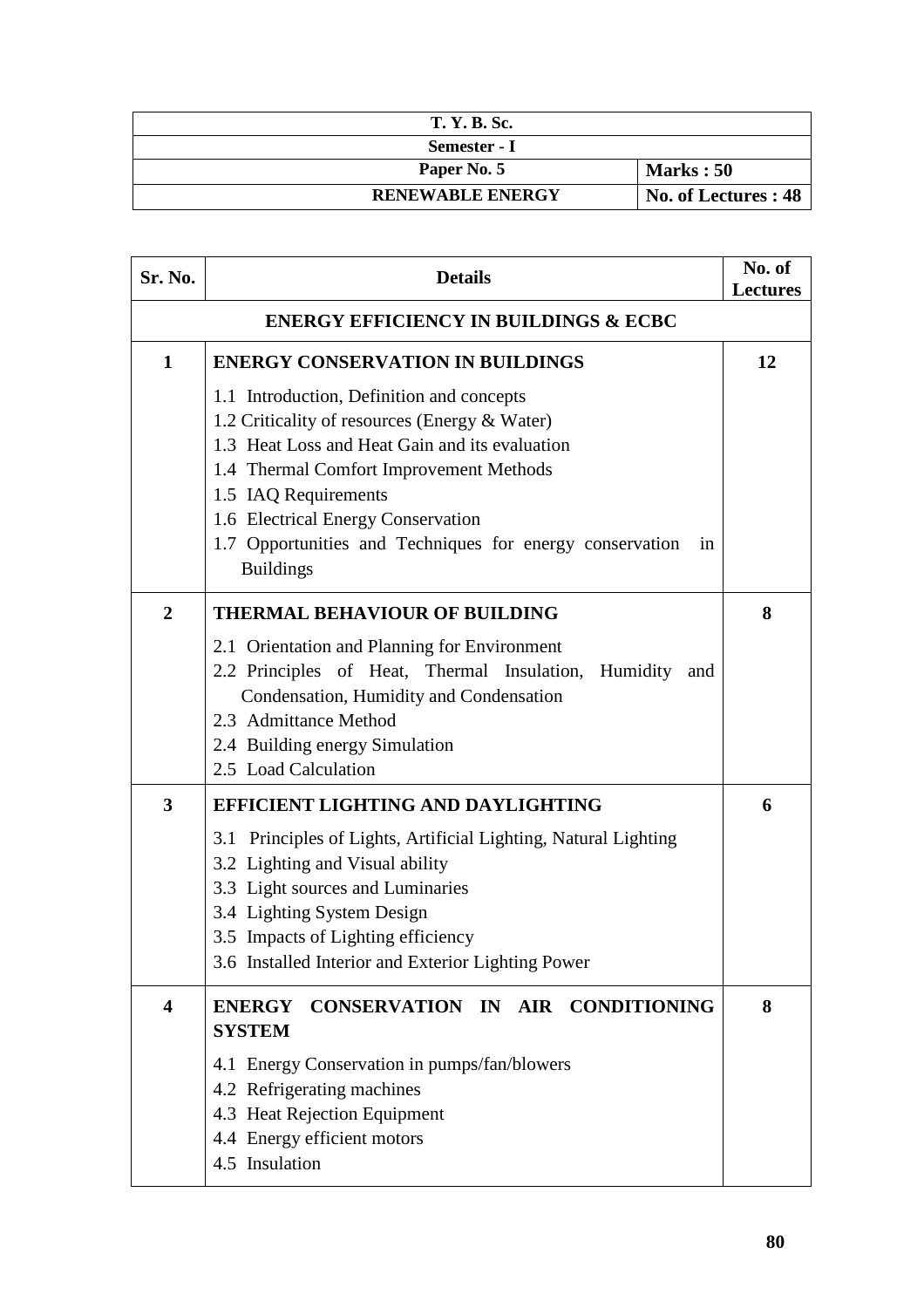| T. Y. B. Sc. | |
|---|---|
| Semester - I | |
| Paper No. 5 | Marks : 50 |
| RENEWABLE ENERGY | No. of Lectures : 48 |

| Sr. No. | Details | No. of Lectures |
|---|---|---|
| | **ENERGY EFFICIENCY IN BUILDINGS & ECBC** | |
| **1** | **ENERGY CONSERVATION IN BUILDINGS**<br>1.1 Introduction, Definition and concepts<br>1.2 Criticality of resources (Energy & Water)<br>1.3 Heat Loss and Heat Gain and its evaluation<br>1.4 Thermal Comfort Improvement Methods<br>1.5 IAQ Requirements<br>1.6 Electrical Energy Conservation<br>1.7 Opportunities and Techniques for energy conservation in Buildings | **12** |
| **2** | **THERMAL BEHAVIOUR OF BUILDING**<br>2.1 Orientation and Planning for Environment<br>2.2 Principles of Heat, Thermal Insulation, Humidity and Condensation, Humidity and Condensation<br>2.3 Admittance Method<br>2.4 Building energy Simulation<br>2.5 Load Calculation | **8** |
| **3** | **EFFICIENT LIGHTING AND DAYLIGHTING**<br>3.1 Principles of Lights, Artificial Lighting, Natural Lighting<br>3.2 Lighting and Visual ability<br>3.3 Light sources and Luminaries<br>3.4 Lighting System Design<br>3.5 Impacts of Lighting efficiency<br>3.6 Installed Interior and Exterior Lighting Power | **6** |
| **4** | **ENERGY CONSERVATION IN AIR CONDITIONING SYSTEM**<br>4.1 Energy Conservation in pumps/fan/blowers<br>4.2 Refrigerating machines<br>4.3 Heat Rejection Equipment<br>4.4 Energy efficient motors<br>4.5 Insulation | **8** |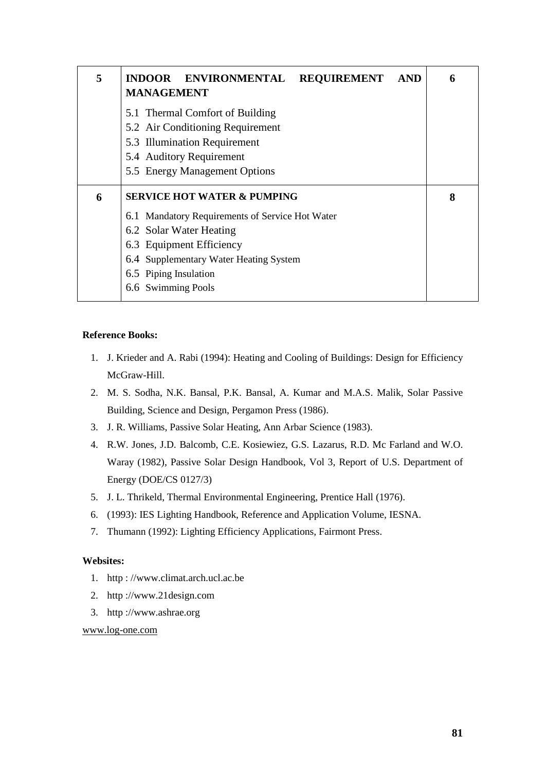| 5 | **INDOOR ENVIRONMENTAL REQUIREMENT AND MANAGEMENT**<br>5.1 Thermal Comfort of Building<br>5.2 Air Conditioning Requirement<br>5.3 Illumination Requirement<br>5.4 Auditory Requirement<br>5.5 Energy Management Options | 6 |
|---|---|---|
| 6 | **SERVICE HOT WATER & PUMPING**<br>6.1 Mandatory Requirements of Service Hot Water<br>6.2 Solar Water Heating<br>6.3 Equipment Efficiency<br>6.4 Supplementary Water Heating System<br>6.5 Piping Insulation<br>6.6 Swimming Pools | 8 |

**Reference Books:**

1. J. Krieder and A. Rabi (1994): Heating and Cooling of Buildings: Design for Efficiency McGraw-Hill.
2. M. S. Sodha, N.K. Bansal, P.K. Bansal, A. Kumar and M.A.S. Malik, Solar Passive Building, Science and Design, Pergamon Press (1986).
3. J. R. Williams, Passive Solar Heating, Ann Arbar Science (1983).
4. R.W. Jones, J.D. Balcomb, C.E. Kosiewiez, G.S. Lazarus, R.D. Mc Farland and W.O. Waray (1982), Passive Solar Design Handbook, Vol 3, Report of U.S. Department of Energy (DOE/CS 0127/3)
5. J. L. Thrikeld, Thermal Environmental Engineering, Prentice Hall (1976).
6. (1993): IES Lighting Handbook, Reference and Application Volume, IESNA.
7. Thumann (1992): Lighting Efficiency Applications, Fairmont Press.

**Websites:**

1. http : //www.climat.arch.ucl.ac.be
2. http ://www.21design.com
3. http ://www.ashrae.org

www.log-one.com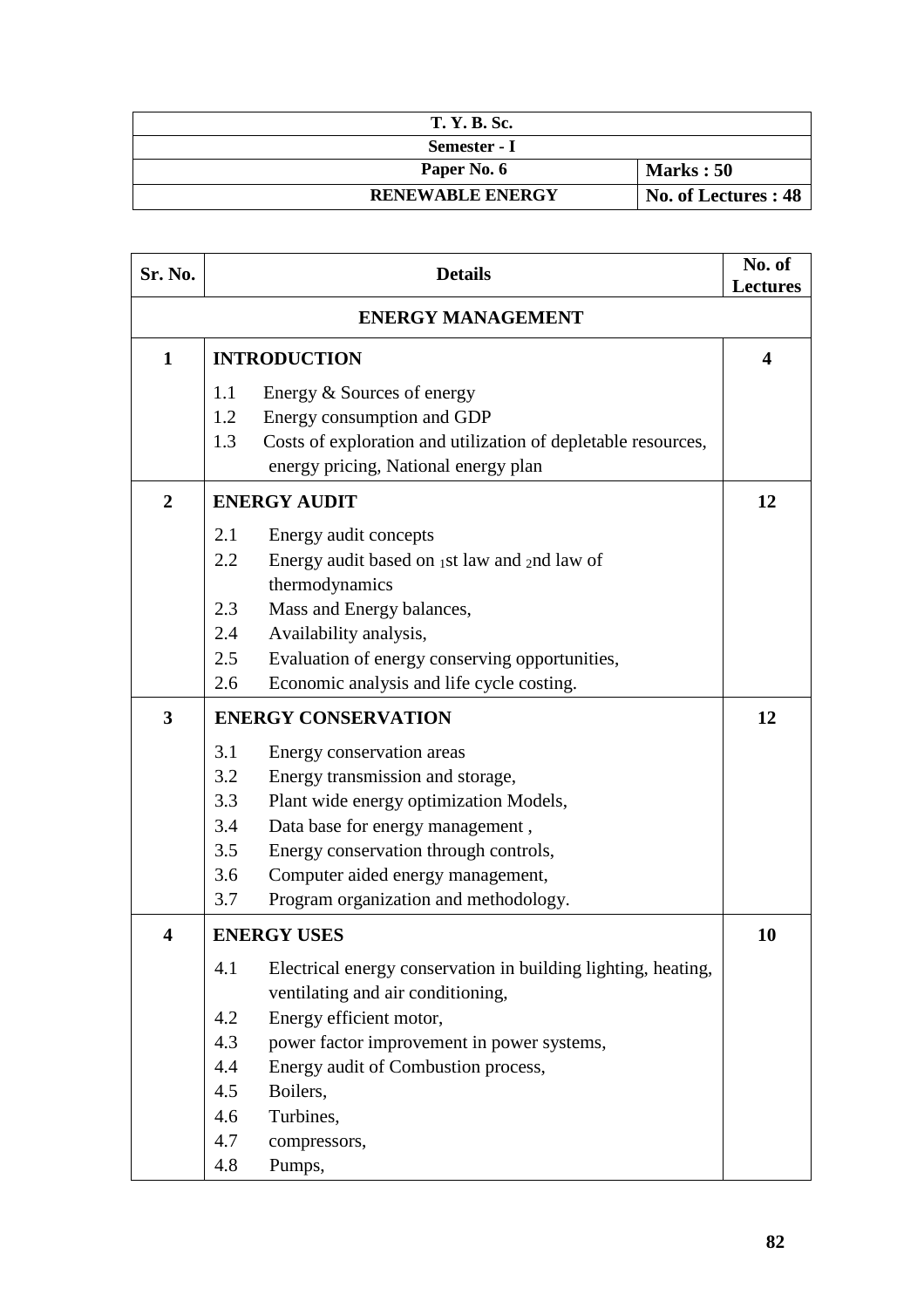| T. Y. B. Sc. | |
|---|---|
| Semester - I | |
| Paper No. 6 | Marks : 50 |
| RENEWABLE ENERGY | No. of Lectures : 48 |

| Sr. No. | Details | No. of Lectures |
|---|---|---|
| | **ENERGY MANAGEMENT** | |
| **1** | **INTRODUCTION**<br>1.1 Energy & Sources of energy<br>1.2 Energy consumption and GDP<br>1.3 Costs of exploration and utilization of depletable resources, energy pricing, National energy plan | **4** |
| **2** | **ENERGY AUDIT**<br>2.1 Energy audit concepts<br>2.2 Energy audit based on 1st law and 2nd law of thermodynamics<br>2.3 Mass and Energy balances,<br>2.4 Availability analysis,<br>2.5 Evaluation of energy conserving opportunities,<br>2.6 Economic analysis and life cycle costing. | **12** |
| **3** | **ENERGY CONSERVATION**<br>3.1 Energy conservation areas<br>3.2 Energy transmission and storage,<br>3.3 Plant wide energy optimization Models,<br>3.4 Data base for energy management ,<br>3.5 Energy conservation through controls,<br>3.6 Computer aided energy management,<br>3.7 Program organization and methodology. | **12** |
| **4** | **ENERGY USES**<br>4.1 Electrical energy conservation in building lighting, heating, ventilating and air conditioning,<br>4.2 Energy efficient motor,<br>4.3 power factor improvement in power systems,<br>4.4 Energy audit of Combustion process,<br>4.5 Boilers,<br>4.6 Turbines,<br>4.7 compressors,<br>4.8 Pumps, | **10** |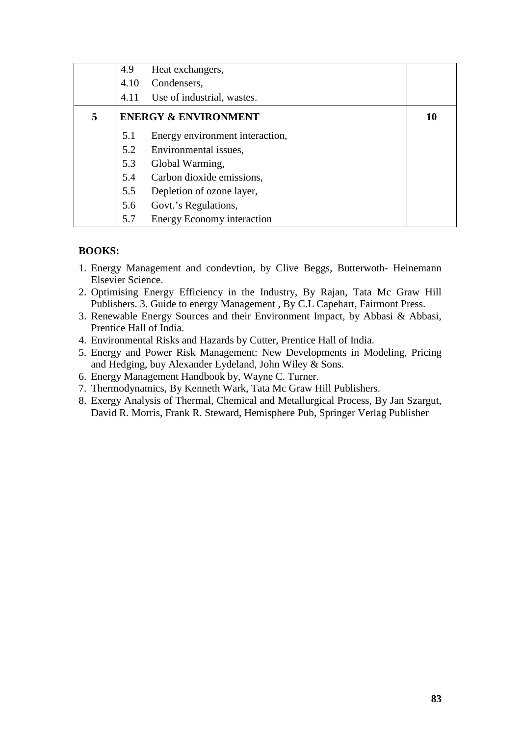|  | 4.9 Heat exchangers,<br>4.10 Condensers,<br>4.11 Use of industrial, wastes. |  |
|---|---|---|
| **5** | **ENERGY & ENVIRONMENT**<br>5.1 Energy environment interaction,<br>5.2 Environmental issues,<br>5.3 Global Warming,<br>5.4 Carbon dioxide emissions,<br>5.5 Depletion of ozone layer,<br>5.6 Govt.'s Regulations,<br>5.7 Energy Economy interaction | **10** |

**BOOKS:**

1. Energy Management and condevtion, by Clive Beggs, Butterwoth- Heinemann Elsevier Science.
2. Optimising Energy Efficiency in the Industry, By Rajan, Tata Mc Graw Hill Publishers. 3. Guide to energy Management , By C.L Capehart, Fairmont Press.
3. Renewable Energy Sources and their Environment Impact, by Abbasi & Abbasi, Prentice Hall of India.
4. Environmental Risks and Hazards by Cutter, Prentice Hall of India.
5. Energy and Power Risk Management: New Developments in Modeling, Pricing and Hedging, buy Alexander Eydeland, John Wiley & Sons.
6. Energy Management Handbook by, Wayne C. Turner.
7. Thermodynamics, By Kenneth Wark, Tata Mc Graw Hill Publishers.
8. Exergy Analysis of Thermal, Chemical and Metallurgical Process, By Jan Szargut, David R. Morris, Frank R. Steward, Hemisphere Pub, Springer Verlag Publisher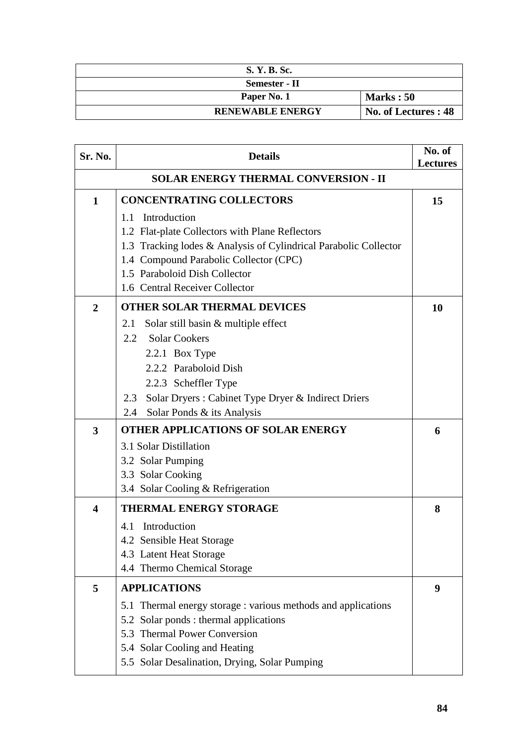| S. Y. B. Sc. | |
|---|---|
| Semester - II | |
| Paper No. 1 | Marks : 50 |
| RENEWABLE ENERGY | No. of Lectures : 48 |

| Sr. No. | Details | No. of Lectures |
|---|---|---|
| | **SOLAR ENERGY THERMAL CONVERSION - II** | |
| **1** | **CONCENTRATING COLLECTORS**<br>1.1 Introduction<br>1.2 Flat-plate Collectors with Plane Reflectors<br>1.3 Tracking lodes & Analysis of Cylindrical Parabolic Collector<br>1.4 Compound Parabolic Collector (CPC)<br>1.5 Paraboloid Dish Collector<br>1.6 Central Receiver Collector | **15** |
| **2** | **OTHER SOLAR THERMAL DEVICES**<br>2.1 Solar still basin & multiple effect<br>2.2 Solar Cookers<br>2.2.1 Box Type<br>2.2.2 Paraboloid Dish<br>2.2.3 Scheffler Type<br>2.3 Solar Dryers : Cabinet Type Dryer & Indirect Driers<br>2.4 Solar Ponds & its Analysis | **10** |
| **3** | **OTHER APPLICATIONS OF SOLAR ENERGY**<br>3.1 Solar Distillation<br>3.2 Solar Pumping<br>3.3 Solar Cooking<br>3.4 Solar Cooling & Refrigeration | **6** |
| **4** | **THERMAL ENERGY STORAGE**<br>4.1 Introduction<br>4.2 Sensible Heat Storage<br>4.3 Latent Heat Storage<br>4.4 Thermo Chemical Storage | **8** |
| **5** | **APPLICATIONS**<br>5.1 Thermal energy storage : various methods and applications<br>5.2 Solar ponds : thermal applications<br>5.3 Thermal Power Conversion<br>5.4 Solar Cooling and Heating<br>5.5 Solar Desalination, Drying, Solar Pumping | **9** |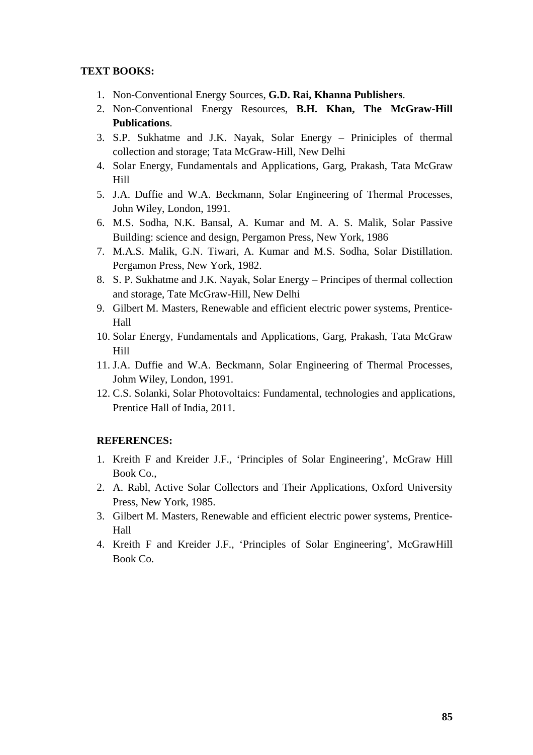**TEXT BOOKS:**

1. Non-Conventional Energy Sources, **G.D. Rai, Khanna Publishers**.
2. Non-Conventional Energy Resources, **B.H. Khan, The McGraw-Hill Publications**.
3. S.P. Sukhatme and J.K. Nayak, Solar Energy – Priniciples of thermal collection and storage; Tata McGraw-Hill, New Delhi
4. Solar Energy, Fundamentals and Applications, Garg, Prakash, Tata McGraw Hill
5. J.A. Duffie and W.A. Beckmann, Solar Engineering of Thermal Processes, John Wiley, London, 1991.
6. M.S. Sodha, N.K. Bansal, A. Kumar and M. A. S. Malik, Solar Passive Building: science and design, Pergamon Press, New York, 1986
7. M.A.S. Malik, G.N. Tiwari, A. Kumar and M.S. Sodha, Solar Distillation. Pergamon Press, New York, 1982.
8. S. P. Sukhatme and J.K. Nayak, Solar Energy – Principes of thermal collection and storage, Tate McGraw-Hill, New Delhi
9. Gilbert M. Masters, Renewable and efficient electric power systems, Prentice-Hall
10. Solar Energy, Fundamentals and Applications, Garg, Prakash, Tata McGraw Hill
11. J.A. Duffie and W.A. Beckmann, Solar Engineering of Thermal Processes, Johm Wiley, London, 1991.
12. C.S. Solanki, Solar Photovoltaics: Fundamental, technologies and applications, Prentice Hall of India, 2011.

**REFERENCES:**

1. Kreith F and Kreider J.F., 'Principles of Solar Engineering', McGraw Hill Book Co.,
2. A. Rabl, Active Solar Collectors and Their Applications, Oxford University Press, New York, 1985.
3. Gilbert M. Masters, Renewable and efficient electric power systems, Prentice-Hall
4. Kreith F and Kreider J.F., 'Principles of Solar Engineering', McGrawHill Book Co.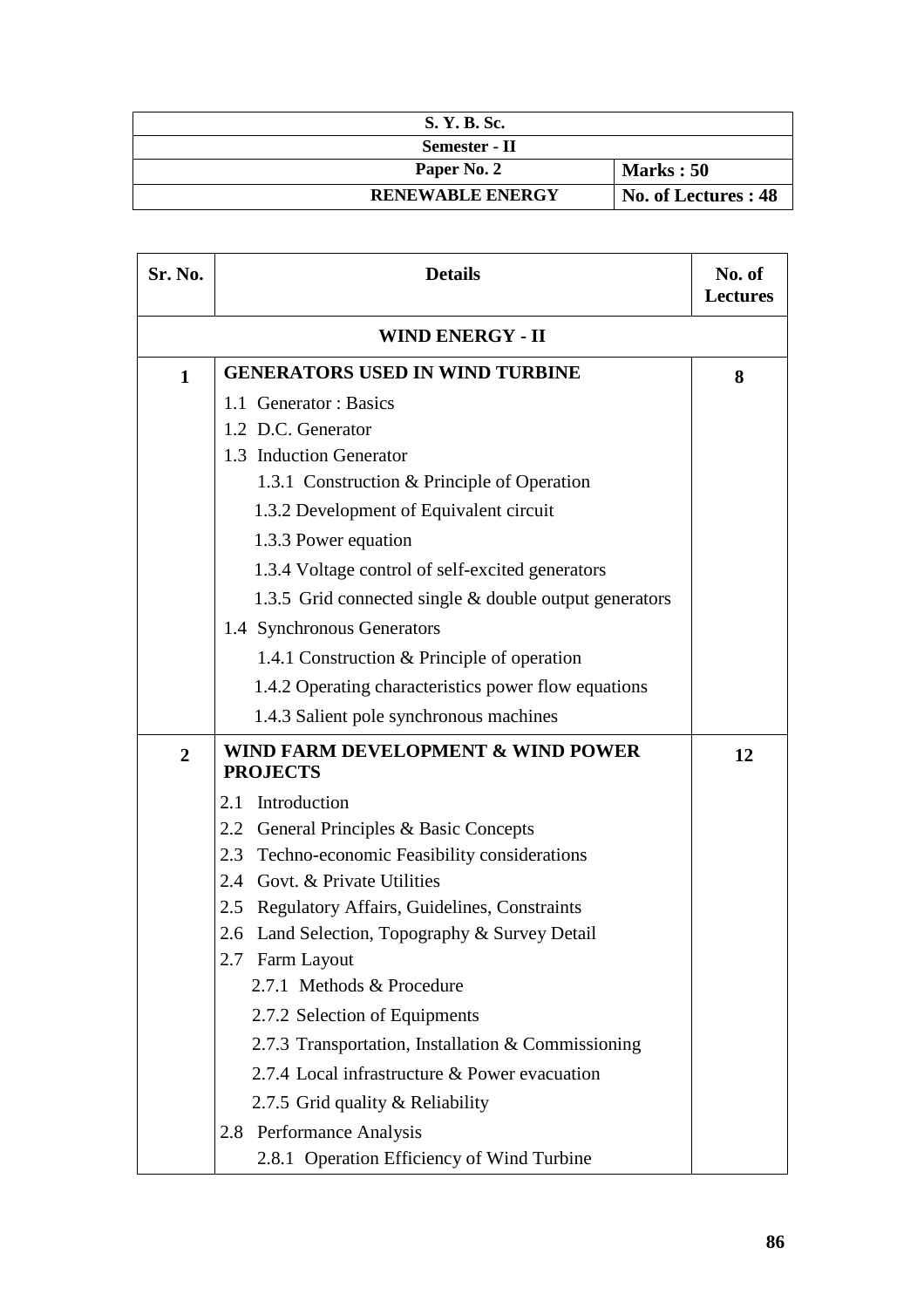| S. Y. B. Sc. | |
|---|---|
| Semester - II | |
| Paper No. 2 | Marks : 50 |
| RENEWABLE ENERGY | No. of Lectures : 48 |

| Sr. No. | Details | No. of Lectures |
|---|---|---|
| | **WIND ENERGY - II** | |
| 1 | **GENERATORS USED IN WIND TURBINE**<br>1.1 Generator : Basics<br>1.2 D.C. Generator<br>1.3 Induction Generator<br>1.3.1 Construction & Principle of Operation<br>1.3.2 Development of Equivalent circuit<br>1.3.3 Power equation<br>1.3.4 Voltage control of self-excited generators<br>1.3.5 Grid connected single & double output generators<br>1.4 Synchronous Generators<br>1.4.1 Construction & Principle of operation<br>1.4.2 Operating characteristics power flow equations<br>1.4.3 Salient pole synchronous machines | 8 |
| 2 | **WIND FARM DEVELOPMENT & WIND POWER PROJECTS**<br>2.1 Introduction<br>2.2 General Principles & Basic Concepts<br>2.3 Techno-economic Feasibility considerations<br>2.4 Govt. & Private Utilities<br>2.5 Regulatory Affairs, Guidelines, Constraints<br>2.6 Land Selection, Topography & Survey Detail<br>2.7 Farm Layout<br>2.7.1 Methods & Procedure<br>2.7.2 Selection of Equipments<br>2.7.3 Transportation, Installation & Commissioning<br>2.7.4 Local infrastructure & Power evacuation<br>2.7.5 Grid quality & Reliability<br>2.8 Performance Analysis<br>2.8.1 Operation Efficiency of Wind Turbine | 12 |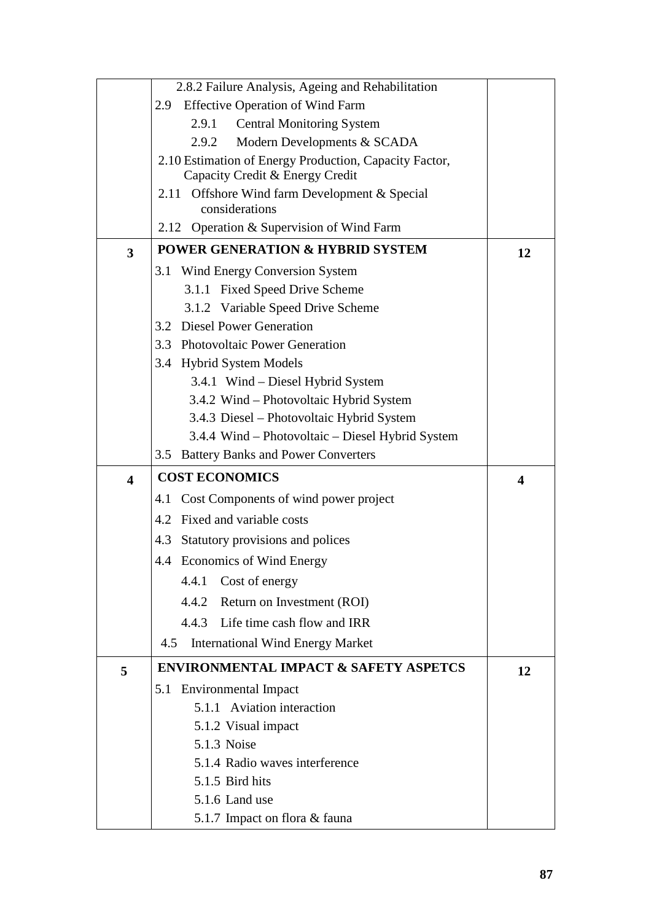| | | |
|---|---|---|
| | 2.8.2 Failure Analysis, Ageing and Rehabilitation<br>2.9 Effective Operation of Wind Farm<br>2.9.1 Central Monitoring System<br>2.9.2 Modern Developments & SCADA<br>2.10 Estimation of Energy Production, Capacity Factor, Capacity Credit & Energy Credit<br>2.11 Offshore Wind farm Development & Special considerations<br>2.12 Operation & Supervision of Wind Farm | |
| **3** | **POWER GENERATION & HYBRID SYSTEM**<br>3.1 Wind Energy Conversion System<br>3.1.1 Fixed Speed Drive Scheme<br>3.1.2 Variable Speed Drive Scheme<br>3.2 Diesel Power Generation<br>3.3 Photovoltaic Power Generation<br>3.4 Hybrid System Models<br>3.4.1 Wind – Diesel Hybrid System<br>3.4.2 Wind – Photovoltaic Hybrid System<br>3.4.3 Diesel – Photovoltaic Hybrid System<br>3.4.4 Wind – Photovoltaic – Diesel Hybrid System<br>3.5 Battery Banks and Power Converters | **12** |
| **4** | **COST ECONOMICS**<br>4.1 Cost Components of wind power project<br>4.2 Fixed and variable costs<br>4.3 Statutory provisions and polices<br>4.4 Economics of Wind Energy<br>4.4.1 Cost of energy<br>4.4.2 Return on Investment (ROI)<br>4.4.3 Life time cash flow and IRR<br>4.5 International Wind Energy Market | **4** |
| **5** | **ENVIRONMENTAL IMPACT & SAFETY ASPETCS**<br>5.1 Environmental Impact<br>5.1.1 Aviation interaction<br>5.1.2 Visual impact<br>5.1.3 Noise<br>5.1.4 Radio waves interference<br>5.1.5 Bird hits<br>5.1.6 Land use<br>5.1.7 Impact on flora & fauna | **12** |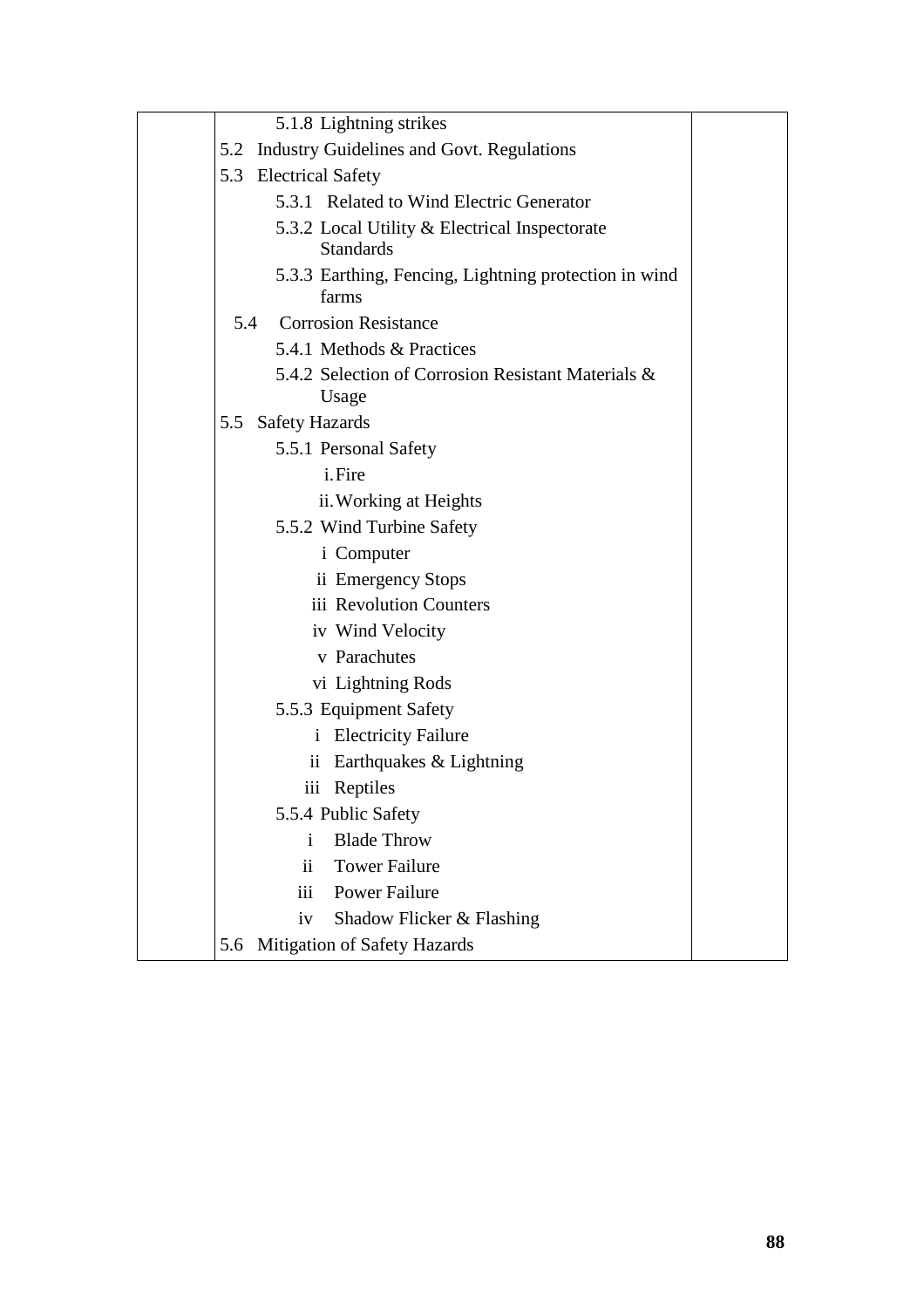| | | |
|---|---|---|
| | 5.1.8 Lightning strikes<br>5.2 Industry Guidelines and Govt. Regulations<br>5.3 Electrical Safety<br>5.3.1 Related to Wind Electric Generator<br>5.3.2 Local Utility & Electrical Inspectorate Standards<br>5.3.3 Earthing, Fencing, Lightning protection in wind farms<br>5.4 Corrosion Resistance<br>5.4.1 Methods & Practices<br>5.4.2 Selection of Corrosion Resistant Materials & Usage<br>5.5 Safety Hazards<br>5.5.1 Personal Safety<br>i. Fire<br>ii. Working at Heights<br>5.5.2 Wind Turbine Safety<br>i Computer<br>ii Emergency Stops<br>iii Revolution Counters<br>iv Wind Velocity<br>v Parachutes<br>vi Lightning Rods<br>5.5.3 Equipment Safety<br>i Electricity Failure<br>ii Earthquakes & Lightning<br>iii Reptiles<br>5.5.4 Public Safety<br>i Blade Throw<br>ii Tower Failure<br>iii Power Failure<br>iv Shadow Flicker & Flashing<br>5.6 Mitigation of Safety Hazards | |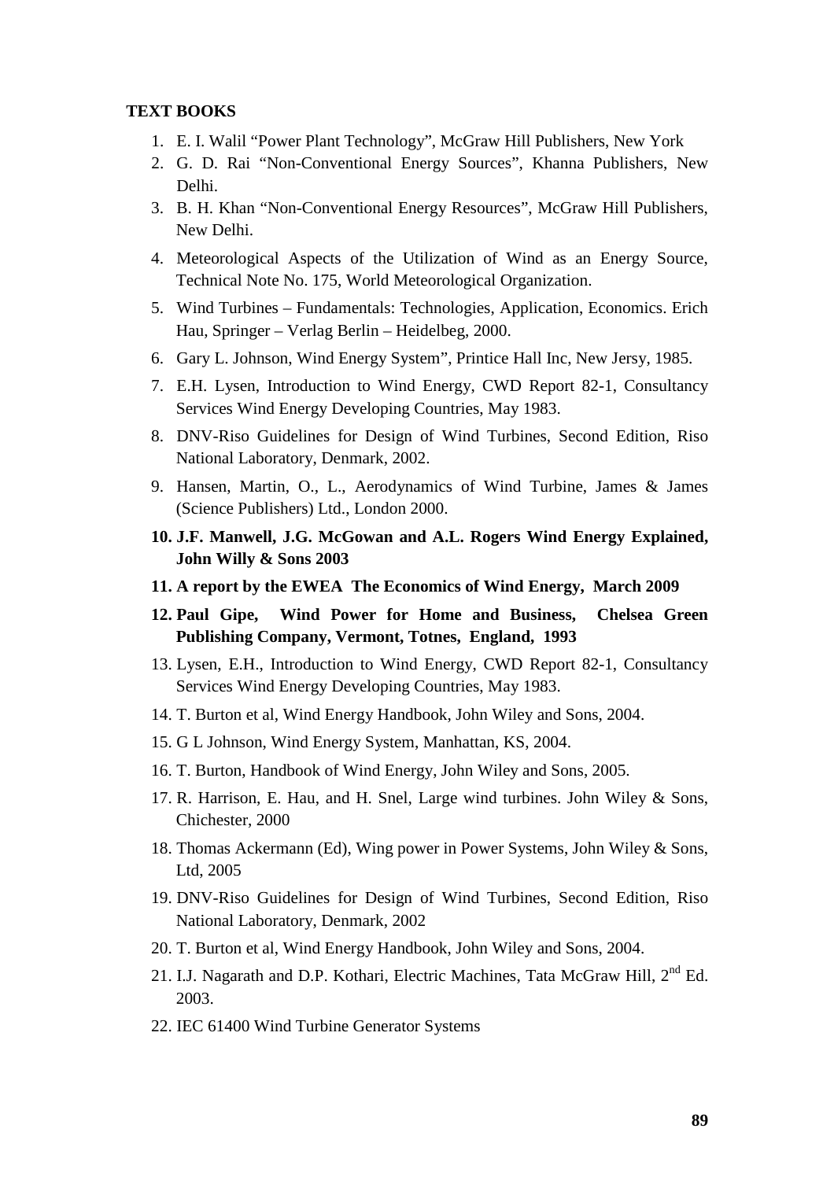**TEXT BOOKS**

1. E. I. Walil "Power Plant Technology", McGraw Hill Publishers, New York
2. G. D. Rai "Non-Conventional Energy Sources", Khanna Publishers, New Delhi.
3. B. H. Khan "Non-Conventional Energy Resources", McGraw Hill Publishers, New Delhi.
4. Meteorological Aspects of the Utilization of Wind as an Energy Source, Technical Note No. 175, World Meteorological Organization.
5. Wind Turbines – Fundamentals: Technologies, Application, Economics. Erich Hau, Springer – Verlag Berlin – Heidelbeg, 2000.
6. Gary L. Johnson, Wind Energy System", Printice Hall Inc, New Jersy, 1985.
7. E.H. Lysen, Introduction to Wind Energy, CWD Report 82-1, Consultancy Services Wind Energy Developing Countries, May 1983.
8. DNV-Riso Guidelines for Design of Wind Turbines, Second Edition, Riso National Laboratory, Denmark, 2002.
9. Hansen, Martin, O., L., Aerodynamics of Wind Turbine, James & James (Science Publishers) Ltd., London 2000.
10. **J.F. Manwell, J.G. McGowan and A.L. Rogers Wind Energy Explained, John Willy & Sons 2003**
11. **A report by the EWEA The Economics of Wind Energy, March 2009**
12. **Paul Gipe, Wind Power for Home and Business, Chelsea Green Publishing Company, Vermont, Totnes, England, 1993**
13. Lysen, E.H., Introduction to Wind Energy, CWD Report 82-1, Consultancy Services Wind Energy Developing Countries, May 1983.
14. T. Burton et al, Wind Energy Handbook, John Wiley and Sons, 2004.
15. G L Johnson, Wind Energy System, Manhattan, KS, 2004.
16. T. Burton, Handbook of Wind Energy, John Wiley and Sons, 2005.
17. R. Harrison, E. Hau, and H. Snel, Large wind turbines. John Wiley & Sons, Chichester, 2000
18. Thomas Ackermann (Ed), Wing power in Power Systems, John Wiley & Sons, Ltd, 2005
19. DNV-Riso Guidelines for Design of Wind Turbines, Second Edition, Riso National Laboratory, Denmark, 2002
20. T. Burton et al, Wind Energy Handbook, John Wiley and Sons, 2004.
21. I.J. Nagarath and D.P. Kothari, Electric Machines, Tata McGraw Hill, 2nd Ed. 2003.
22. IEC 61400 Wind Turbine Generator Systems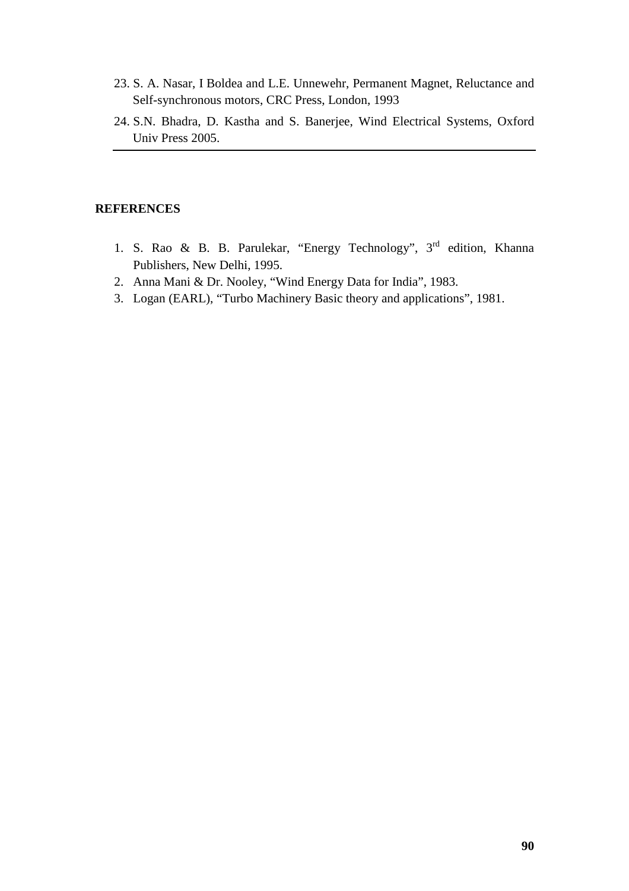23. S. A. Nasar, I Boldea and L.E. Unnewehr, Permanent Magnet, Reluctance and Self-synchronous motors, CRC Press, London, 1993
24. S.N. Bhadra, D. Kastha and S. Banerjee, Wind Electrical Systems, Oxford Univ Press 2005.

---

**REFERENCES**

1. S. Rao & B. B. Parulekar, “Energy Technology”, 3rd edition, Khanna Publishers, New Delhi, 1995.
2. Anna Mani & Dr. Nooley, “Wind Energy Data for India”, 1983.
3. Logan (EARL), “Turbo Machinery Basic theory and applications”, 1981.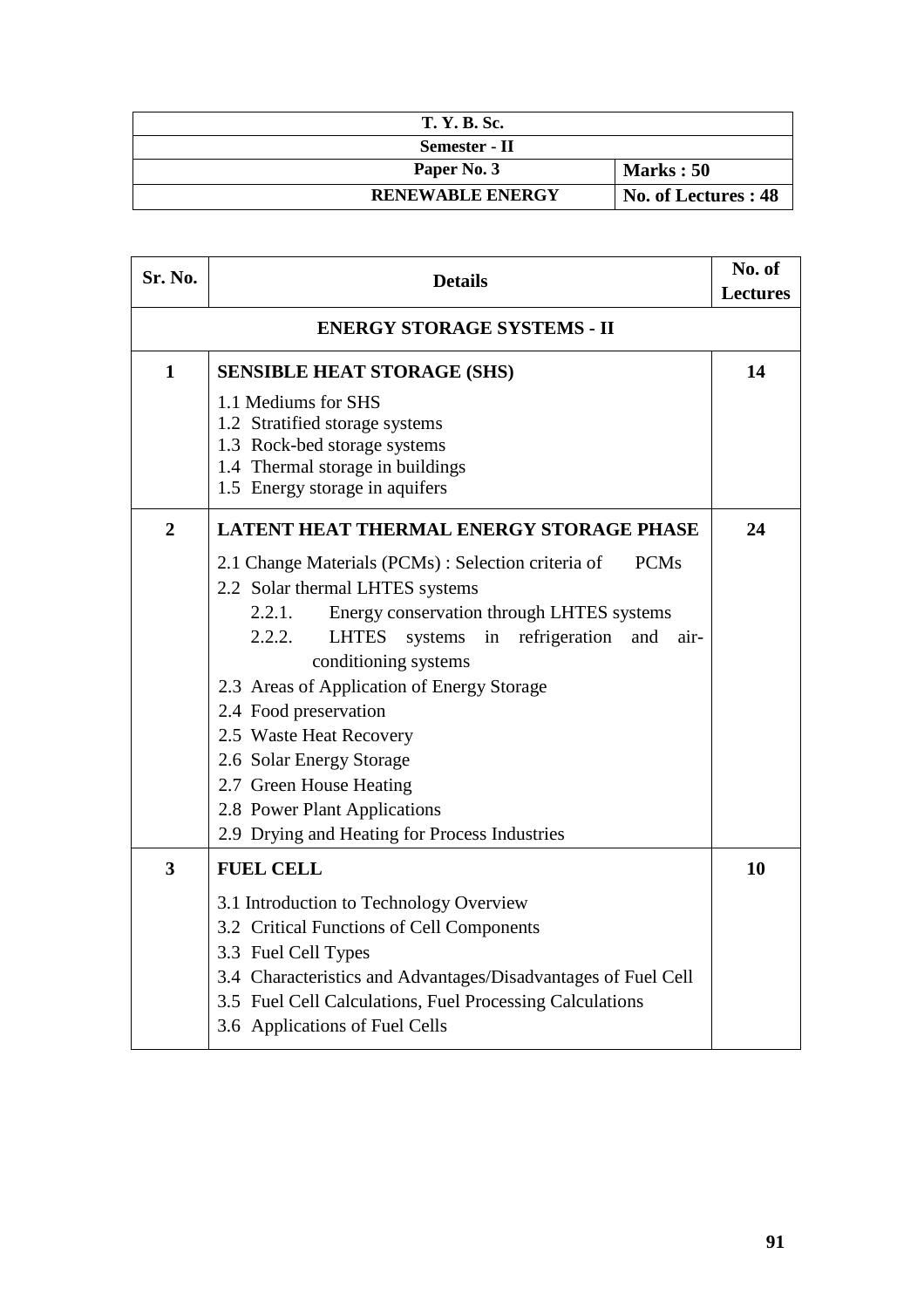| T. Y. B. Sc. | |
|---|---|
| Semester - II | |
| Paper No. 3 | Marks : 50 |
| RENEWABLE ENERGY | No. of Lectures : 48 |

| Sr. No. | Details | No. of Lectures |
|---|---|---|
| | **ENERGY STORAGE SYSTEMS - II** | |
| 1 | **SENSIBLE HEAT STORAGE (SHS)**<br>1.1 Mediums for SHS<br>1.2 Stratified storage systems<br>1.3 Rock-bed storage systems<br>1.4 Thermal storage in buildings<br>1.5 Energy storage in aquifers | 14 |
| 2 | **LATENT HEAT THERMAL ENERGY STORAGE PHASE**<br>2.1 Change Materials (PCMs) : Selection criteria of PCMs<br>2.2 Solar thermal LHTES systems<br>2.2.1. Energy conservation through LHTES systems<br>2.2.2. LHTES systems in refrigeration and air-conditioning systems<br>2.3 Areas of Application of Energy Storage<br>2.4 Food preservation<br>2.5 Waste Heat Recovery<br>2.6 Solar Energy Storage<br>2.7 Green House Heating<br>2.8 Power Plant Applications<br>2.9 Drying and Heating for Process Industries | 24 |
| 3 | **FUEL CELL**<br>3.1 Introduction to Technology Overview<br>3.2 Critical Functions of Cell Components<br>3.3 Fuel Cell Types<br>3.4 Characteristics and Advantages/Disadvantages of Fuel Cell<br>3.5 Fuel Cell Calculations, Fuel Processing Calculations<br>3.6 Applications of Fuel Cells | 10 |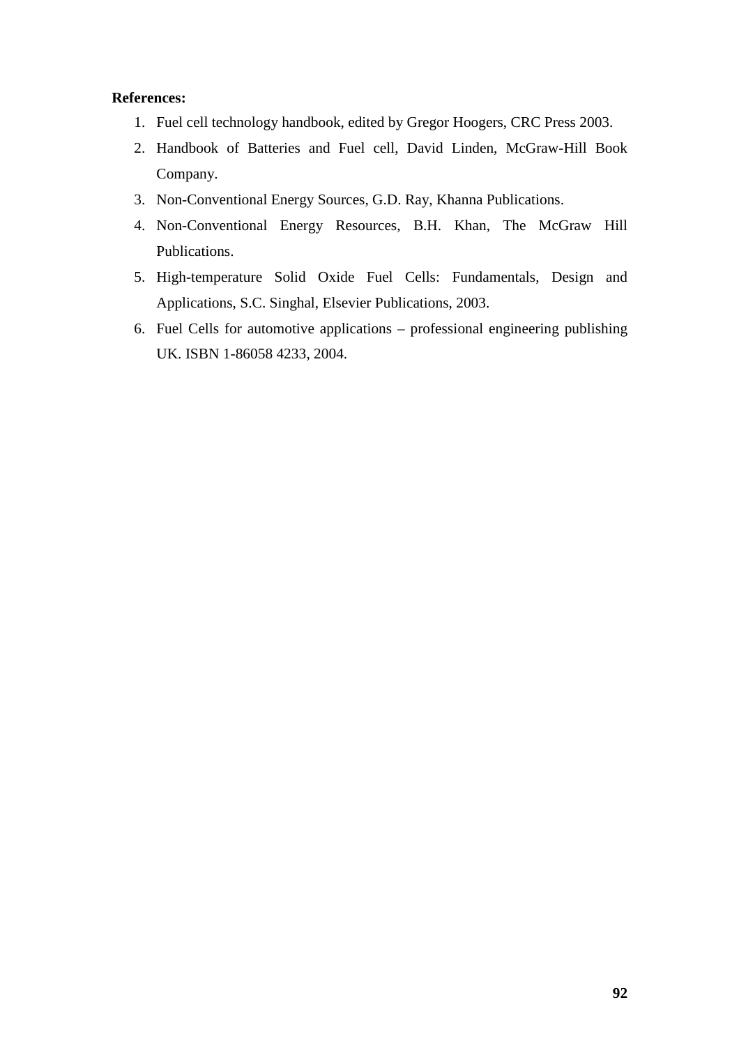**References:**

1. Fuel cell technology handbook, edited by Gregor Hoogers, CRC Press 2003.
2. Handbook of Batteries and Fuel cell, David Linden, McGraw-Hill Book Company.
3. Non-Conventional Energy Sources, G.D. Ray, Khanna Publications.
4. Non-Conventional Energy Resources, B.H. Khan, The McGraw Hill Publications.
5. High-temperature Solid Oxide Fuel Cells: Fundamentals, Design and Applications, S.C. Singhal, Elsevier Publications, 2003.
6. Fuel Cells for automotive applications – professional engineering publishing UK. ISBN 1-86058 4233, 2004.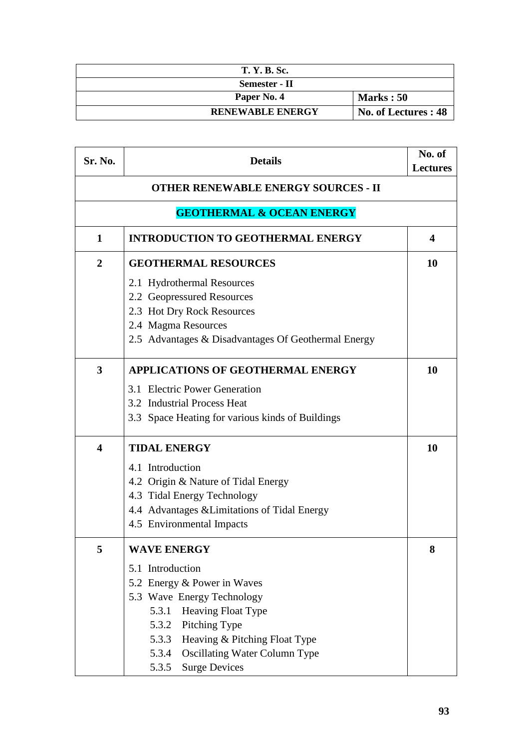| T. Y. B. Sc. | |
|---|---|
| Semester - II | |
| Paper No. 4 | Marks : 50 |
| RENEWABLE ENERGY | No. of Lectures : 48 |

| Sr. No. | Details | No. of Lectures |
|---|---|---|
| | **OTHER RENEWABLE ENERGY SOURCES - II** | |
| | **GEOTHERMAL & OCEAN ENERGY** | |
| **1** | **INTRODUCTION TO GEOTHERMAL ENERGY** | **4** |
| **2** | **GEOTHERMAL RESOURCES**<br>2.1 Hydrothermal Resources<br>2.2 Geopressured Resources<br>2.3 Hot Dry Rock Resources<br>2.4 Magma Resources<br>2.5 Advantages & Disadvantages Of Geothermal Energy | **10** |
| **3** | **APPLICATIONS OF GEOTHERMAL ENERGY**<br>3.1 Electric Power Generation<br>3.2 Industrial Process Heat<br>3.3 Space Heating for various kinds of Buildings | **10** |
| **4** | **TIDAL ENERGY**<br>4.1 Introduction<br>4.2 Origin & Nature of Tidal Energy<br>4.3 Tidal Energy Technology<br>4.4 Advantages &Limitations of Tidal Energy<br>4.5 Environmental Impacts | **10** |
| **5** | **WAVE ENERGY**<br>5.1 Introduction<br>5.2 Energy & Power in Waves<br>5.3 Wave Energy Technology<br>5.3.1 Heaving Float Type<br>5.3.2 Pitching Type<br>5.3.3 Heaving & Pitching Float Type<br>5.3.4 Oscillating Water Column Type<br>5.3.5 Surge Devices | **8** |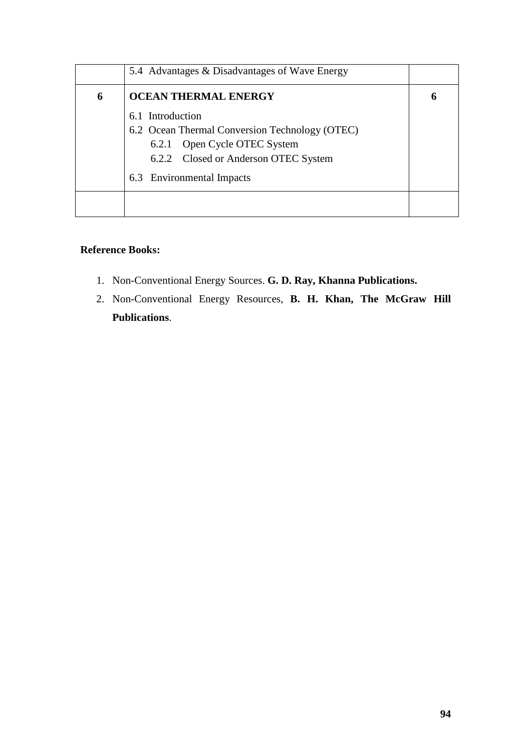| | | |
|---|---|---|
| | 5.4 Advantages & Disadvantages of Wave Energy | |
| **6** | **OCEAN THERMAL ENERGY**<br><br>6.1 Introduction<br>6.2 Ocean Thermal Conversion Technology (OTEC)<br>&nbsp;&nbsp;&nbsp;&nbsp;6.2.1 Open Cycle OTEC System<br>&nbsp;&nbsp;&nbsp;&nbsp;6.2.2 Closed or Anderson OTEC System<br><br>6.3 Environmental Impacts | **6** |
| | | |

**Reference Books:**

1. Non-Conventional Energy Sources. **G. D. Ray, Khanna Publications.**
2. Non-Conventional Energy Resources, **B. H. Khan, The McGraw Hill Publications**.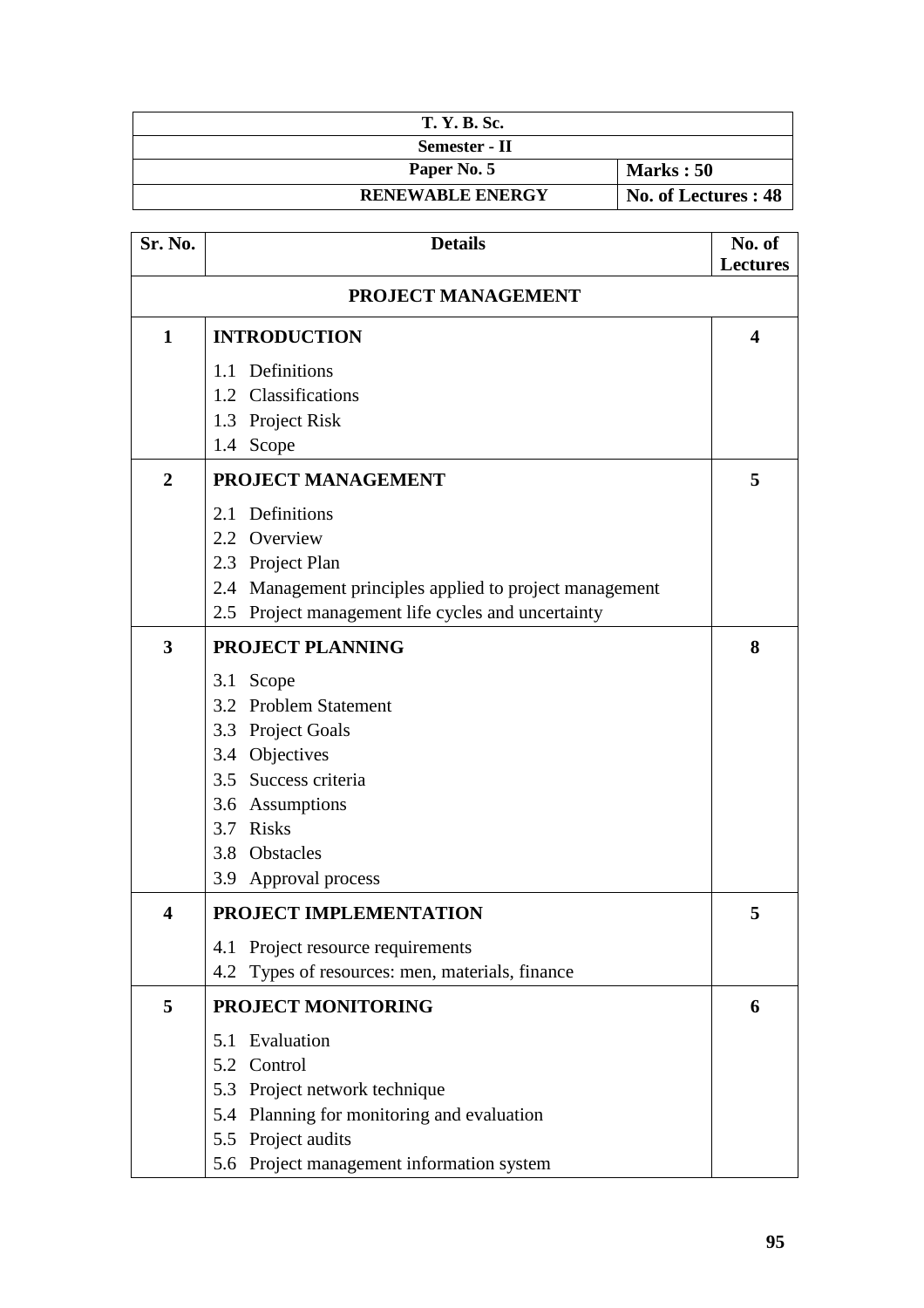| T. Y. B. Sc. | |
|---|---|
| Semester - II | |
| Paper No. 5 | Marks : 50 |
| RENEWABLE ENERGY | No. of Lectures : 48 |

| Sr. No. | Details | No. of Lectures |
|---|---|---|
| | **PROJECT MANAGEMENT** | |
| **1** | **INTRODUCTION**<br>1.1 Definitions<br>1.2 Classifications<br>1.3 Project Risk<br>1.4 Scope | **4** |
| **2** | **PROJECT MANAGEMENT**<br>2.1 Definitions<br>2.2 Overview<br>2.3 Project Plan<br>2.4 Management principles applied to project management<br>2.5 Project management life cycles and uncertainty | **5** |
| **3** | **PROJECT PLANNING**<br>3.1 Scope<br>3.2 Problem Statement<br>3.3 Project Goals<br>3.4 Objectives<br>3.5 Success criteria<br>3.6 Assumptions<br>3.7 Risks<br>3.8 Obstacles<br>3.9 Approval process | **8** |
| **4** | **PROJECT IMPLEMENTATION**<br>4.1 Project resource requirements<br>4.2 Types of resources: men, materials, finance | **5** |
| **5** | **PROJECT MONITORING**<br>5.1 Evaluation<br>5.2 Control<br>5.3 Project network technique<br>5.4 Planning for monitoring and evaluation<br>5.5 Project audits<br>5.6 Project management information system | **6** |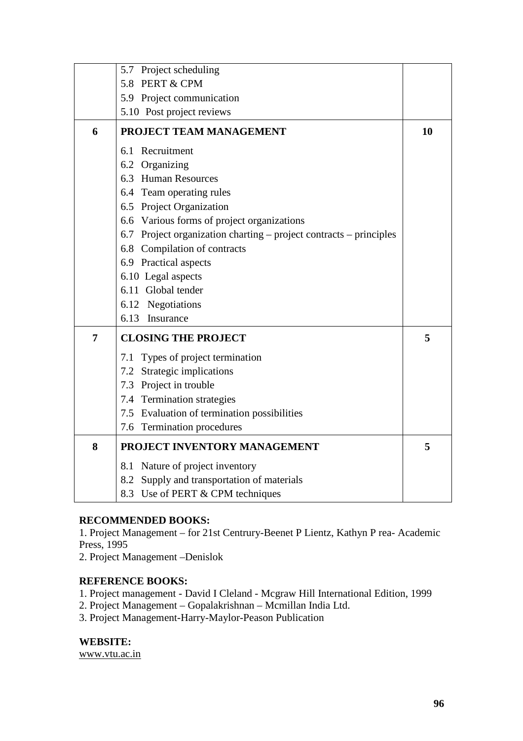| | | |
|---|---|---|
| | 5.7 Project scheduling<br>5.8 PERT & CPM<br>5.9 Project communication<br>5.10 Post project reviews | |
| **6** | **PROJECT TEAM MANAGEMENT**<br>6.1 Recruitment<br>6.2 Organizing<br>6.3 Human Resources<br>6.4 Team operating rules<br>6.5 Project Organization<br>6.6 Various forms of project organizations<br>6.7 Project organization charting – project contracts – principles<br>6.8 Compilation of contracts<br>6.9 Practical aspects<br>6.10 Legal aspects<br>6.11 Global tender<br>6.12 Negotiations<br>6.13 Insurance | **10** |
| **7** | **CLOSING THE PROJECT**<br>7.1 Types of project termination<br>7.2 Strategic implications<br>7.3 Project in trouble<br>7.4 Termination strategies<br>7.5 Evaluation of termination possibilities<br>7.6 Termination procedures | **5** |
| **8** | **PROJECT INVENTORY MANAGEMENT**<br>8.1 Nature of project inventory<br>8.2 Supply and transportation of materials<br>8.3 Use of PERT & CPM techniques | **5** |

**RECOMMENDED BOOKS:**

1. Project Management – for 21st Centrury-Beenet P Lientz, Kathyn P rea- Academic Press, 1995
2. Project Management –Denislok

**REFERENCE BOOKS:**

1. Project management - David I Cleland - Mcgraw Hill International Edition, 1999
2. Project Management – Gopalakrishnan – Mcmillan India Ltd.
3. Project Management-Harry-Maylor-Peason Publication

**WEBSITE:**

www.vtu.ac.in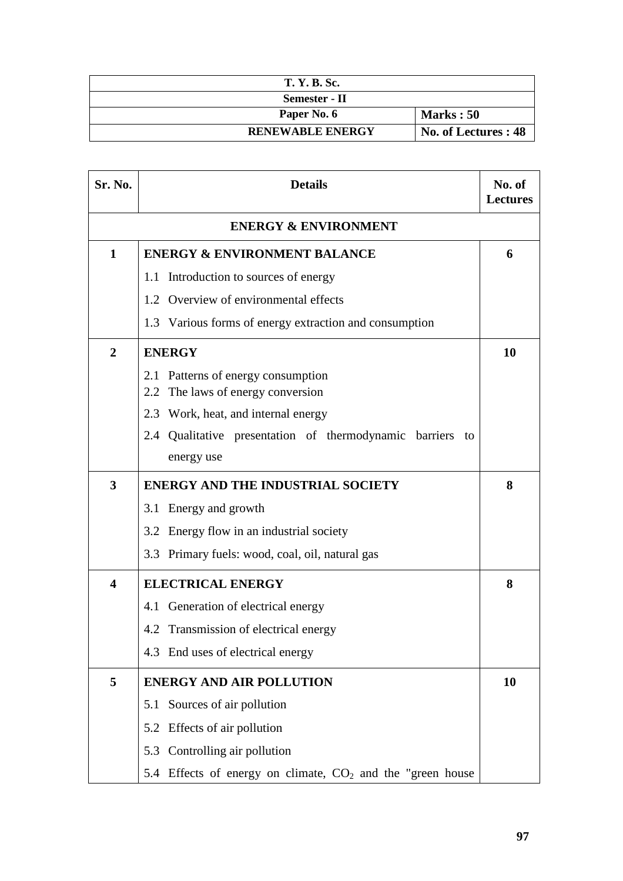| T. Y. B. Sc. | |
|---|---|
| Semester - II | |
| Paper No. 6 | Marks : 50 |
| RENEWABLE ENERGY | No. of Lectures : 48 |

| Sr. No. | Details | No. of Lectures |
|---|---|---|
| | **ENERGY & ENVIRONMENT** | |
| **1** | **ENERGY & ENVIRONMENT BALANCE**<br>1.1 Introduction to sources of energy<br>1.2 Overview of environmental effects<br>1.3 Various forms of energy extraction and consumption | **6** |
| **2** | **ENERGY**<br>2.1 Patterns of energy consumption<br>2.2 The laws of energy conversion<br>2.3 Work, heat, and internal energy<br>2.4 Qualitative presentation of thermodynamic barriers to energy use | **10** |
| **3** | **ENERGY AND THE INDUSTRIAL SOCIETY**<br>3.1 Energy and growth<br>3.2 Energy flow in an industrial society<br>3.3 Primary fuels: wood, coal, oil, natural gas | **8** |
| **4** | **ELECTRICAL ENERGY**<br>4.1 Generation of electrical energy<br>4.2 Transmission of electrical energy<br>4.3 End uses of electrical energy | **8** |
| **5** | **ENERGY AND AIR POLLUTION**<br>5.1 Sources of air pollution<br>5.2 Effects of air pollution<br>5.3 Controlling air pollution<br>5.4 Effects of energy on climate, $CO_2$ and the "green house | **10** |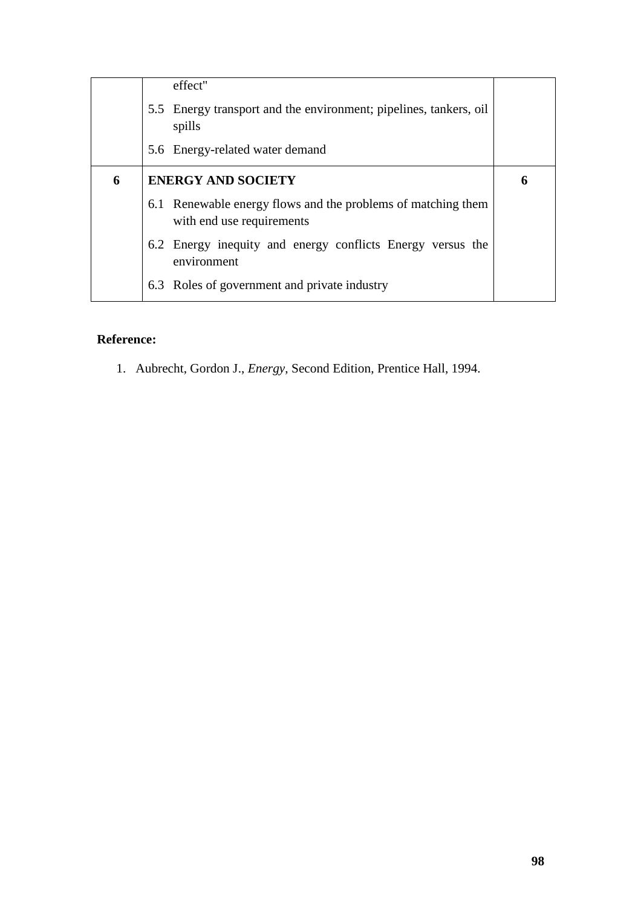| | | |
|---|---|---|
| | effect" <br> 5.5 Energy transport and the environment; pipelines, tankers, oil spills <br> 5.6 Energy-related water demand | |
| **6** | **ENERGY AND SOCIETY** <br> 6.1 Renewable energy flows and the problems of matching them with end use requirements <br> 6.2 Energy inequity and energy conflicts Energy versus the environment <br> 6.3 Roles of government and private industry | **6** |

**Reference:**

1. Aubrecht, Gordon J., *Energy*, Second Edition, Prentice Hall, 1994.